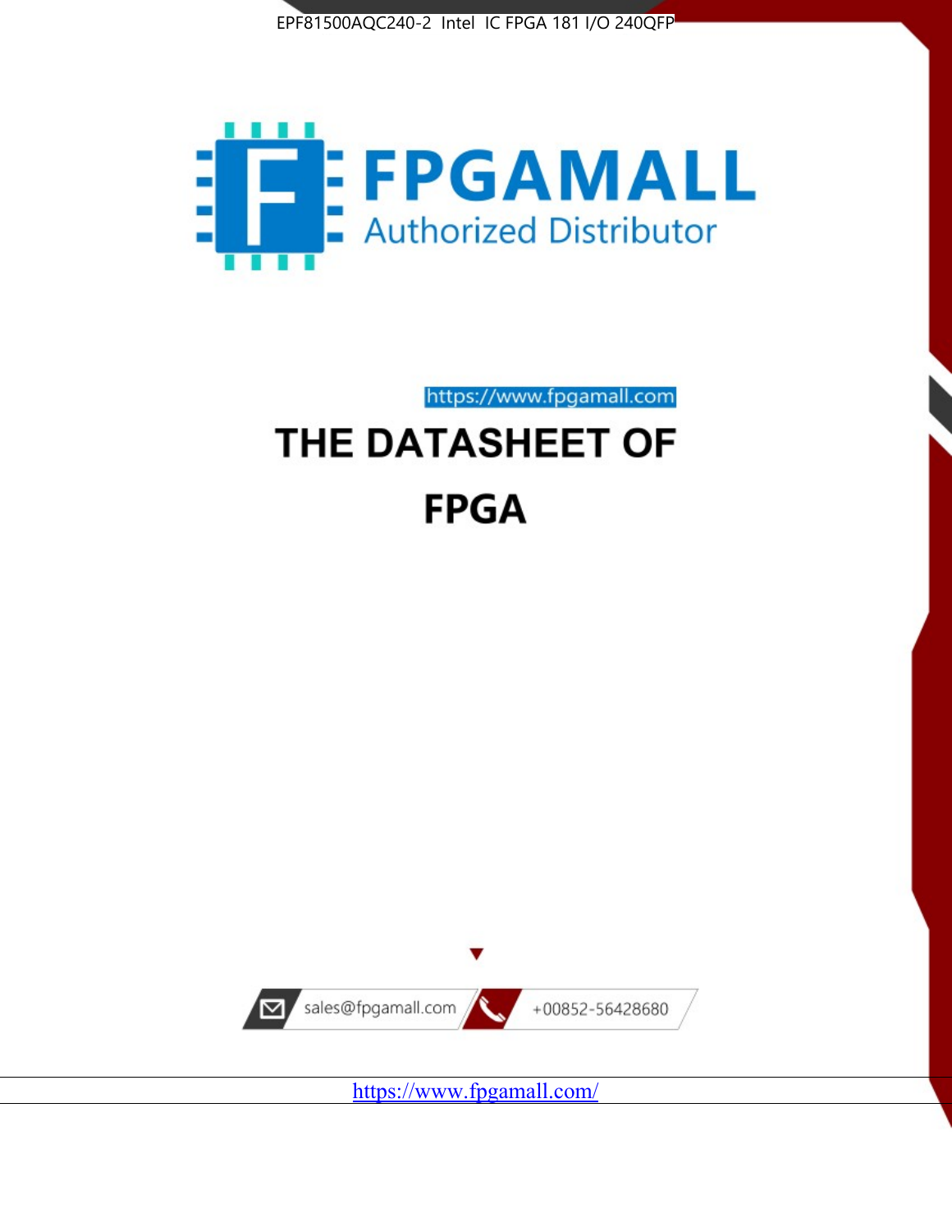EPF81500AQC240-2 Intel IC FPGA 181 I/O 240QFP

FPGAMALL

Authorized Distributor

https://www.fpgamall.com

# THE DATASHEET OF

# FPGA

sales@fpgamall.com

+00852-56428680

https://www.fpgamall.com/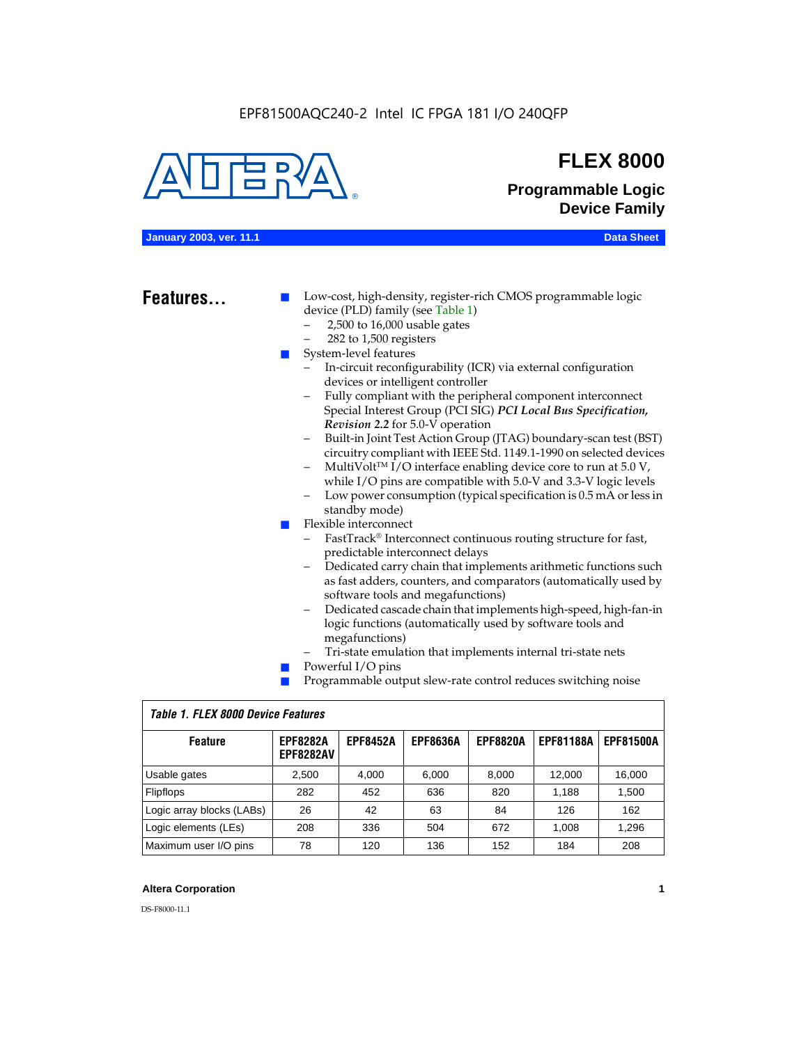EPF81500AQC240-2 Intel IC FPGA 181 I/O 240QFP

# FLEX 8000

## Programmable Logic Device Family

**January 2003, ver. 11.1** **Data Sheet**

## Features...

- Low-cost, high-density, register-rich CMOS programmable logic device (PLD) family (see Table 1)
  - 2,500 to 16,000 usable gates
  - 282 to 1,500 registers
- System-level features
  - In-circuit reconfigurability (ICR) via external configuration devices or intelligent controller
  - Fully compliant with the peripheral component interconnect Special Interest Group (PCI SIG) ***PCI Local Bus Specification, Revision 2.2*** for 5.0-V operation
  - Built-in Joint Test Action Group (JTAG) boundary-scan test (BST) circuitry compliant with IEEE Std. 1149.1-1990 on selected devices
  - MultiVolt™ I/O interface enabling device core to run at 5.0 V, while I/O pins are compatible with 5.0-V and 3.3-V logic levels
  - Low power consumption (typical specification is 0.5 mA or less in standby mode)
- Flexible interconnect
  - FastTrack® Interconnect continuous routing structure for fast, predictable interconnect delays
  - Dedicated carry chain that implements arithmetic functions such as fast adders, counters, and comparators (automatically used by software tools and megafunctions)
  - Dedicated cascade chain that implements high-speed, high-fan-in logic functions (automatically used by software tools and megafunctions)
  - Tri-state emulation that implements internal tri-state nets
- Powerful I/O pins
- Programmable output slew-rate control reduces switching noise

*Table 1. FLEX 8000 Device Features*

| Feature | EPF8282A EPF8282AV | EPF8452A | EPF8636A | EPF8820A | EPF81188A | EPF81500A |
|---|---|---|---|---|---|---|
| Usable gates | 2,500 | 4,000 | 6,000 | 8,000 | 12,000 | 16,000 |
| Flipflops | 282 | 452 | 636 | 820 | 1,188 | 1,500 |
| Logic array blocks (LABs) | 26 | 42 | 63 | 84 | 126 | 162 |
| Logic elements (LEs) | 208 | 336 | 504 | 672 | 1,008 | 1,296 |
| Maximum user I/O pins | 78 | 120 | 136 | 152 | 184 | 208 |

**Altera Corporation**

DS-F8000-11.1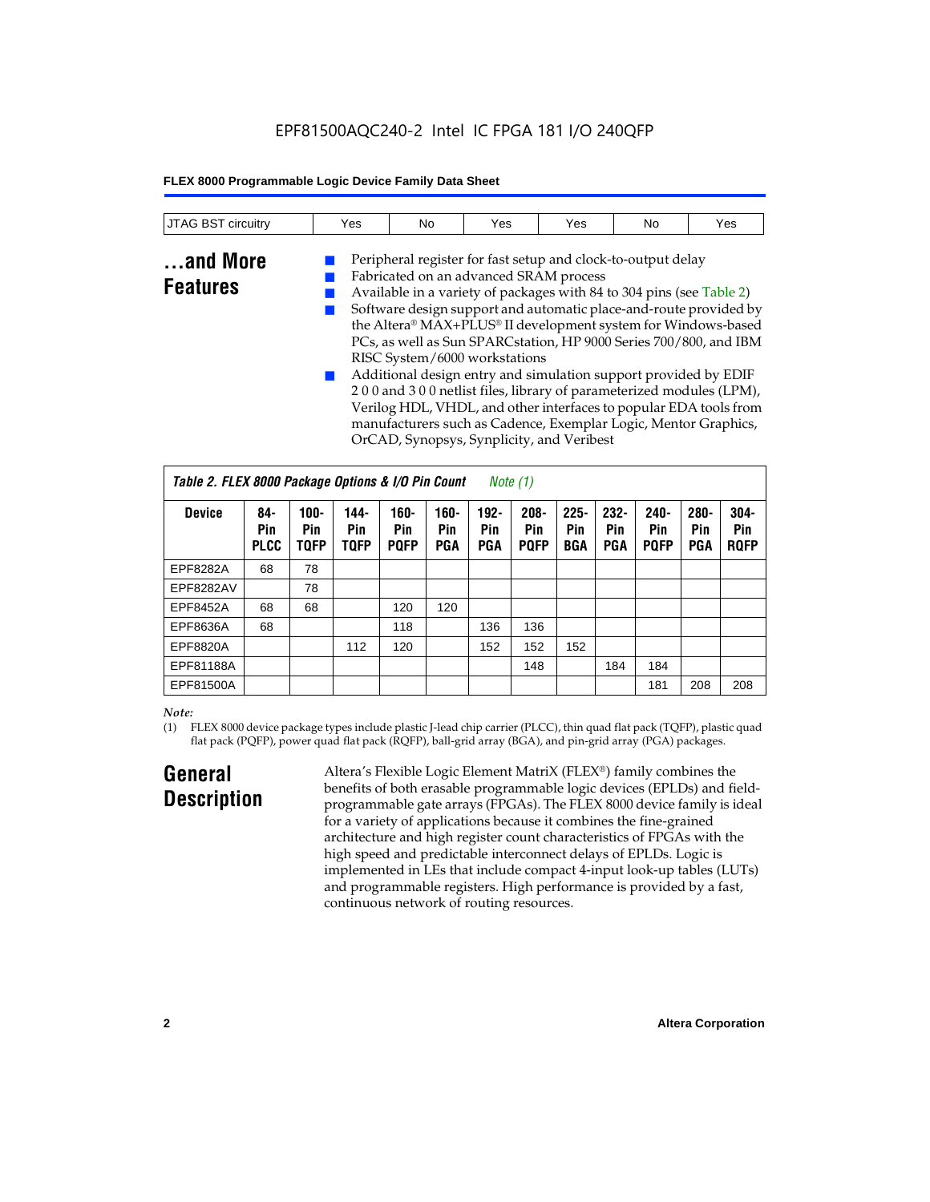| JTAG BST circuitry | Yes | No | Yes | Yes | No | Yes |
|---|---|---|---|---|---|---|

## ...and More Features

- Peripheral register for fast setup and clock-to-output delay
- Fabricated on an advanced SRAM process
- Available in a variety of packages with 84 to 304 pins (see Table 2)
- Software design support and automatic place-and-route provided by the Altera® MAX+PLUS® II development system for Windows-based PCs, as well as Sun SPARCstation, HP 9000 Series 700/800, and IBM RISC System/6000 workstations
- Additional design entry and simulation support provided by EDIF 2 0 0 and 3 0 0 netlist files, library of parameterized modules (LPM), Verilog HDL, VHDL, and other interfaces to popular EDA tools from manufacturers such as Cadence, Exemplar Logic, Mentor Graphics, OrCAD, Synopsys, Synplicity, and Veribest

*Table 2. FLEX 8000 Package Options & I/O Pin Count — Note (1)*

| Device | 84-Pin PLCC | 100-Pin TQFP | 144-Pin TQFP | 160-Pin PQFP | 160-Pin PGA | 192-Pin PGA | 208-Pin PQFP | 225-Pin BGA | 232-Pin PGA | 240-Pin PQFP | 280-Pin PGA | 304-Pin RQFP |
|---|---|---|---|---|---|---|---|---|---|---|---|---|
| EPF8282A | 68 | 78 | | | | | | | | | | |
| EPF8282AV | | 78 | | | | | | | | | | |
| EPF8452A | 68 | 68 | | 120 | 120 | | | | | | | |
| EPF8636A | 68 | | | 118 | | 136 | 136 | | | | | |
| EPF8820A | | | 112 | 120 | | 152 | 152 | 152 | | | | |
| EPF81188A | | | | | | | 148 | | 184 | 184 | | |
| EPF81500A | | | | | | | | | | 181 | 208 | 208 |

*Note:*

(1) FLEX 8000 device package types include plastic J-lead chip carrier (PLCC), thin quad flat pack (TQFP), plastic quad flat pack (PQFP), power quad flat pack (RQFP), ball-grid array (BGA), and pin-grid array (PGA) packages.

## General Description

Altera's Flexible Logic Element MatriX (FLEX®) family combines the benefits of both erasable programmable logic devices (EPLDs) and field-programmable gate arrays (FPGAs). The FLEX 8000 device family is ideal for a variety of applications because it combines the fine-grained architecture and high register count characteristics of FPGAs with the high speed and predictable interconnect delays of EPLDs. Logic is implemented in LEs that include compact 4-input look-up tables (LUTs) and programmable registers. High performance is provided by a fast, continuous network of routing resources.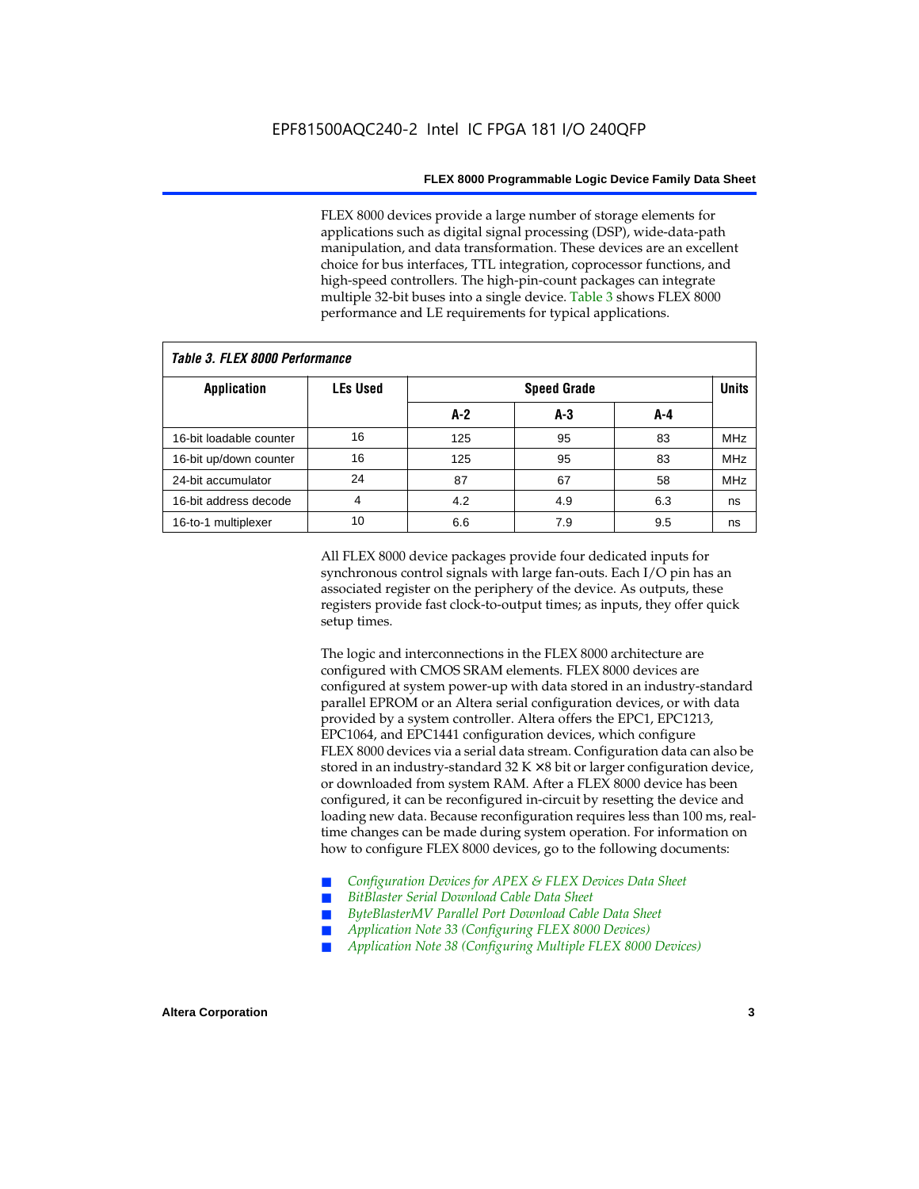FLEX 8000 devices provide a large number of storage elements for applications such as digital signal processing (DSP), wide-data-path manipulation, and data transformation. These devices are an excellent choice for bus interfaces, TTL integration, coprocessor functions, and high-speed controllers. The high-pin-count packages can integrate multiple 32-bit buses into a single device. Table 3 shows FLEX 8000 performance and LE requirements for typical applications.

**Table 3. FLEX 8000 Performance**

| Application | LEs Used | Speed Grade | | | Units |
|---|---|---|---|---|---|
| | | A-2 | A-3 | A-4 | |
| 16-bit loadable counter | 16 | 125 | 95 | 83 | MHz |
| 16-bit up/down counter | 16 | 125 | 95 | 83 | MHz |
| 24-bit accumulator | 24 | 87 | 67 | 58 | MHz |
| 16-bit address decode | 4 | 4.2 | 4.9 | 6.3 | ns |
| 16-to-1 multiplexer | 10 | 6.6 | 7.9 | 9.5 | ns |

All FLEX 8000 device packages provide four dedicated inputs for synchronous control signals with large fan-outs. Each I/O pin has an associated register on the periphery of the device. As outputs, these registers provide fast clock-to-output times; as inputs, they offer quick setup times.

The logic and interconnections in the FLEX 8000 architecture are configured with CMOS SRAM elements. FLEX 8000 devices are configured at system power-up with data stored in an industry-standard parallel EPROM or an Altera serial configuration devices, or with data provided by a system controller. Altera offers the EPC1, EPC1213, EPC1064, and EPC1441 configuration devices, which configure FLEX 8000 devices via a serial data stream. Configuration data can also be stored in an industry-standard 32 K × 8 bit or larger configuration device, or downloaded from system RAM. After a FLEX 8000 device has been configured, it can be reconfigured in-circuit by resetting the device and loading new data. Because reconfiguration requires less than 100 ms, real-time changes can be made during system operation. For information on how to configure FLEX 8000 devices, go to the following documents:

- *Configuration Devices for APEX & FLEX Devices Data Sheet*
- *BitBlaster Serial Download Cable Data Sheet*
- *ByteBlasterMV Parallel Port Download Cable Data Sheet*
- *Application Note 33 (Configuring FLEX 8000 Devices)*
- *Application Note 38 (Configuring Multiple FLEX 8000 Devices)*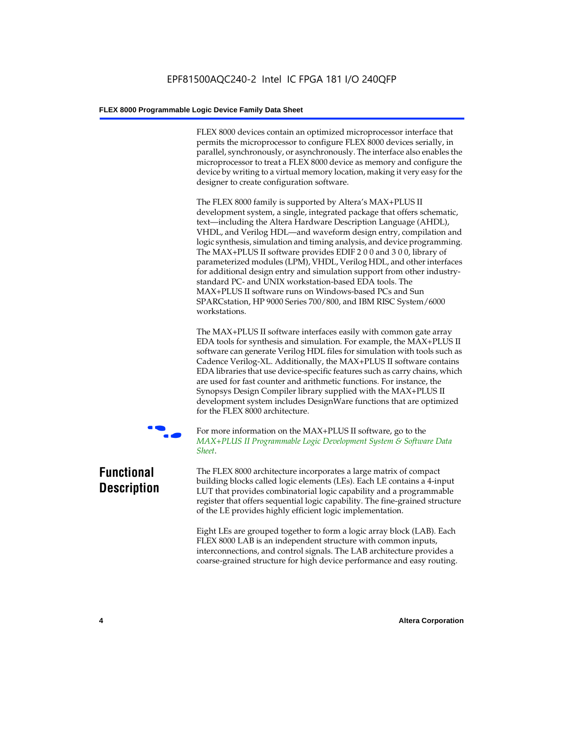FLEX 8000 devices contain an optimized microprocessor interface that permits the microprocessor to configure FLEX 8000 devices serially, in parallel, synchronously, or asynchronously. The interface also enables the microprocessor to treat a FLEX 8000 device as memory and configure the device by writing to a virtual memory location, making it very easy for the designer to create configuration software.

The FLEX 8000 family is supported by Altera's MAX+PLUS II development system, a single, integrated package that offers schematic, text—including the Altera Hardware Description Language (AHDL), VHDL, and Verilog HDL—and waveform design entry, compilation and logic synthesis, simulation and timing analysis, and device programming. The MAX+PLUS II software provides EDIF 2 0 0 and 3 0 0, library of parameterized modules (LPM), VHDL, Verilog HDL, and other interfaces for additional design entry and simulation support from other industry-standard PC- and UNIX workstation-based EDA tools. The MAX+PLUS II software runs on Windows-based PCs and Sun SPARCstation, HP 9000 Series 700/800, and IBM RISC System/6000 workstations.

The MAX+PLUS II software interfaces easily with common gate array EDA tools for synthesis and simulation. For example, the MAX+PLUS II software can generate Verilog HDL files for simulation with tools such as Cadence Verilog-XL. Additionally, the MAX+PLUS II software contains EDA libraries that use device-specific features such as carry chains, which are used for fast counter and arithmetic functions. For instance, the Synopsys Design Compiler library supplied with the MAX+PLUS II development system includes DesignWare functions that are optimized for the FLEX 8000 architecture.

For more information on the MAX+PLUS II software, go to the *MAX+PLUS II Programmable Logic Development System & Software Data Sheet*.

## Functional Description

The FLEX 8000 architecture incorporates a large matrix of compact building blocks called logic elements (LEs). Each LE contains a 4-input LUT that provides combinatorial logic capability and a programmable register that offers sequential logic capability. The fine-grained structure of the LE provides highly efficient logic implementation.

Eight LEs are grouped together to form a logic array block (LAB). Each FLEX 8000 LAB is an independent structure with common inputs, interconnections, and control signals. The LAB architecture provides a coarse-grained structure for high device performance and easy routing.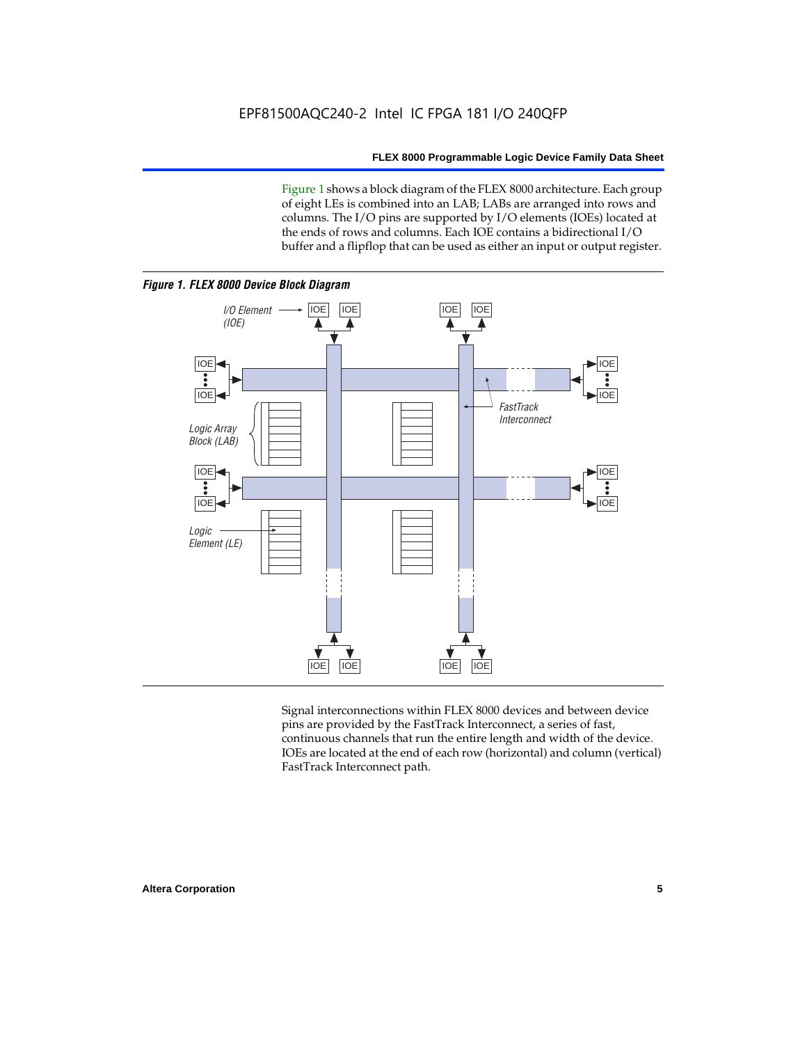Figure 1 shows a block diagram of the FLEX 8000 architecture. Each group of eight LEs is combined into an LAB; LABs are arranged into rows and columns. The I/O pins are supported by I/O elements (IOEs) located at the ends of rows and columns. Each IOE contains a bidirectional I/O buffer and a flipflop that can be used as either an input or output register.

***Figure 1. FLEX 8000 Device Block Diagram***

Signal interconnections within FLEX 8000 devices and between device pins are provided by the FastTrack Interconnect, a series of fast, continuous channels that run the entire length and width of the device. IOEs are located at the end of each row (horizontal) and column (vertical) FastTrack Interconnect path.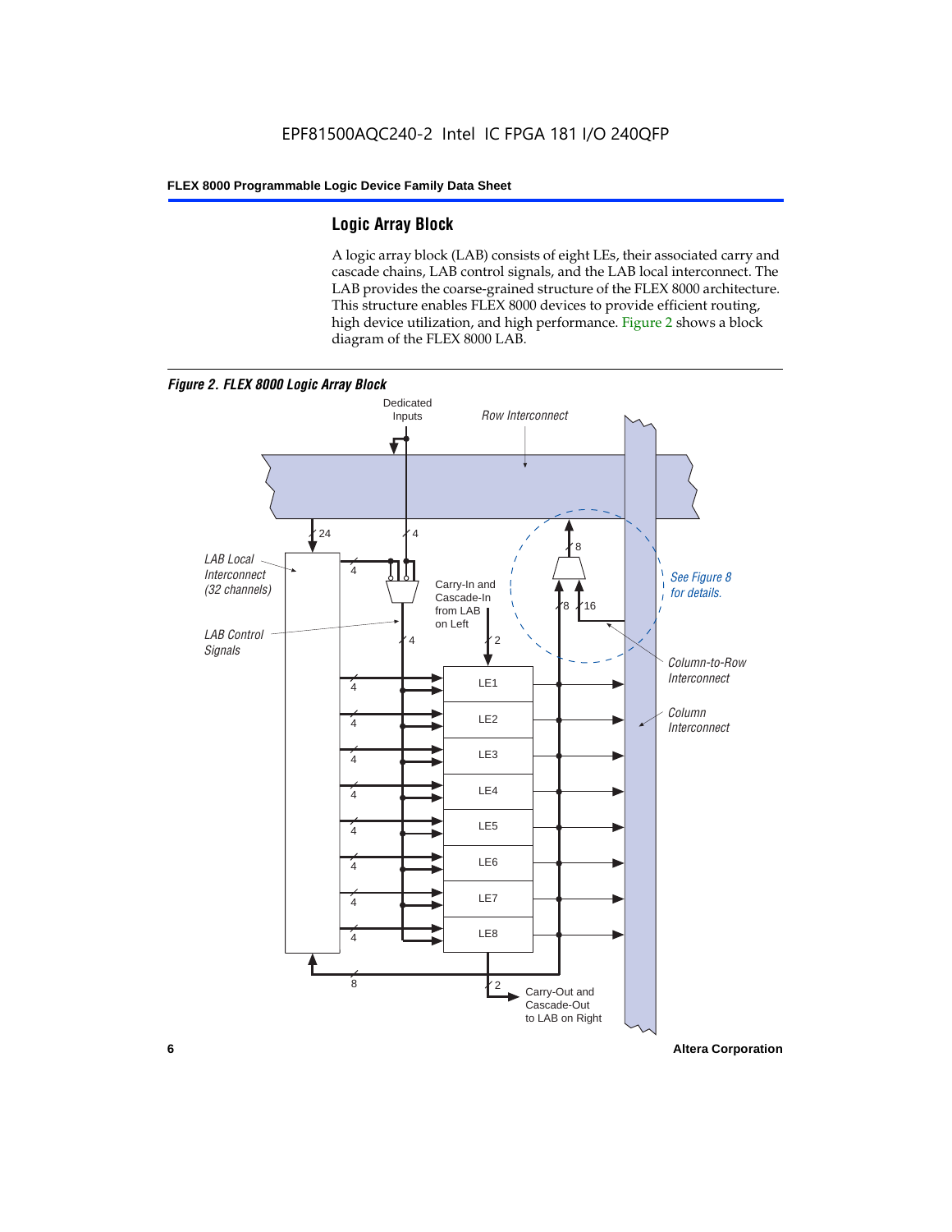## Logic Array Block

A logic array block (LAB) consists of eight LEs, their associated carry and cascade chains, LAB control signals, and the LAB local interconnect. The LAB provides the coarse-grained structure of the FLEX 8000 architecture. This structure enables FLEX 8000 devices to provide efficient routing, high device utilization, and high performance. Figure 2 shows a block diagram of the FLEX 8000 LAB.

*Figure 2. FLEX 8000 Logic Array Block*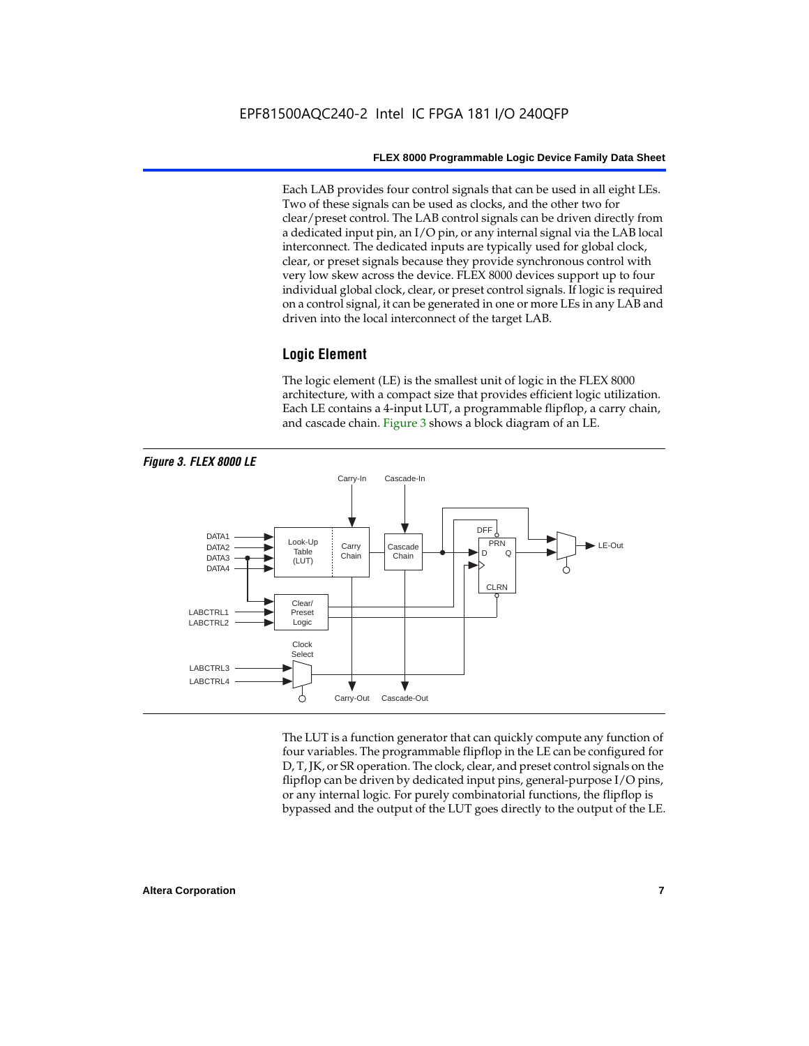Each LAB provides four control signals that can be used in all eight LEs. Two of these signals can be used as clocks, and the other two for clear/preset control. The LAB control signals can be driven directly from a dedicated input pin, an I/O pin, or any internal signal via the LAB local interconnect. The dedicated inputs are typically used for global clock, clear, or preset signals because they provide synchronous control with very low skew across the device. FLEX 8000 devices support up to four individual global clock, clear, or preset control signals. If logic is required on a control signal, it can be generated in one or more LEs in any LAB and driven into the local interconnect of the target LAB.

## Logic Element

The logic element (LE) is the smallest unit of logic in the FLEX 8000 architecture, with a compact size that provides efficient logic utilization. Each LE contains a 4-input LUT, a programmable flipflop, a carry chain, and cascade chain. Figure 3 shows a block diagram of an LE.

*Figure 3. FLEX 8000 LE*

The LUT is a function generator that can quickly compute any function of four variables. The programmable flipflop in the LE can be configured for D, T, JK, or SR operation. The clock, clear, and preset control signals on the flipflop can be driven by dedicated input pins, general-purpose I/O pins, or any internal logic. For purely combinatorial functions, the flipflop is bypassed and the output of the LUT goes directly to the output of the LE.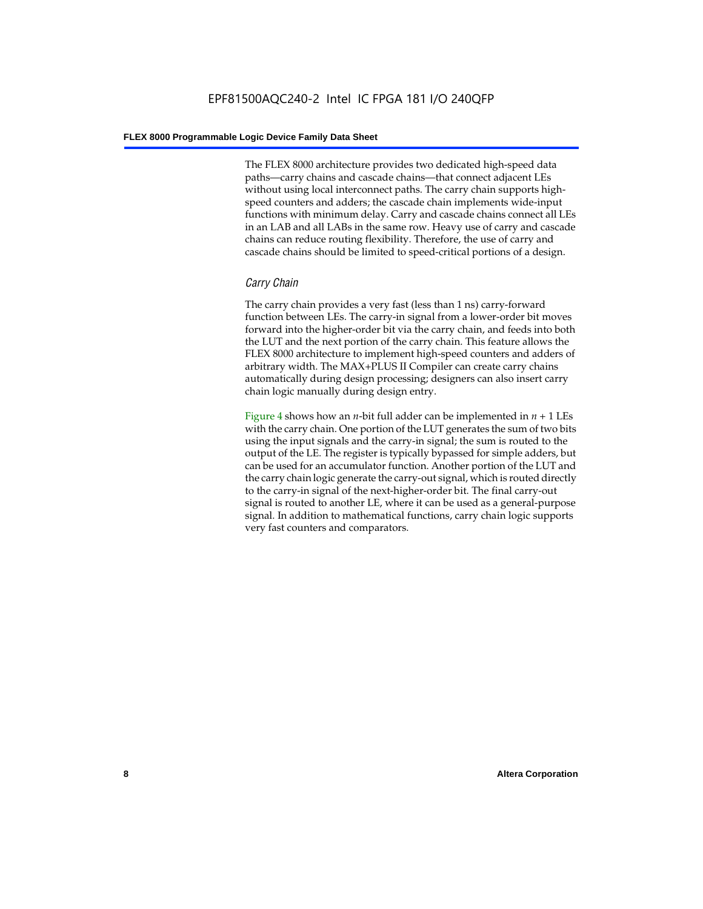The FLEX 8000 architecture provides two dedicated high-speed data paths—carry chains and cascade chains—that connect adjacent LEs without using local interconnect paths. The carry chain supports high-speed counters and adders; the cascade chain implements wide-input functions with minimum delay. Carry and cascade chains connect all LEs in an LAB and all LABs in the same row. Heavy use of carry and cascade chains can reduce routing flexibility. Therefore, the use of carry and cascade chains should be limited to speed-critical portions of a design.

### *Carry Chain*

The carry chain provides a very fast (less than 1 ns) carry-forward function between LEs. The carry-in signal from a lower-order bit moves forward into the higher-order bit via the carry chain, and feeds into both the LUT and the next portion of the carry chain. This feature allows the FLEX 8000 architecture to implement high-speed counters and adders of arbitrary width. The MAX+PLUS II Compiler can create carry chains automatically during design processing; designers can also insert carry chain logic manually during design entry.

Figure 4 shows how an $n$-bit full adder can be implemented in $n + 1$ LEs with the carry chain. One portion of the LUT generates the sum of two bits using the input signals and the carry-in signal; the sum is routed to the output of the LE. The register is typically bypassed for simple adders, but can be used for an accumulator function. Another portion of the LUT and the carry chain logic generate the carry-out signal, which is routed directly to the carry-in signal of the next-higher-order bit. The final carry-out signal is routed to another LE, where it can be used as a general-purpose signal. In addition to mathematical functions, carry chain logic supports very fast counters and comparators.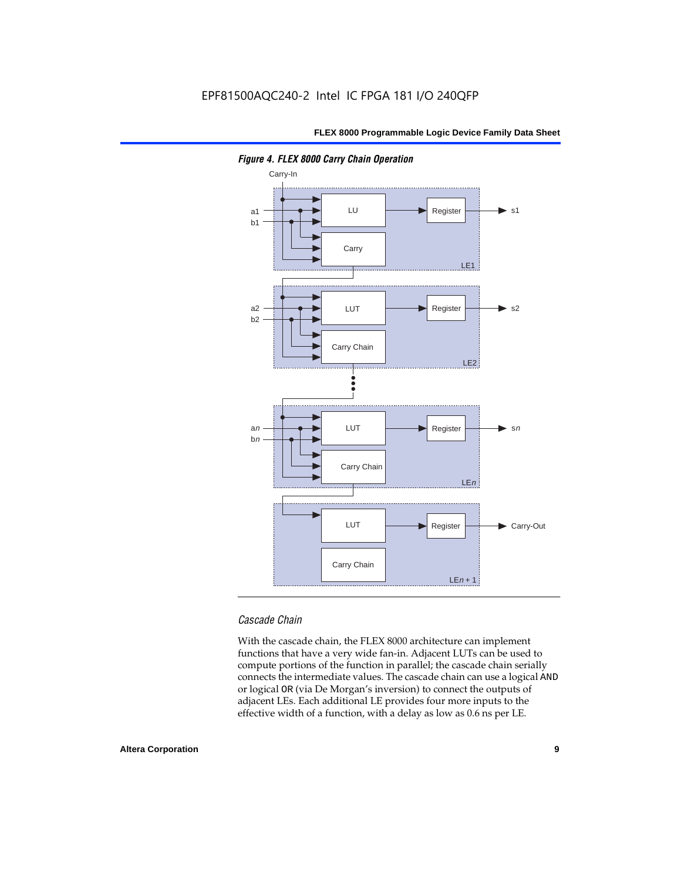*Figure 4. FLEX 8000 Carry Chain Operation*

### Cascade Chain

With the cascade chain, the FLEX 8000 architecture can implement functions that have a very wide fan-in. Adjacent LUTs can be used to compute portions of the function in parallel; the cascade chain serially connects the intermediate values. The cascade chain can use a logical AND or logical OR (via De Morgan's inversion) to connect the outputs of adjacent LEs. Each additional LE provides four more inputs to the effective width of a function, with a delay as low as 0.6 ns per LE.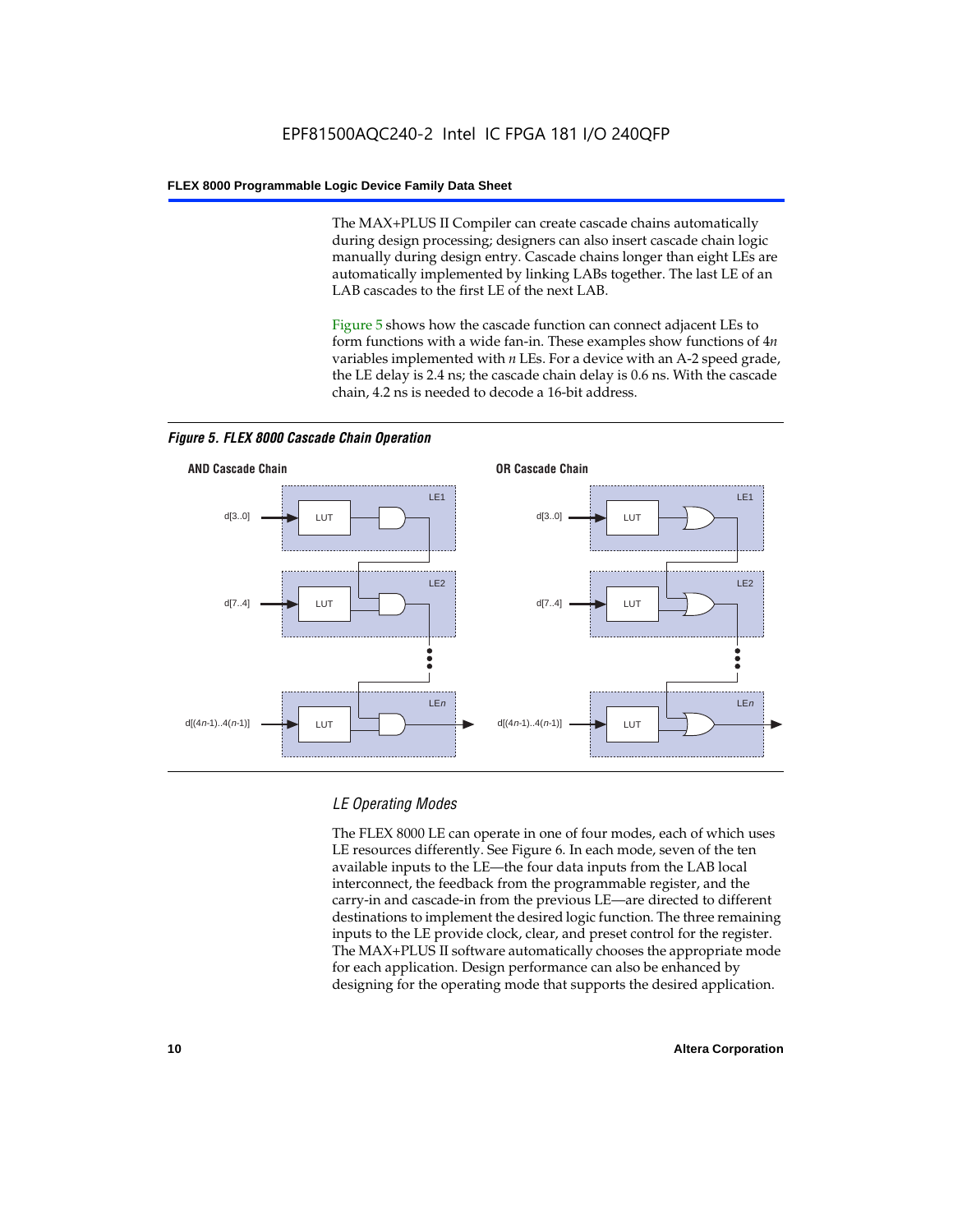The MAX+PLUS II Compiler can create cascade chains automatically during design processing; designers can also insert cascade chain logic manually during design entry. Cascade chains longer than eight LEs are automatically implemented by linking LABs together. The last LE of an LAB cascades to the first LE of the next LAB.

Figure 5 shows how the cascade function can connect adjacent LEs to form functions with a wide fan-in. These examples show functions of 4*n* variables implemented with *n* LEs. For a device with an A-2 speed grade, the LE delay is 2.4 ns; the cascade chain delay is 0.6 ns. With the cascade chain, 4.2 ns is needed to decode a 16-bit address.

***Figure 5. FLEX 8000 Cascade Chain Operation***

### LE Operating Modes

The FLEX 8000 LE can operate in one of four modes, each of which uses LE resources differently. See Figure 6. In each mode, seven of the ten available inputs to the LE—the four data inputs from the LAB local interconnect, the feedback from the programmable register, and the carry-in and cascade-in from the previous LE—are directed to different destinations to implement the desired logic function. The three remaining inputs to the LE provide clock, clear, and preset control for the register. The MAX+PLUS II software automatically chooses the appropriate mode for each application. Design performance can also be enhanced by designing for the operating mode that supports the desired application.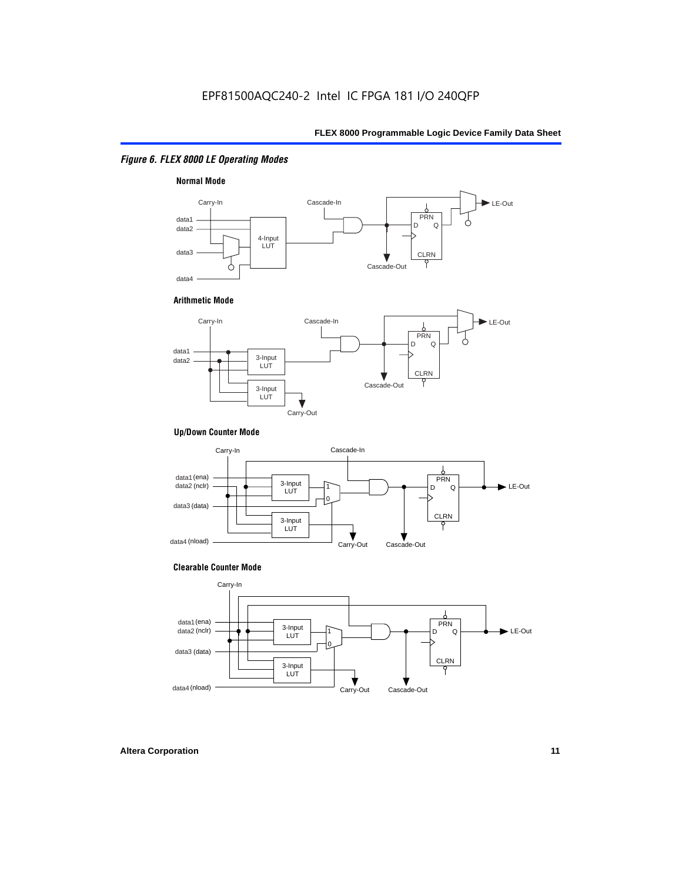*Figure 6. FLEX 8000 LE Operating Modes*

**Normal Mode**

Carry-In, Cascade-In, LE-Out, data1, data2, data3, data4, 4-Input LUT, PRN, D, Q, CLRN, Cascade-Out

**Arithmetic Mode**

Carry-In, Cascade-In, LE-Out, data1, data2, 3-Input LUT, 3-Input LUT, PRN, D, Q, CLRN, Cascade-Out, Carry-Out

**Up/Down Counter Mode**

Carry-In, Cascade-In, data1 (ena), data2 (nclr), data3 (data), data4 (nload), 3-Input LUT, 3-Input LUT, 1, 0, PRN, D, Q, CLRN, LE-Out, Carry-Out, Cascade-Out

**Clearable Counter Mode**

Carry-In, data1 (ena), data2 (nclr), data3 (data), data4 (nload), 3-Input LUT, 3-Input LUT, 1, 0, PRN, D, Q, CLRN, LE-Out, Carry-Out, Cascade-Out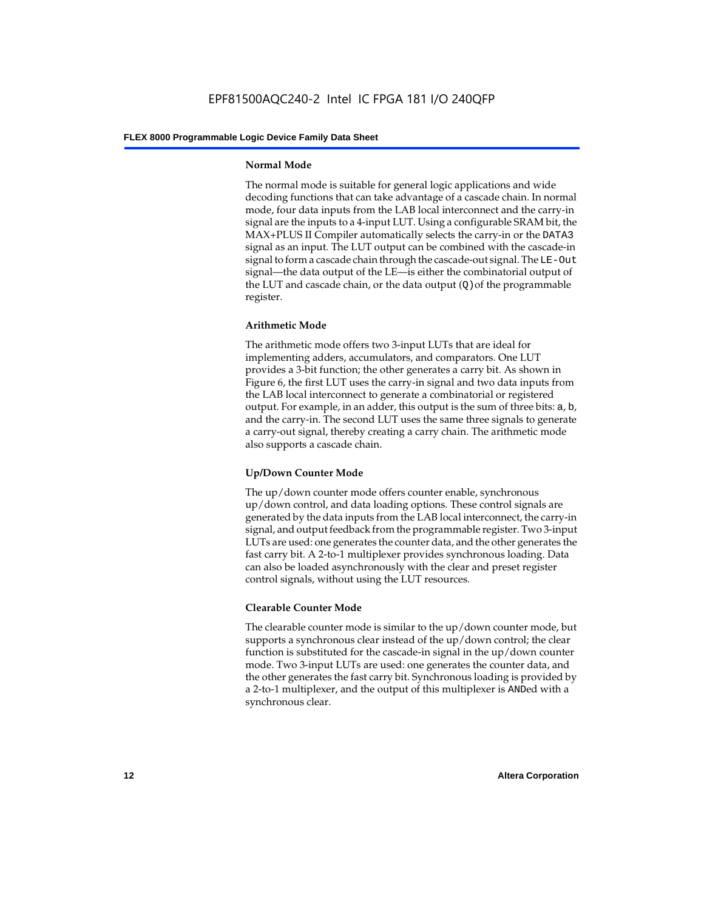#### Normal Mode

The normal mode is suitable for general logic applications and wide decoding functions that can take advantage of a cascade chain. In normal mode, four data inputs from the LAB local interconnect and the carry-in signal are the inputs to a 4-input LUT. Using a configurable SRAM bit, the MAX+PLUS II Compiler automatically selects the carry-in or the `DATA3` signal as an input. The LUT output can be combined with the cascade-in signal to form a cascade chain through the cascade-out signal. The `LE-Out` signal—the data output of the LE—is either the combinatorial output of the LUT and cascade chain, or the data output (`Q`) of the programmable register.

#### Arithmetic Mode

The arithmetic mode offers two 3-input LUTs that are ideal for implementing adders, accumulators, and comparators. One LUT provides a 3-bit function; the other generates a carry bit. As shown in Figure 6, the first LUT uses the carry-in signal and two data inputs from the LAB local interconnect to generate a combinatorial or registered output. For example, in an adder, this output is the sum of three bits: `a`, `b`, and the carry-in. The second LUT uses the same three signals to generate a carry-out signal, thereby creating a carry chain. The arithmetic mode also supports a cascade chain.

#### Up/Down Counter Mode

The up/down counter mode offers counter enable, synchronous up/down control, and data loading options. These control signals are generated by the data inputs from the LAB local interconnect, the carry-in signal, and output feedback from the programmable register. Two 3-input LUTs are used: one generates the counter data, and the other generates the fast carry bit. A 2-to-1 multiplexer provides synchronous loading. Data can also be loaded asynchronously with the clear and preset register control signals, without using the LUT resources.

#### Clearable Counter Mode

The clearable counter mode is similar to the up/down counter mode, but supports a synchronous clear instead of the up/down control; the clear function is substituted for the cascade-in signal in the up/down counter mode. Two 3-input LUTs are used: one generates the counter data, and the other generates the fast carry bit. Synchronous loading is provided by a 2-to-1 multiplexer, and the output of this multiplexer is `AND`ed with a synchronous clear.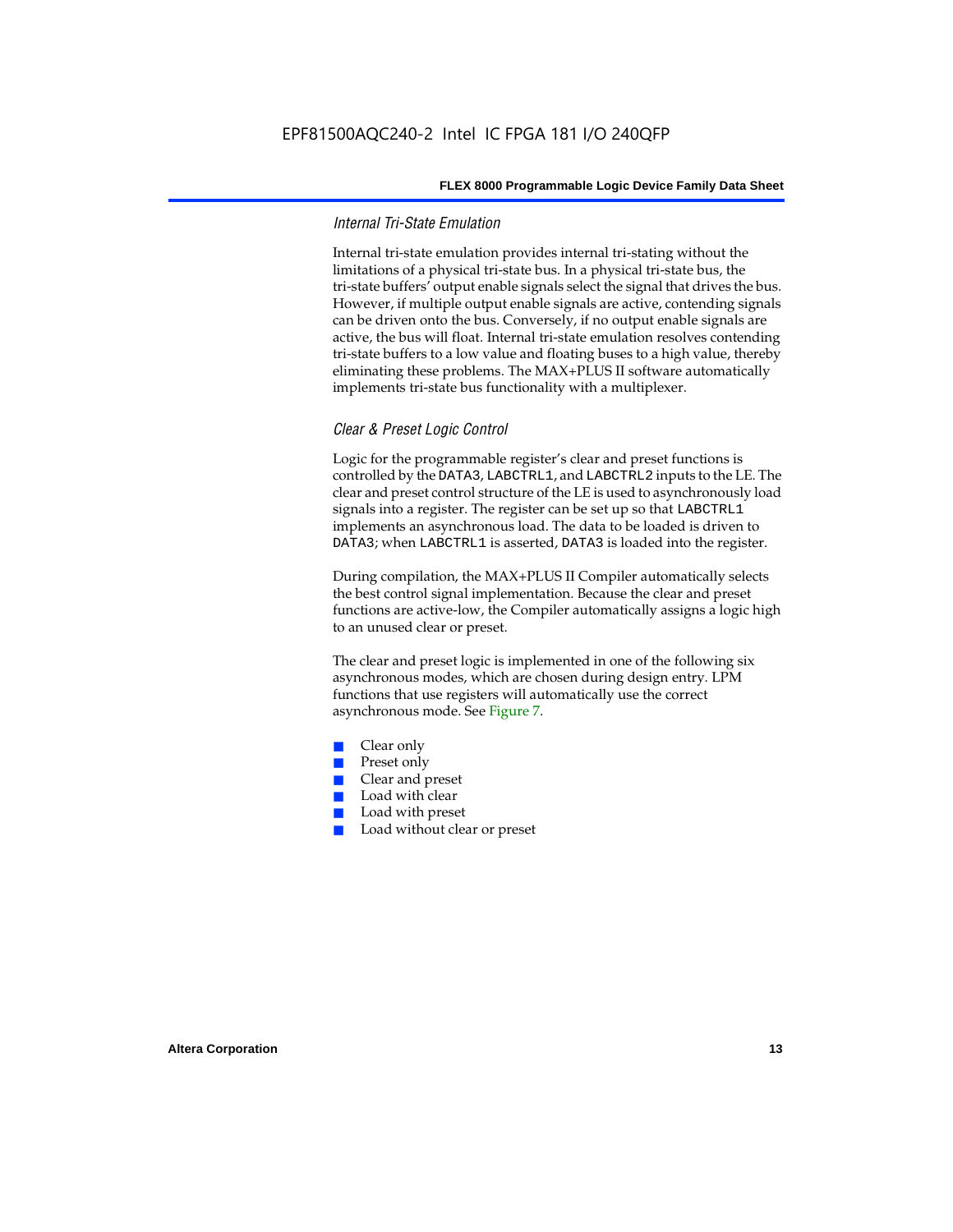### Internal Tri-State Emulation

Internal tri-state emulation provides internal tri-stating without the limitations of a physical tri-state bus. In a physical tri-state bus, the tri-state buffers' output enable signals select the signal that drives the bus. However, if multiple output enable signals are active, contending signals can be driven onto the bus. Conversely, if no output enable signals are active, the bus will float. Internal tri-state emulation resolves contending tri-state buffers to a low value and floating buses to a high value, thereby eliminating these problems. The MAX+PLUS II software automatically implements tri-state bus functionality with a multiplexer.

### Clear & Preset Logic Control

Logic for the programmable register's clear and preset functions is controlled by the DATA3, LABCTRL1, and LABCTRL2 inputs to the LE. The clear and preset control structure of the LE is used to asynchronously load signals into a register. The register can be set up so that LABCTRL1 implements an asynchronous load. The data to be loaded is driven to DATA3; when LABCTRL1 is asserted, DATA3 is loaded into the register.

During compilation, the MAX+PLUS II Compiler automatically selects the best control signal implementation. Because the clear and preset functions are active-low, the Compiler automatically assigns a logic high to an unused clear or preset.

The clear and preset logic is implemented in one of the following six asynchronous modes, which are chosen during design entry. LPM functions that use registers will automatically use the correct asynchronous mode. See Figure 7.

- Clear only
- Preset only
- Clear and preset
- Load with clear
- Load with preset
- Load without clear or preset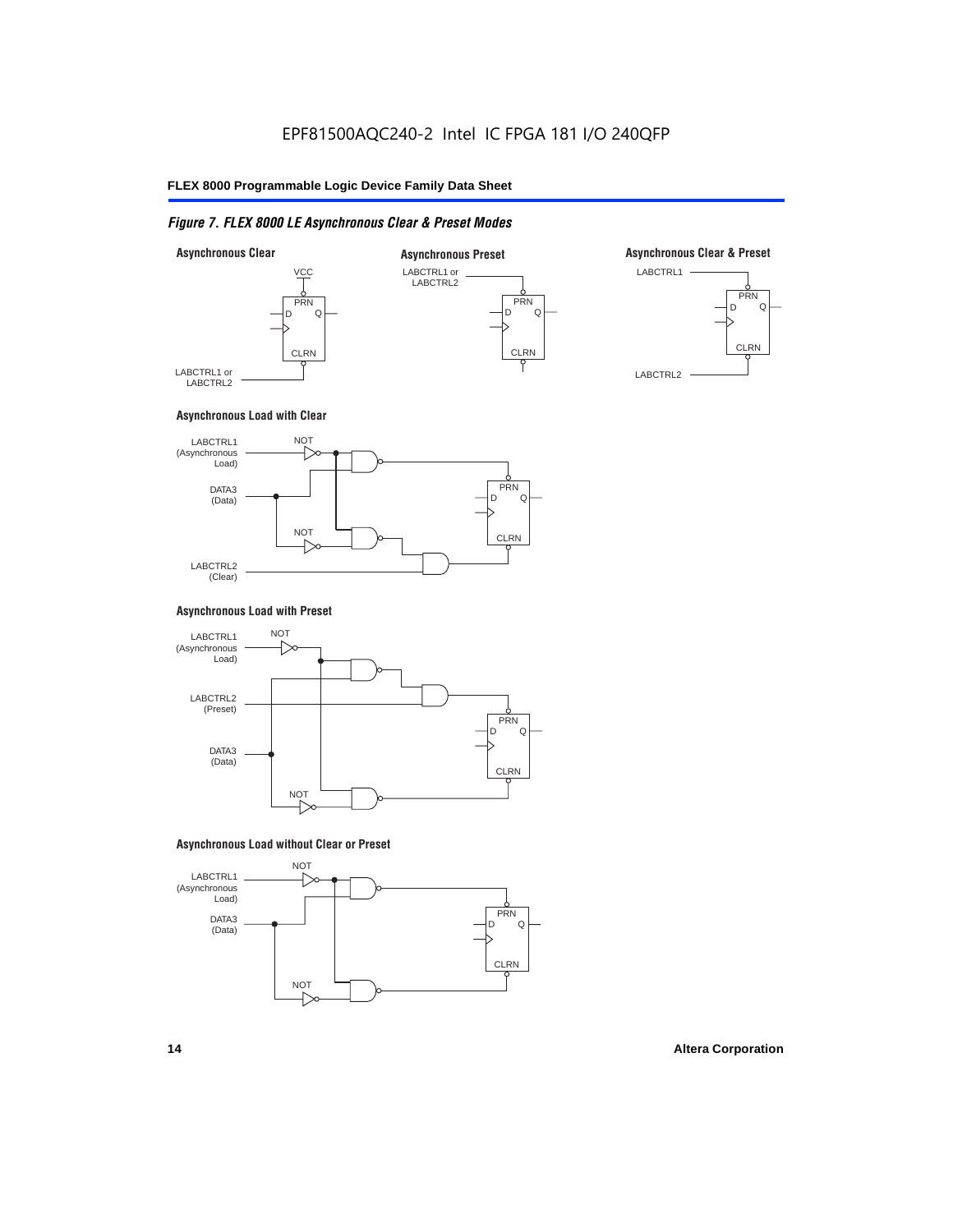*Figure 7. FLEX 8000 LE Asynchronous Clear & Preset Modes*

**Asynchronous Clear**

VCC
PRN
D Q
CLRN
LABCTRL1 or LABCTRL2

**Asynchronous Preset**

LABCTRL1 or LABCTRL2
PRN
D Q
CLRN

**Asynchronous Clear & Preset**

LABCTRL1
PRN
D Q
CLRN
LABCTRL2

**Asynchronous Load with Clear**

LABCTRL1 (Asynchronous Load)
NOT
DATA3 (Data)
NOT
LABCTRL2 (Clear)
PRN
D Q
CLRN

**Asynchronous Load with Preset**

LABCTRL1 (Asynchronous Load)
NOT
LABCTRL2 (Preset)
DATA3 (Data)
NOT
PRN
D Q
CLRN

**Asynchronous Load without Clear or Preset**

LABCTRL1 (Asynchronous Load)
NOT
DATA3 (Data)
NOT
PRN
D Q
CLRN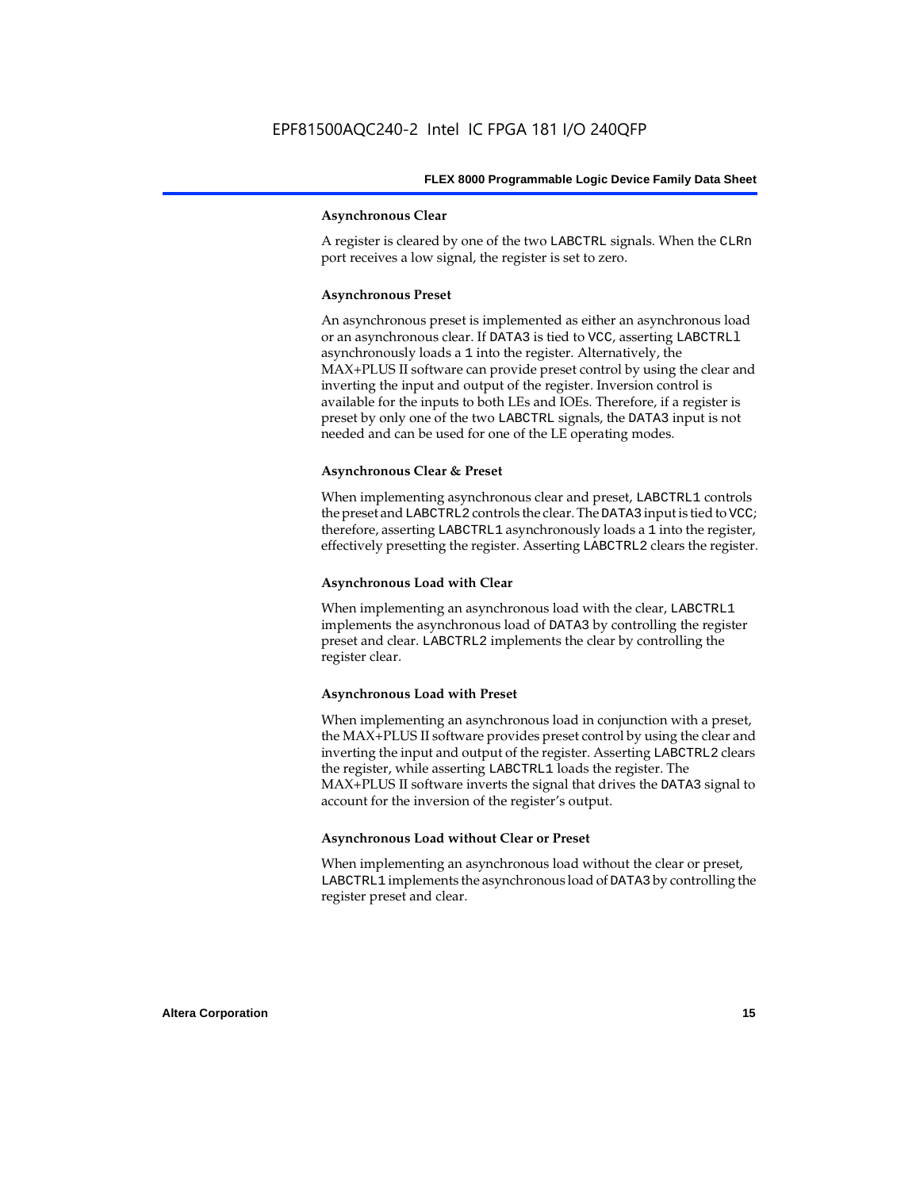#### Asynchronous Clear

A register is cleared by one of the two LABCTRL signals. When the CLRn port receives a low signal, the register is set to zero.

#### Asynchronous Preset

An asynchronous preset is implemented as either an asynchronous load or an asynchronous clear. If DATA3 is tied to VCC, asserting LABCTRL1 asynchronously loads a 1 into the register. Alternatively, the MAX+PLUS II software can provide preset control by using the clear and inverting the input and output of the register. Inversion control is available for the inputs to both LEs and IOEs. Therefore, if a register is preset by only one of the two LABCTRL signals, the DATA3 input is not needed and can be used for one of the LE operating modes.

#### Asynchronous Clear & Preset

When implementing asynchronous clear and preset, LABCTRL1 controls the preset and LABCTRL2 controls the clear. The DATA3 input is tied to VCC; therefore, asserting LABCTRL1 asynchronously loads a 1 into the register, effectively presetting the register. Asserting LABCTRL2 clears the register.

#### Asynchronous Load with Clear

When implementing an asynchronous load with the clear, LABCTRL1 implements the asynchronous load of DATA3 by controlling the register preset and clear. LABCTRL2 implements the clear by controlling the register clear.

#### Asynchronous Load with Preset

When implementing an asynchronous load in conjunction with a preset, the MAX+PLUS II software provides preset control by using the clear and inverting the input and output of the register. Asserting LABCTRL2 clears the register, while asserting LABCTRL1 loads the register. The MAX+PLUS II software inverts the signal that drives the DATA3 signal to account for the inversion of the register's output.

#### Asynchronous Load without Clear or Preset

When implementing an asynchronous load without the clear or preset, LABCTRL1 implements the asynchronous load of DATA3 by controlling the register preset and clear.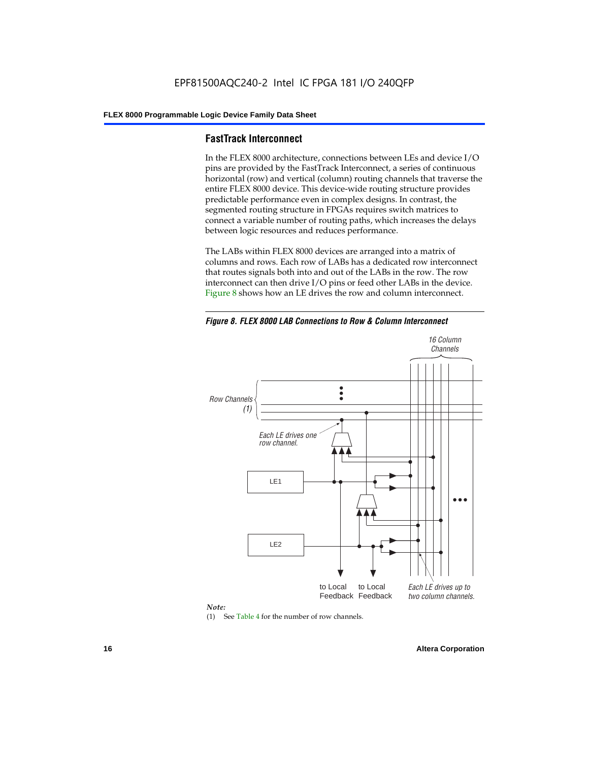## FastTrack Interconnect

In the FLEX 8000 architecture, connections between LEs and device I/O pins are provided by the FastTrack Interconnect, a series of continuous horizontal (row) and vertical (column) routing channels that traverse the entire FLEX 8000 device. This device-wide routing structure provides predictable performance even in complex designs. In contrast, the segmented routing structure in FPGAs requires switch matrices to connect a variable number of routing paths, which increases the delays between logic resources and reduces performance.

The LABs within FLEX 8000 devices are arranged into a matrix of columns and rows. Each row of LABs has a dedicated row interconnect that routes signals both into and out of the LABs in the row. The row interconnect can then drive I/O pins or feed other LABs in the device. Figure 8 shows how an LE drives the row and column interconnect.

*Figure 8. FLEX 8000 LAB Connections to Row & Column Interconnect*

16 Column Channels

Row Channels (1)

Each LE drives one row channel.

LE1

LE2

to Local Feedback

to Local Feedback

Each LE drives up to two column channels.

*Note:*

(1) See Table 4 for the number of row channels.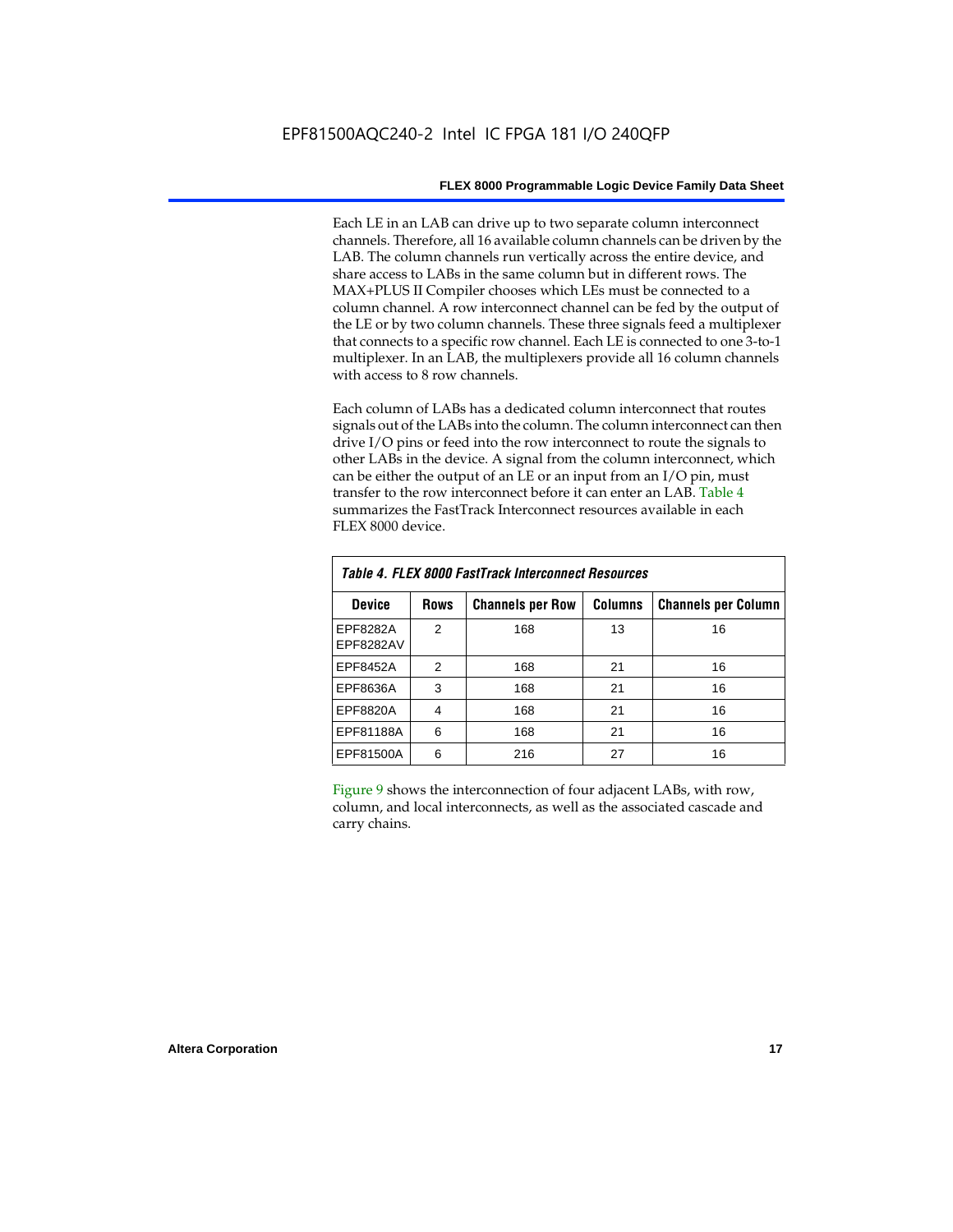Each LE in an LAB can drive up to two separate column interconnect channels. Therefore, all 16 available column channels can be driven by the LAB. The column channels run vertically across the entire device, and share access to LABs in the same column but in different rows. The MAX+PLUS II Compiler chooses which LEs must be connected to a column channel. A row interconnect channel can be fed by the output of the LE or by two column channels. These three signals feed a multiplexer that connects to a specific row channel. Each LE is connected to one 3-to-1 multiplexer. In an LAB, the multiplexers provide all 16 column channels with access to 8 row channels.

Each column of LABs has a dedicated column interconnect that routes signals out of the LABs into the column. The column interconnect can then drive I/O pins or feed into the row interconnect to route the signals to other LABs in the device. A signal from the column interconnect, which can be either the output of an LE or an input from an I/O pin, must transfer to the row interconnect before it can enter an LAB. Table 4 summarizes the FastTrack Interconnect resources available in each FLEX 8000 device.

*Table 4. FLEX 8000 FastTrack Interconnect Resources*

| Device | Rows | Channels per Row | Columns | Channels per Column |
|---|---|---|---|---|
| EPF8282A<br>EPF8282AV | 2 | 168 | 13 | 16 |
| EPF8452A | 2 | 168 | 21 | 16 |
| EPF8636A | 3 | 168 | 21 | 16 |
| EPF8820A | 4 | 168 | 21 | 16 |
| EPF81188A | 6 | 168 | 21 | 16 |
| EPF81500A | 6 | 216 | 27 | 16 |

Figure 9 shows the interconnection of four adjacent LABs, with row, column, and local interconnects, as well as the associated cascade and carry chains.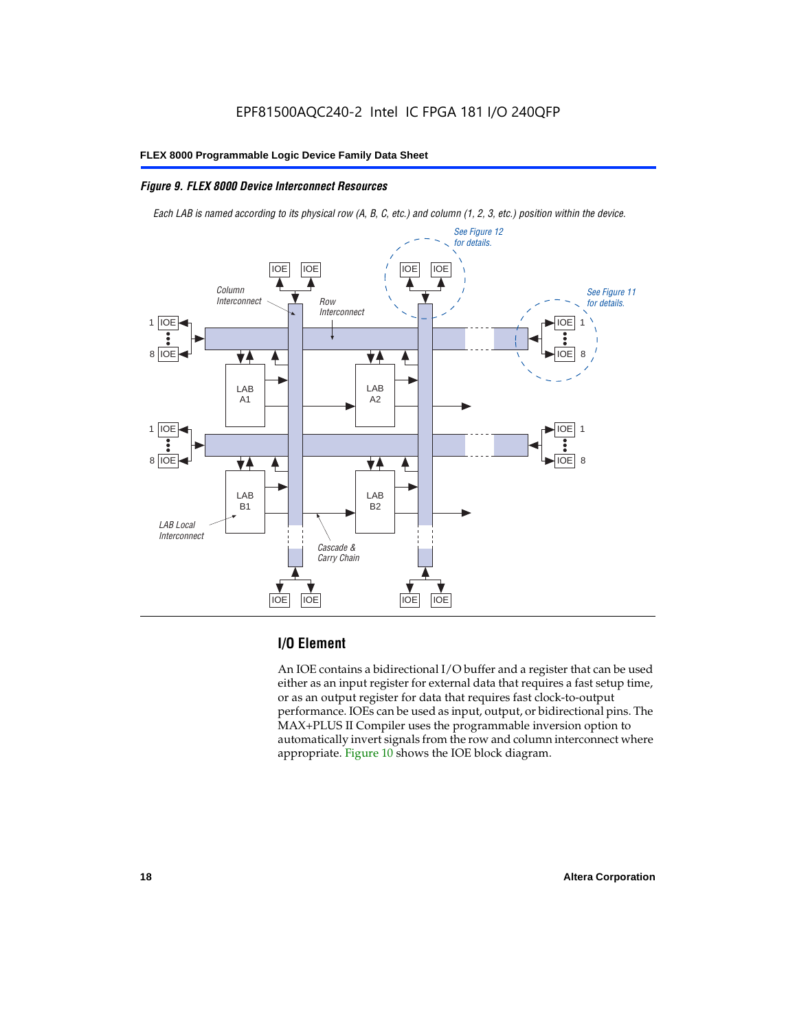*Figure 9. FLEX 8000 Device Interconnect Resources*

*Each LAB is named according to its physical row (A, B, C, etc.) and column (1, 2, 3, etc.) position within the device.*

## I/O Element

An IOE contains a bidirectional I/O buffer and a register that can be used either as an input register for external data that requires a fast setup time, or as an output register for data that requires fast clock-to-output performance. IOEs can be used as input, output, or bidirectional pins. The MAX+PLUS II Compiler uses the programmable inversion option to automatically invert signals from the row and column interconnect where appropriate. Figure 10 shows the IOE block diagram.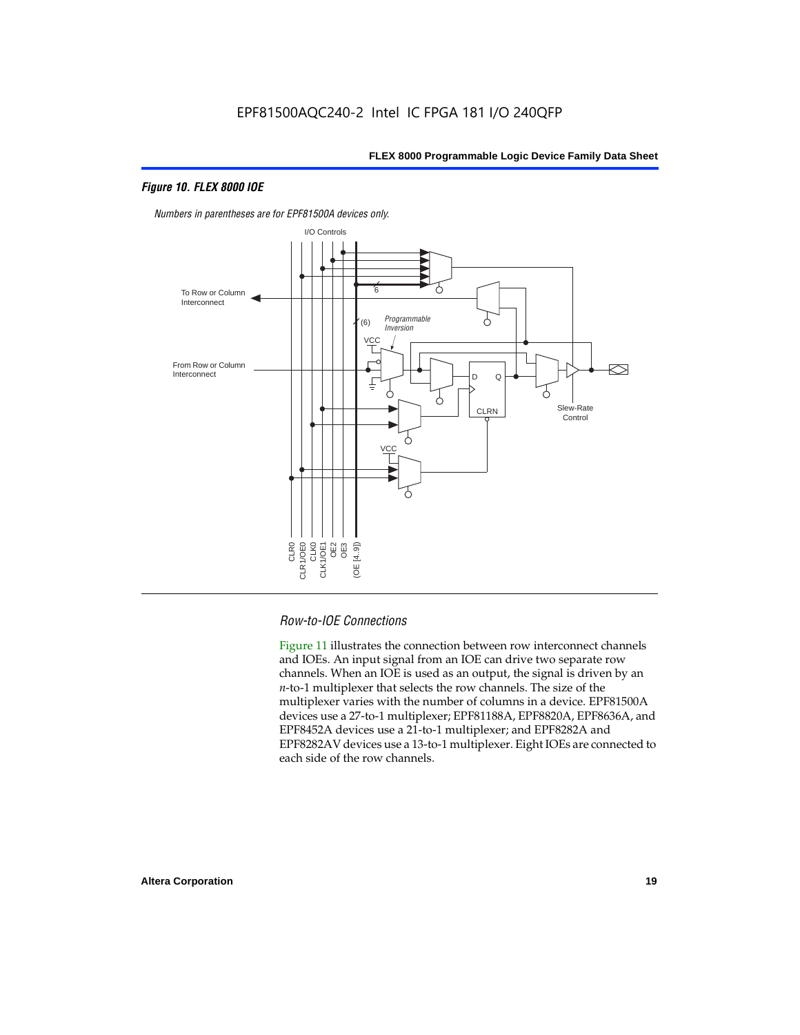#### *Figure 10. FLEX 8000 IOE*

*Numbers in parentheses are for EPF81500A devices only.*

I/O Controls

To Row or Column Interconnect

From Row or Column Interconnect

6

(6)

*Programmable Inversion*

VCC

D Q

CLRN

Slew-Rate Control

VCC

CLR0 CLR1/OE0 CLK0 CLK1/OE1 OE2 OE3 (OE [4..9])

### *Row-to-IOE Connections*

Figure 11 illustrates the connection between row interconnect channels and IOEs. An input signal from an IOE can drive two separate row channels. When an IOE is used as an output, the signal is driven by an *n*-to-1 multiplexer that selects the row channels. The size of the multiplexer varies with the number of columns in a device. EPF81500A devices use a 27-to-1 multiplexer; EPF81188A, EPF8820A, EPF8636A, and EPF8452A devices use a 21-to-1 multiplexer; and EPF8282A and EPF8282AV devices use a 13-to-1 multiplexer. Eight IOEs are connected to each side of the row channels.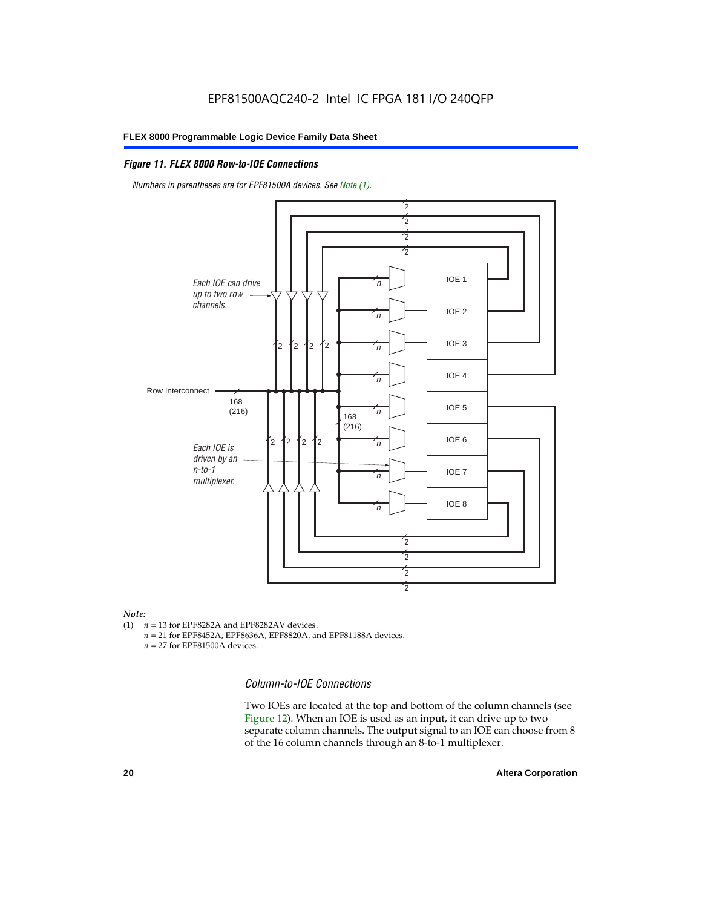### *Figure 11. FLEX 8000 Row-to-IOE Connections*

*Numbers in parentheses are for EPF81500A devices. See Note (1).*

*Note:*

(1) $n$ = 13 for EPF8282A and EPF8282AV devices.
$n$ = 21 for EPF8452A, EPF8636A, EPF8820A, and EPF81188A devices.
$n$ = 27 for EPF81500A devices.

#### *Column-to-IOE Connections*

Two IOEs are located at the top and bottom of the column channels (see Figure 12). When an IOE is used as an input, it can drive up to two separate column channels. The output signal to an IOE can choose from 8 of the 16 column channels through an 8-to-1 multiplexer.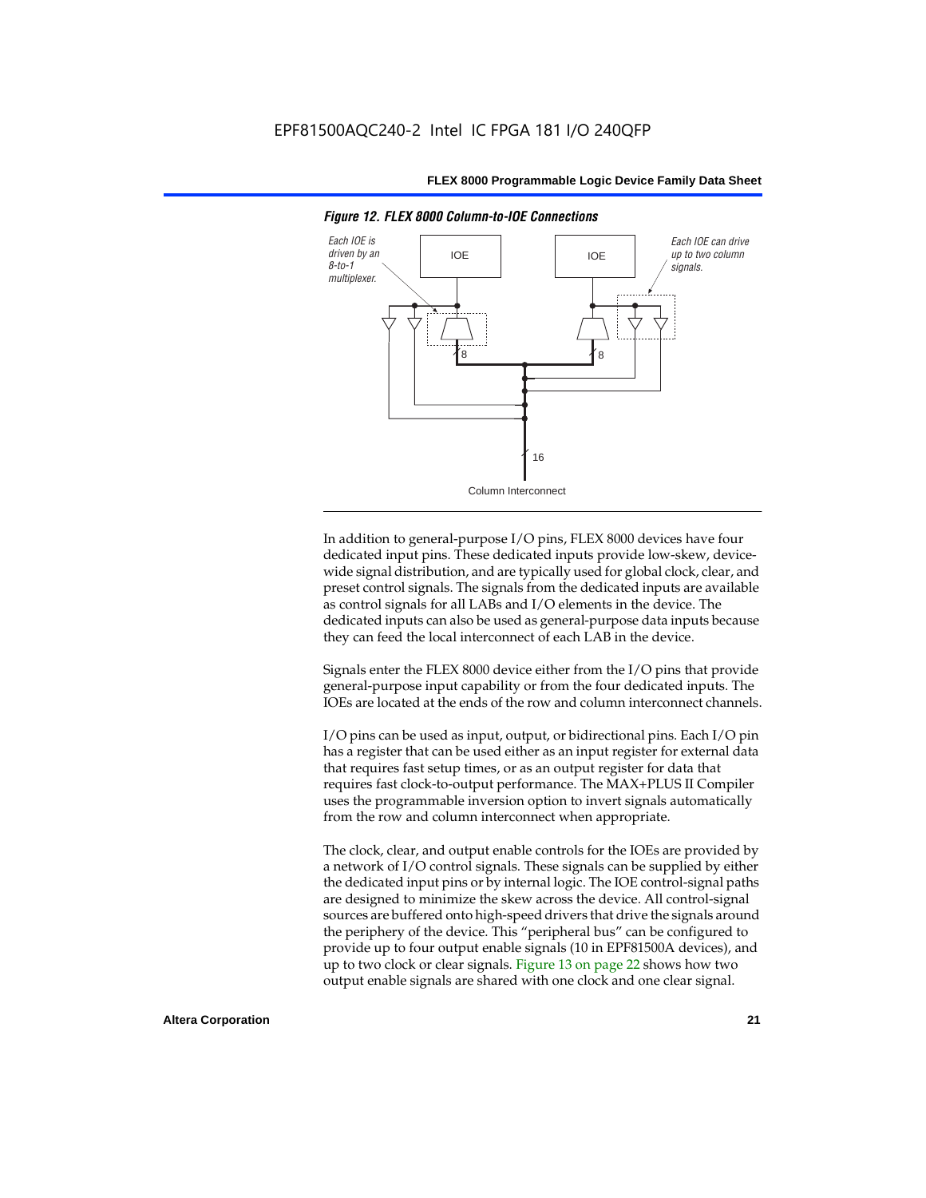*Figure 12. FLEX 8000 Column-to-IOE Connections*

Each IOE is driven by an 8-to-1 multiplexer.

Each IOE can drive up to two column signals.

Column Interconnect

In addition to general-purpose I/O pins, FLEX 8000 devices have four dedicated input pins. These dedicated inputs provide low-skew, device-wide signal distribution, and are typically used for global clock, clear, and preset control signals. The signals from the dedicated inputs are available as control signals for all LABs and I/O elements in the device. The dedicated inputs can also be used as general-purpose data inputs because they can feed the local interconnect of each LAB in the device.

Signals enter the FLEX 8000 device either from the I/O pins that provide general-purpose input capability or from the four dedicated inputs. The IOEs are located at the ends of the row and column interconnect channels.

I/O pins can be used as input, output, or bidirectional pins. Each I/O pin has a register that can be used either as an input register for external data that requires fast setup times, or as an output register for data that requires fast clock-to-output performance. The MAX+PLUS II Compiler uses the programmable inversion option to invert signals automatically from the row and column interconnect when appropriate.

The clock, clear, and output enable controls for the IOEs are provided by a network of I/O control signals. These signals can be supplied by either the dedicated input pins or by internal logic. The IOE control-signal paths are designed to minimize the skew across the device. All control-signal sources are buffered onto high-speed drivers that drive the signals around the periphery of the device. This "peripheral bus" can be configured to provide up to four output enable signals (10 in EPF81500A devices), and up to two clock or clear signals. Figure 13 on page 22 shows how two output enable signals are shared with one clock and one clear signal.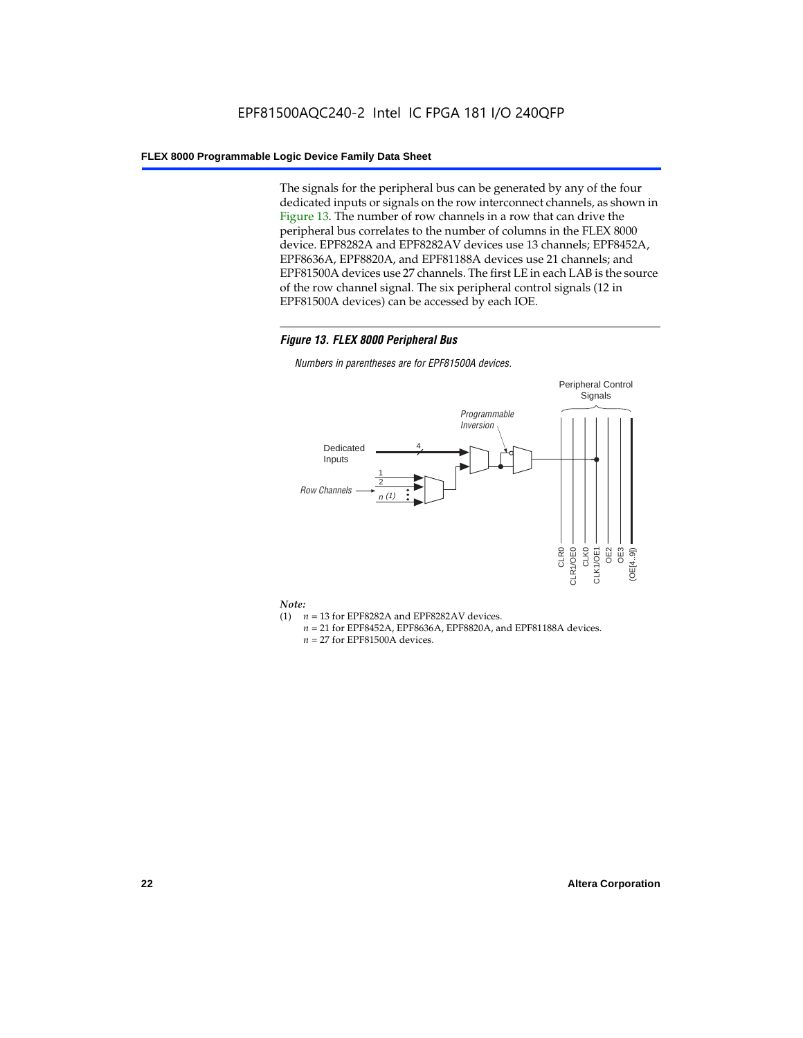The signals for the peripheral bus can be generated by any of the four dedicated inputs or signals on the row interconnect channels, as shown in Figure 13. The number of row channels in a row that can drive the peripheral bus correlates to the number of columns in the FLEX 8000 device. EPF8282A and EPF8282AV devices use 13 channels; EPF8452A, EPF8636A, EPF8820A, and EPF81188A devices use 21 channels; and EPF81500A devices use 27 channels. The first LE in each LAB is the source of the row channel signal. The six peripheral control signals (12 in EPF81500A devices) can be accessed by each IOE.

***Figure 13. FLEX 8000 Peripheral Bus***

*Numbers in parentheses are for EPF81500A devices.*

Peripheral Control Signals

*Programmable Inversion*

Dedicated Inputs

4

1

2

*Row Channels*

*n (1)*

CLR0
CLR1/OE0
CLK0
CLK1/OE1
OE2
OE3
(OE[4..9])

*Note:*

(1) $n$ = 13 for EPF8282A and EPF8282AV devices.
$n$ = 21 for EPF8452A, EPF8636A, EPF8820A, and EPF81188A devices.
$n$ = 27 for EPF81500A devices.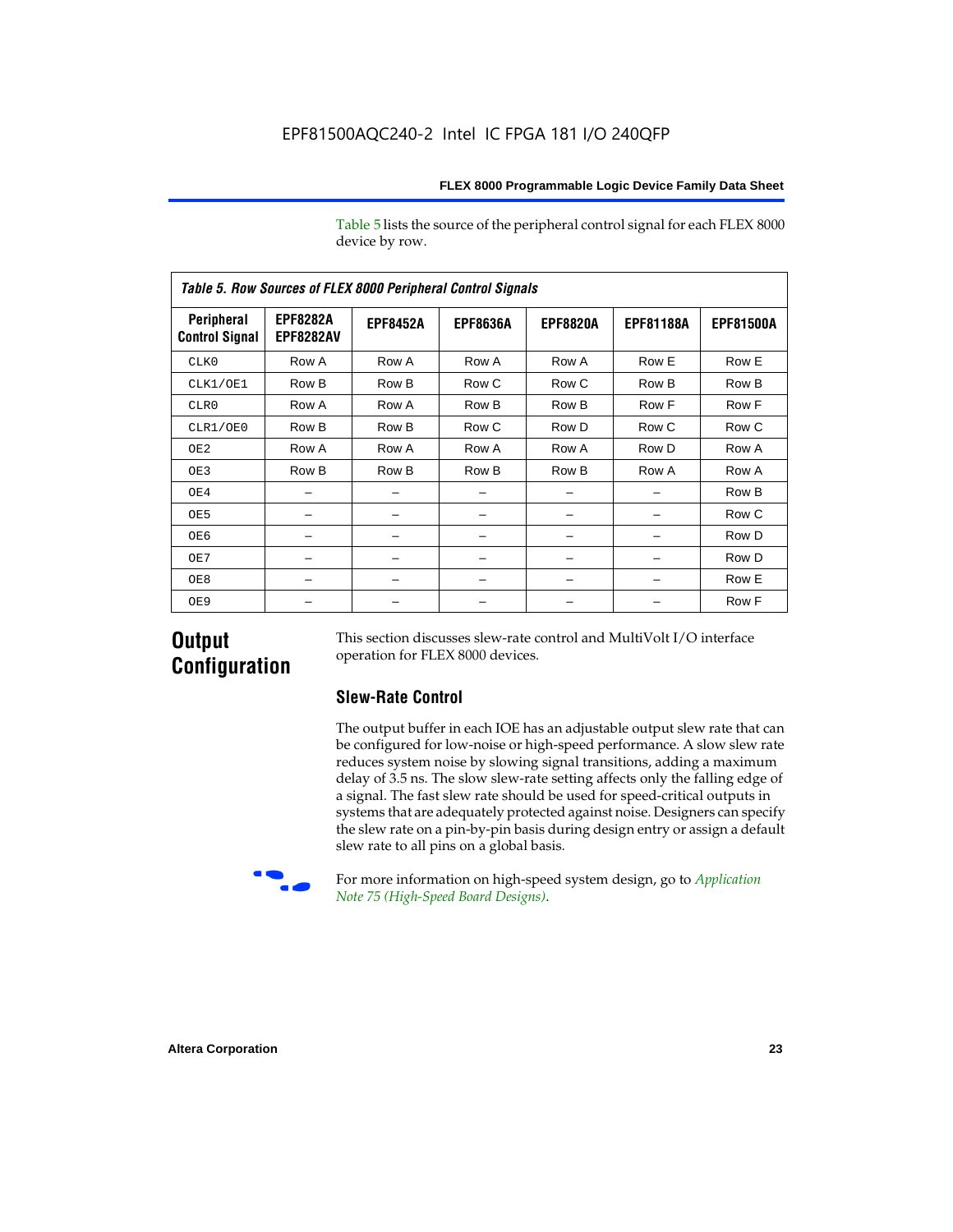Table 5 lists the source of the peripheral control signal for each FLEX 8000 device by row.

*Table 5. Row Sources of FLEX 8000 Peripheral Control Signals*

| Peripheral Control Signal | EPF8282A EPF8282AV | EPF8452A | EPF8636A | EPF8820A | EPF81188A | EPF81500A |
|---|---|---|---|---|---|---|
| CLK0 | Row A | Row A | Row A | Row A | Row E | Row E |
| CLK1/OE1 | Row B | Row B | Row C | Row C | Row B | Row B |
| CLR0 | Row A | Row A | Row B | Row B | Row F | Row F |
| CLR1/OE0 | Row B | Row B | Row C | Row D | Row C | Row C |
| OE2 | Row A | Row A | Row A | Row A | Row D | Row A |
| OE3 | Row B | Row B | Row B | Row B | Row A | Row A |
| OE4 | – | – | – | – | – | Row B |
| OE5 | – | – | – | – | – | Row C |
| OE6 | – | – | – | – | – | Row D |
| OE7 | – | – | – | – | – | Row D |
| OE8 | – | – | – | – | – | Row E |
| OE9 | – | – | – | – | – | Row F |

## Output Configuration

This section discusses slew-rate control and MultiVolt I/O interface operation for FLEX 8000 devices.

### Slew-Rate Control

The output buffer in each IOE has an adjustable output slew rate that can be configured for low-noise or high-speed performance. A slow slew rate reduces system noise by slowing signal transitions, adding a maximum delay of 3.5 ns. The slow slew-rate setting affects only the falling edge of a signal. The fast slew rate should be used for speed-critical outputs in systems that are adequately protected against noise. Designers can specify the slew rate on a pin-by-pin basis during design entry or assign a default slew rate to all pins on a global basis.

For more information on high-speed system design, go to *Application Note 75 (High-Speed Board Designs)*.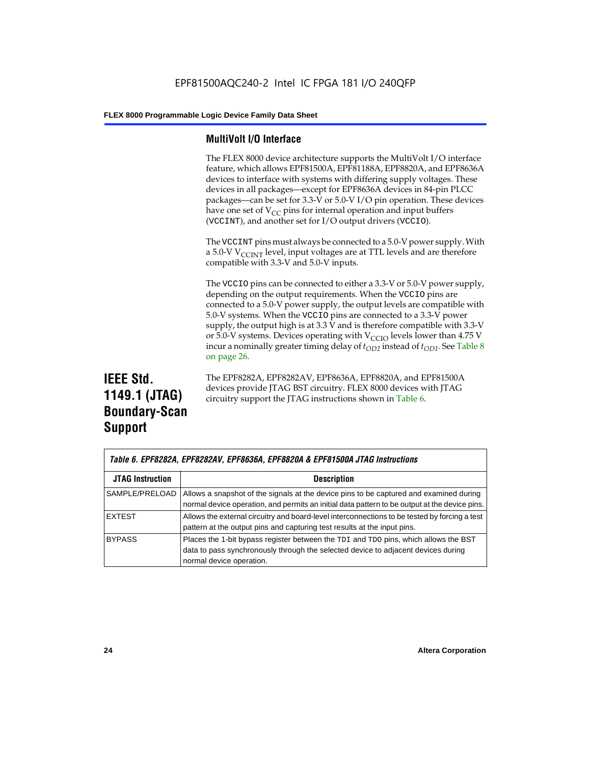## MultiVolt I/O Interface

The FLEX 8000 device architecture supports the MultiVolt I/O interface feature, which allows EPF81500A, EPF81188A, EPF8820A, and EPF8636A devices to interface with systems with differing supply voltages. These devices in all packages—except for EPF8636A devices in 84-pin PLCC packages—can be set for 3.3-V or 5.0-V I/O pin operation. These devices have one set of $V_{CC}$ pins for internal operation and input buffers (`VCCINT`), and another set for I/O output drivers (`VCCIO`).

The `VCCINT` pins must always be connected to a 5.0-V power supply. With a 5.0-V $V_{CCINT}$ level, input voltages are at TTL levels and are therefore compatible with 3.3-V and 5.0-V inputs.

The `VCCIO` pins can be connected to either a 3.3-V or 5.0-V power supply, depending on the output requirements. When the `VCCIO` pins are connected to a 5.0-V power supply, the output levels are compatible with 5.0-V systems. When the `VCCIO` pins are connected to a 3.3-V power supply, the output high is at 3.3 V and is therefore compatible with 3.3-V or 5.0-V systems. Devices operating with $V_{CCIO}$ levels lower than 4.75 V incur a nominally greater timing delay of $t_{OD2}$ instead of $t_{OD1}$. See Table 8 on page 26.

# IEEE Std. 1149.1 (JTAG) Boundary-Scan Support

The EPF8282A, EPF8282AV, EPF8636A, EPF8820A, and EPF81500A devices provide JTAG BST circuitry. FLEX 8000 devices with JTAG circuitry support the JTAG instructions shown in Table 6.

*Table 6. EPF8282A, EPF8282AV, EPF8636A, EPF8820A & EPF81500A JTAG Instructions*

| JTAG Instruction | Description |
|---|---|
| SAMPLE/PRELOAD | Allows a snapshot of the signals at the device pins to be captured and examined during normal device operation, and permits an initial data pattern to be output at the device pins. |
| EXTEST | Allows the external circuitry and board-level interconnections to be tested by forcing a test pattern at the output pins and capturing test results at the input pins. |
| BYPASS | Places the 1-bit bypass register between the `TDI` and `TDO` pins, which allows the BST data to pass synchronously through the selected device to adjacent devices during normal device operation. |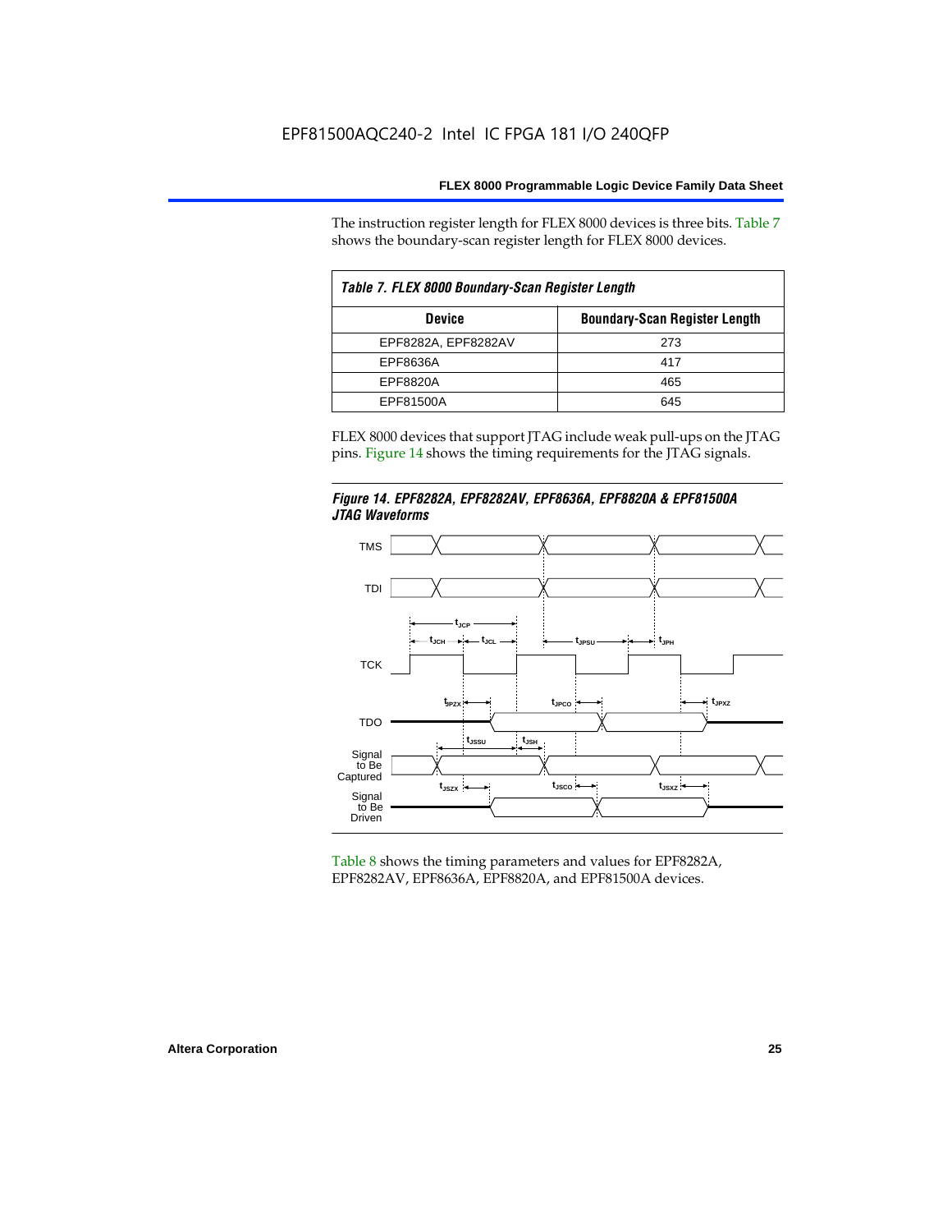The instruction register length for FLEX 8000 devices is three bits. Table 7 shows the boundary-scan register length for FLEX 8000 devices.

*Table 7. FLEX 8000 Boundary-Scan Register Length*

| Device | Boundary-Scan Register Length |
|---|---|
| EPF8282A, EPF8282AV | 273 |
| EPF8636A | 417 |
| EPF8820A | 465 |
| EPF81500A | 645 |

FLEX 8000 devices that support JTAG include weak pull-ups on the JTAG pins. Figure 14 shows the timing requirements for the JTAG signals.

*Figure 14. EPF8282A, EPF8282AV, EPF8636A, EPF8820A & EPF81500A JTAG Waveforms*

Table 8 shows the timing parameters and values for EPF8282A, EPF8282AV, EPF8636A, EPF8820A, and EPF81500A devices.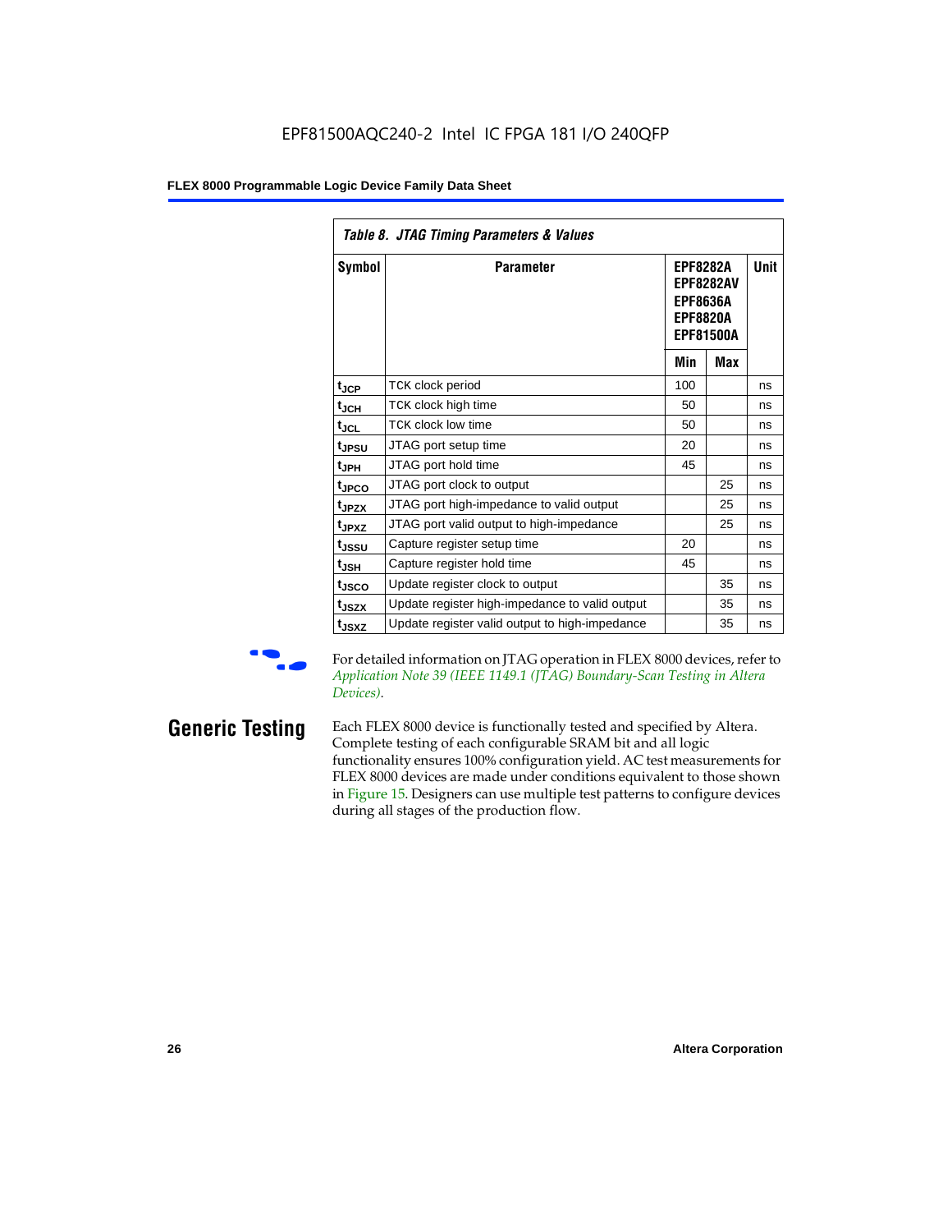*Table 8. JTAG Timing Parameters & Values*

| Symbol | Parameter | EPF8282A EPF8282AV EPF8636A EPF8820A EPF81500A | | Unit |
|---|---|---|---|---|
| | | Min | Max | |
| $t_{JCP}$ | TCK clock period | 100 | | ns |
| $t_{JCH}$ | TCK clock high time | 50 | | ns |
| $t_{JCL}$ | TCK clock low time | 50 | | ns |
| $t_{JPSU}$ | JTAG port setup time | 20 | | ns |
| $t_{JPH}$ | JTAG port hold time | 45 | | ns |
| $t_{JPCO}$ | JTAG port clock to output | | 25 | ns |
| $t_{JPZX}$ | JTAG port high-impedance to valid output | | 25 | ns |
| $t_{JPXZ}$ | JTAG port valid output to high-impedance | | 25 | ns |
| $t_{JSSU}$ | Capture register setup time | 20 | | ns |
| $t_{JSH}$ | Capture register hold time | 45 | | ns |
| $t_{JSCO}$ | Update register clock to output | | 35 | ns |
| $t_{JSZX}$ | Update register high-impedance to valid output | | 35 | ns |
| $t_{JSXZ}$ | Update register valid output to high-impedance | | 35 | ns |

For detailed information on JTAG operation in FLEX 8000 devices, refer to *Application Note 39 (IEEE 1149.1 (JTAG) Boundary-Scan Testing in Altera Devices)*.

## Generic Testing

Each FLEX 8000 device is functionally tested and specified by Altera. Complete testing of each configurable SRAM bit and all logic functionality ensures 100% configuration yield. AC test measurements for FLEX 8000 devices are made under conditions equivalent to those shown in Figure 15. Designers can use multiple test patterns to configure devices during all stages of the production flow.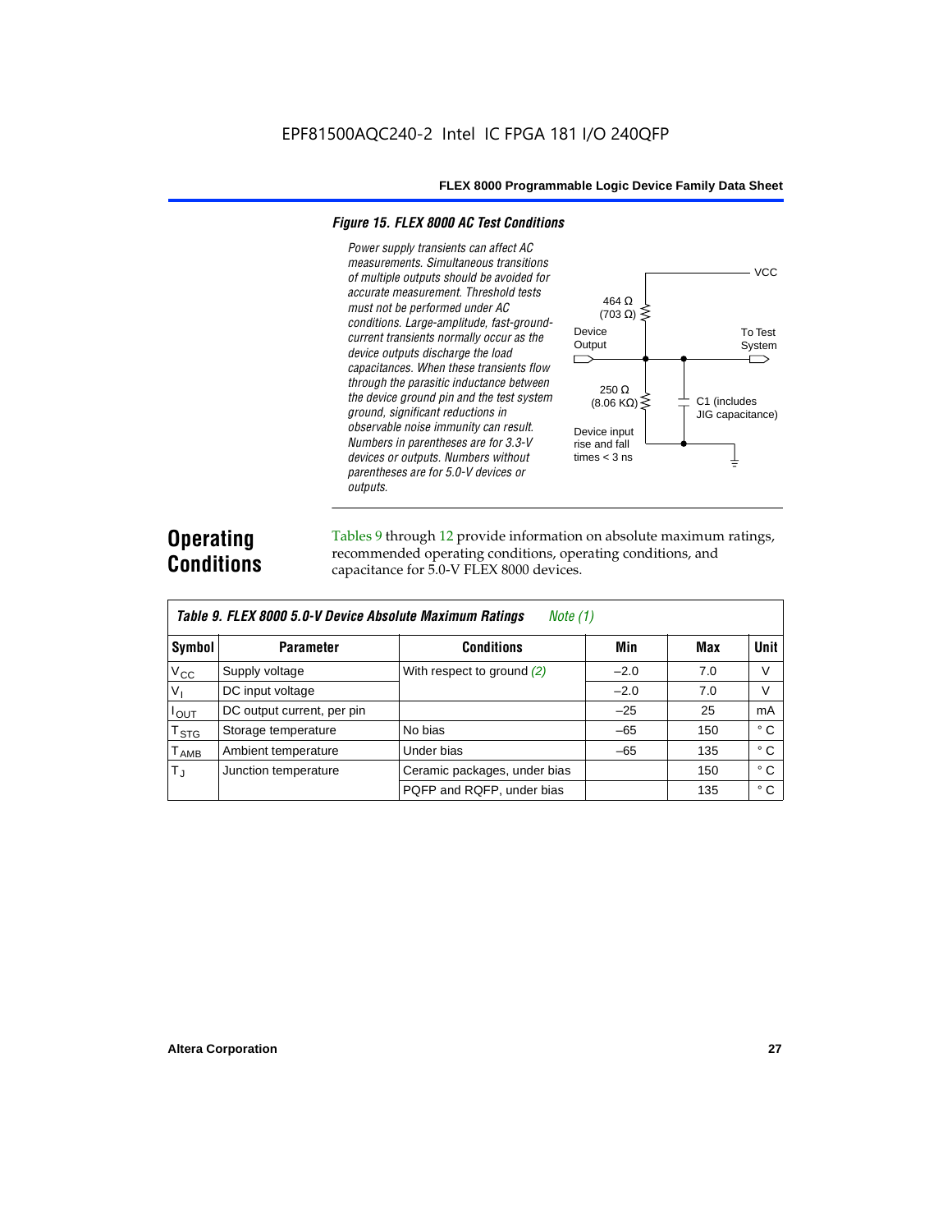*Figure 15. FLEX 8000 AC Test Conditions*

*Power supply transients can affect AC measurements. Simultaneous transitions of multiple outputs should be avoided for accurate measurement. Threshold tests must not be performed under AC conditions. Large-amplitude, fast-ground-current transients normally occur as the device outputs discharge the load capacitances. When these transients flow through the parasitic inductance between the device ground pin and the test system ground, significant reductions in observable noise immunity can result. Numbers in parentheses are for 3.3-V devices or outputs. Numbers without parentheses are for 5.0-V devices or outputs.*

VCC

464 Ω (703 Ω)

Device Output

To Test System

250 Ω (8.06 KΩ)

C1 (includes JIG capacitance)

Device input rise and fall times < 3 ns

## Operating Conditions

Tables 9 through 12 provide information on absolute maximum ratings, recommended operating conditions, operating conditions, and capacitance for 5.0-V FLEX 8000 devices.

*Table 9. FLEX 8000 5.0-V Device Absolute Maximum Ratings* *Note (1)*

| Symbol | Parameter | Conditions | Min | Max | Unit |
|---|---|---|---|---|---|
| $V_{CC}$ | Supply voltage | With respect to ground *(2)* | –2.0 | 7.0 | V |
| $V_I$ | DC input voltage | | –2.0 | 7.0 | V |
| $I_{OUT}$ | DC output current, per pin | | –25 | 25 | mA |
| $T_{STG}$ | Storage temperature | No bias | –65 | 150 | ° C |
| $T_{AMB}$ | Ambient temperature | Under bias | –65 | 135 | ° C |
| $T_J$ | Junction temperature | Ceramic packages, under bias | | 150 | ° C |
| | | PQFP and RQFP, under bias | | 135 | ° C |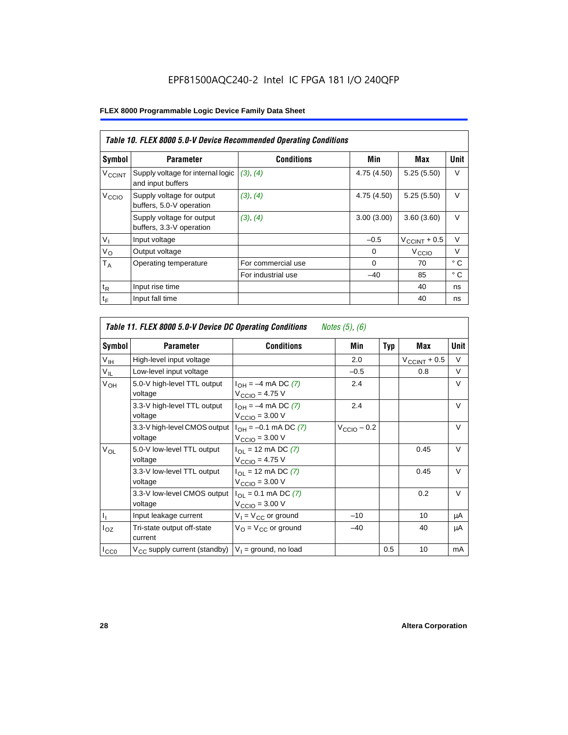**Table 10. FLEX 8000 5.0-V Device Recommended Operating Conditions**

| Symbol | Parameter | Conditions | Min | Max | Unit |
|---|---|---|---|---|---|
| $V_{CCINT}$ | Supply voltage for internal logic and input buffers | (3), (4) | 4.75 (4.50) | 5.25 (5.50) | V |
| $V_{CCIO}$ | Supply voltage for output buffers, 5.0-V operation | (3), (4) | 4.75 (4.50) | 5.25 (5.50) | V |
| | Supply voltage for output buffers, 3.3-V operation | (3), (4) | 3.00 (3.00) | 3.60 (3.60) | V |
| $V_I$ | Input voltage | | –0.5 | $V_{CCINT}$ + 0.5 | V |
| $V_O$ | Output voltage | | 0 | $V_{CCIO}$ | V |
| $T_A$ | Operating temperature | For commercial use | 0 | 70 | ° C |
| | | For industrial use | –40 | 85 | ° C |
| $t_R$ | Input rise time | | | 40 | ns |
| $t_F$ | Input fall time | | | 40 | ns |

**Table 11. FLEX 8000 5.0-V Device DC Operating Conditions** *Notes (5), (6)*

| Symbol | Parameter | Conditions | Min | Typ | Max | Unit |
|---|---|---|---|---|---|---|
| $V_{IH}$ | High-level input voltage | | 2.0 | | $V_{CCINT}$ + 0.5 | V |
| $V_{IL}$ | Low-level input voltage | | –0.5 | | 0.8 | V |
| $V_{OH}$ | 5.0-V high-level TTL output voltage | $I_{OH}$ = –4 mA DC (7) $V_{CCIO}$ = 4.75 V | 2.4 | | | V |
| | 3.3-V high-level TTL output voltage | $I_{OH}$ = –4 mA DC (7) $V_{CCIO}$ = 3.00 V | 2.4 | | | V |
| | 3.3-V high-level CMOS output voltage | $I_{OH}$ = –0.1 mA DC (7) $V_{CCIO}$ = 3.00 V | $V_{CCIO}$ – 0.2 | | | V |
| $V_{OL}$ | 5.0-V low-level TTL output voltage | $I_{OL}$ = 12 mA DC (7) $V_{CCIO}$ = 4.75 V | | | 0.45 | V |
| | 3.3-V low-level TTL output voltage | $I_{OL}$ = 12 mA DC (7) $V_{CCIO}$ = 3.00 V | | | 0.45 | V |
| | 3.3-V low-level CMOS output voltage | $I_{OL}$ = 0.1 mA DC (7) $V_{CCIO}$ = 3.00 V | | | 0.2 | V |
| $I_I$ | Input leakage current | $V_I$ = $V_{CC}$ or ground | –10 | | 10 | μA |
| $I_{OZ}$ | Tri-state output off-state current | $V_O$ = $V_{CC}$ or ground | –40 | | 40 | μA |
| $I_{CC0}$ | $V_{CC}$ supply current (standby) | $V_I$ = ground, no load | | 0.5 | 10 | mA |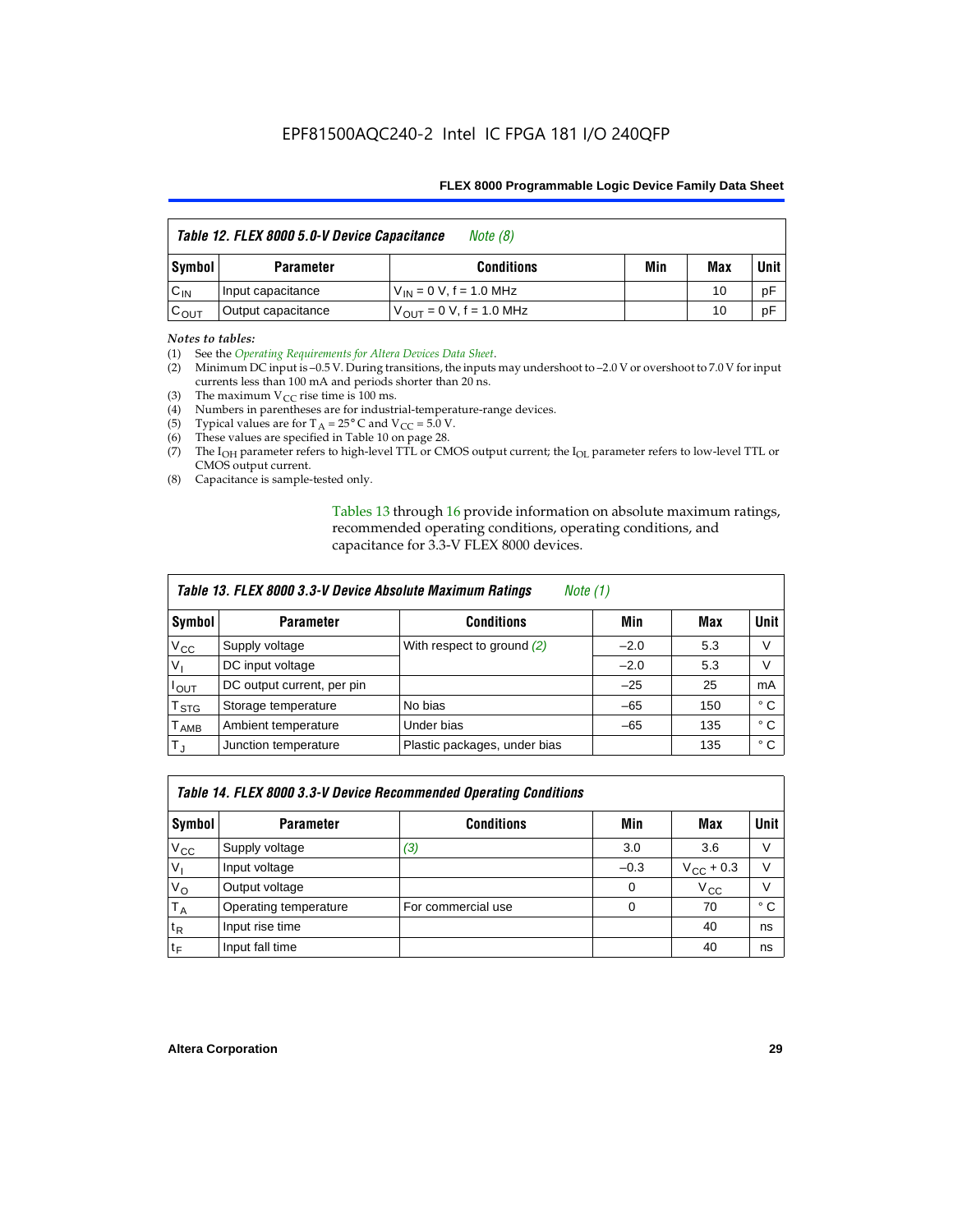| *Table 12. FLEX 8000 5.0-V Device Capacitance* *Note (8)* | | | | | |
|---|---|---|---|---|---|
| **Symbol** | **Parameter** | **Conditions** | **Min** | **Max** | **Unit** |
| $C_{IN}$ | Input capacitance | $V_{IN}$ = 0 V, f = 1.0 MHz | | 10 | pF |
| $C_{OUT}$ | Output capacitance | $V_{OUT}$ = 0 V, f = 1.0 MHz | | 10 | pF |

*Notes to tables:*

(1) See the *Operating Requirements for Altera Devices Data Sheet*.
(2) Minimum DC input is –0.5 V. During transitions, the inputs may undershoot to –2.0 V or overshoot to 7.0 V for input currents less than 100 mA and periods shorter than 20 ns.
(3) The maximum $V_{CC}$ rise time is 100 ms.
(4) Numbers in parentheses are for industrial-temperature-range devices.
(5) Typical values are for $T_A$ = 25° C and $V_{CC}$ = 5.0 V.
(6) These values are specified in Table 10 on page 28.
(7) The $I_{OH}$ parameter refers to high-level TTL or CMOS output current; the $I_{OL}$ parameter refers to low-level TTL or CMOS output current.
(8) Capacitance is sample-tested only.

Tables 13 through 16 provide information on absolute maximum ratings, recommended operating conditions, operating conditions, and capacitance for 3.3-V FLEX 8000 devices.

| *Table 13. FLEX 8000 3.3-V Device Absolute Maximum Ratings* *Note (1)* | | | | | |
|---|---|---|---|---|---|
| **Symbol** | **Parameter** | **Conditions** | **Min** | **Max** | **Unit** |
| $V_{CC}$ | Supply voltage | With respect to ground *(2)* | –2.0 | 5.3 | V |
| $V_I$ | DC input voltage | | –2.0 | 5.3 | V |
| $I_{OUT}$ | DC output current, per pin | | –25 | 25 | mA |
| $T_{STG}$ | Storage temperature | No bias | –65 | 150 | ° C |
| $T_{AMB}$ | Ambient temperature | Under bias | –65 | 135 | ° C |
| $T_J$ | Junction temperature | Plastic packages, under bias | | 135 | ° C |

| *Table 14. FLEX 8000 3.3-V Device Recommended Operating Conditions* | | | | | |
|---|---|---|---|---|---|
| **Symbol** | **Parameter** | **Conditions** | **Min** | **Max** | **Unit** |
| $V_{CC}$ | Supply voltage | *(3)* | 3.0 | 3.6 | V |
| $V_I$ | Input voltage | | –0.3 | $V_{CC}$ + 0.3 | V |
| $V_O$ | Output voltage | | 0 | $V_{CC}$ | V |
| $T_A$ | Operating temperature | For commercial use | 0 | 70 | ° C |
| $t_R$ | Input rise time | | | 40 | ns |
| $t_F$ | Input fall time | | | 40 | ns |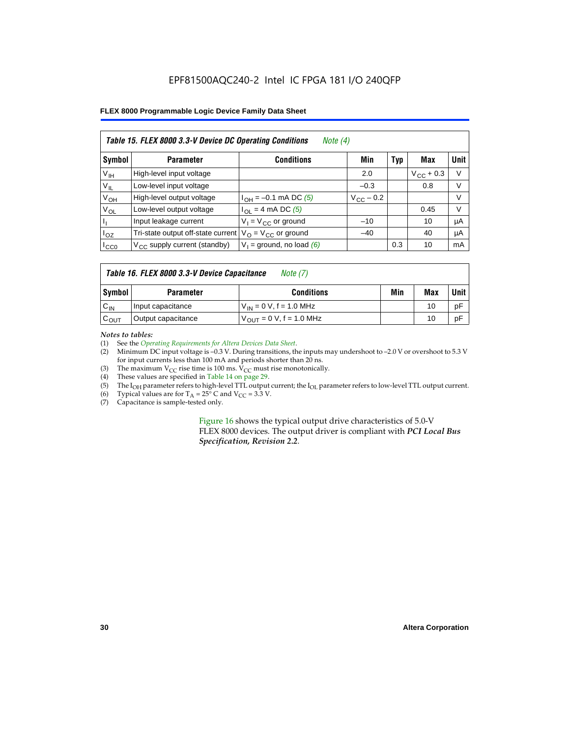EPF81500AQC240-2 Intel IC FPGA 181 I/O 240QFP

| Table 15. FLEX 8000 3.3-V Device DC Operating Conditions *Note (4)* | | | | | | |
|---|---|---|---|---|---|---|
| **Symbol** | **Parameter** | **Conditions** | **Min** | **Typ** | **Max** | **Unit** |
| $V_{IH}$ | High-level input voltage | | 2.0 | | $V_{CC}$ + 0.3 | V |
| $V_{IL}$ | Low-level input voltage | | –0.3 | | 0.8 | V |
| $V_{OH}$ | High-level output voltage | $I_{OH}$ = –0.1 mA DC *(5)* | $V_{CC}$ – 0.2 | | | V |
| $V_{OL}$ | Low-level output voltage | $I_{OL}$ = 4 mA DC *(5)* | | | 0.45 | V |
| $I_I$ | Input leakage current | $V_I$ = $V_{CC}$ or ground | –10 | | 10 | µA |
| $I_{OZ}$ | Tri-state output off-state current | $V_O$ = $V_{CC}$ or ground | –40 | | 40 | µA |
| $I_{CC0}$ | $V_{CC}$ supply current (standby) | $V_I$ = ground, no load *(6)* | | 0.3 | 10 | mA |

| Table 16. FLEX 8000 3.3-V Device Capacitance *Note (7)* | | | | | |
|---|---|---|---|---|---|
| **Symbol** | **Parameter** | **Conditions** | **Min** | **Max** | **Unit** |
| $C_{IN}$ | Input capacitance | $V_{IN}$ = 0 V, f = 1.0 MHz | | 10 | pF |
| $C_{OUT}$ | Output capacitance | $V_{OUT}$ = 0 V, f = 1.0 MHz | | 10 | pF |

*Notes to tables:*

(1) See the *Operating Requirements for Altera Devices Data Sheet*.
(2) Minimum DC input voltage is –0.3 V. During transitions, the inputs may undershoot to –2.0 V or overshoot to 5.3 V for input currents less than 100 mA and periods shorter than 20 ns.
(3) The maximum $V_{CC}$ rise time is 100 ms. $V_{CC}$ must rise monotonically.
(4) These values are specified in Table 14 on page 29.
(5) The $I_{OH}$ parameter refers to high-level TTL output current; the $I_{OL}$ parameter refers to low-level TTL output current.
(6) Typical values are for $T_A$ = 25° C and $V_{CC}$ = 3.3 V.
(7) Capacitance is sample-tested only.

Figure 16 shows the typical output drive characteristics of 5.0-V FLEX 8000 devices. The output driver is compliant with ***PCI Local Bus Specification, Revision 2.2***.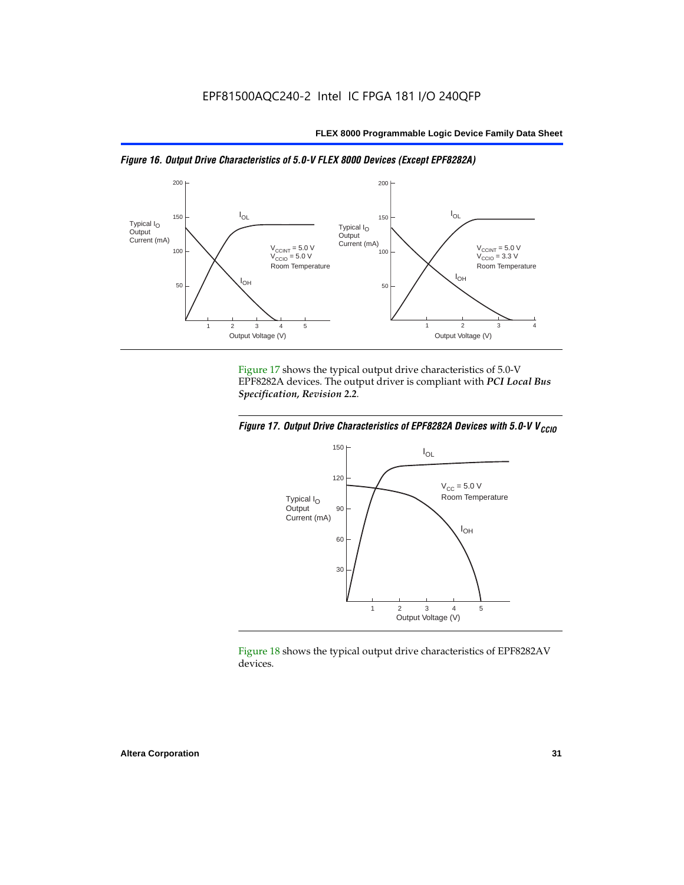*Figure 16. Output Drive Characteristics of 5.0-V FLEX 8000 Devices (Except EPF8282A)*

Figure 17 shows the typical output drive characteristics of 5.0-V EPF8282A devices. The output driver is compliant with ***PCI Local Bus Specification, Revision 2.2***.

*Figure 17. Output Drive Characteristics of EPF8282A Devices with 5.0-V $V_{CCIO}$*

Figure 18 shows the typical output drive characteristics of EPF8282AV devices.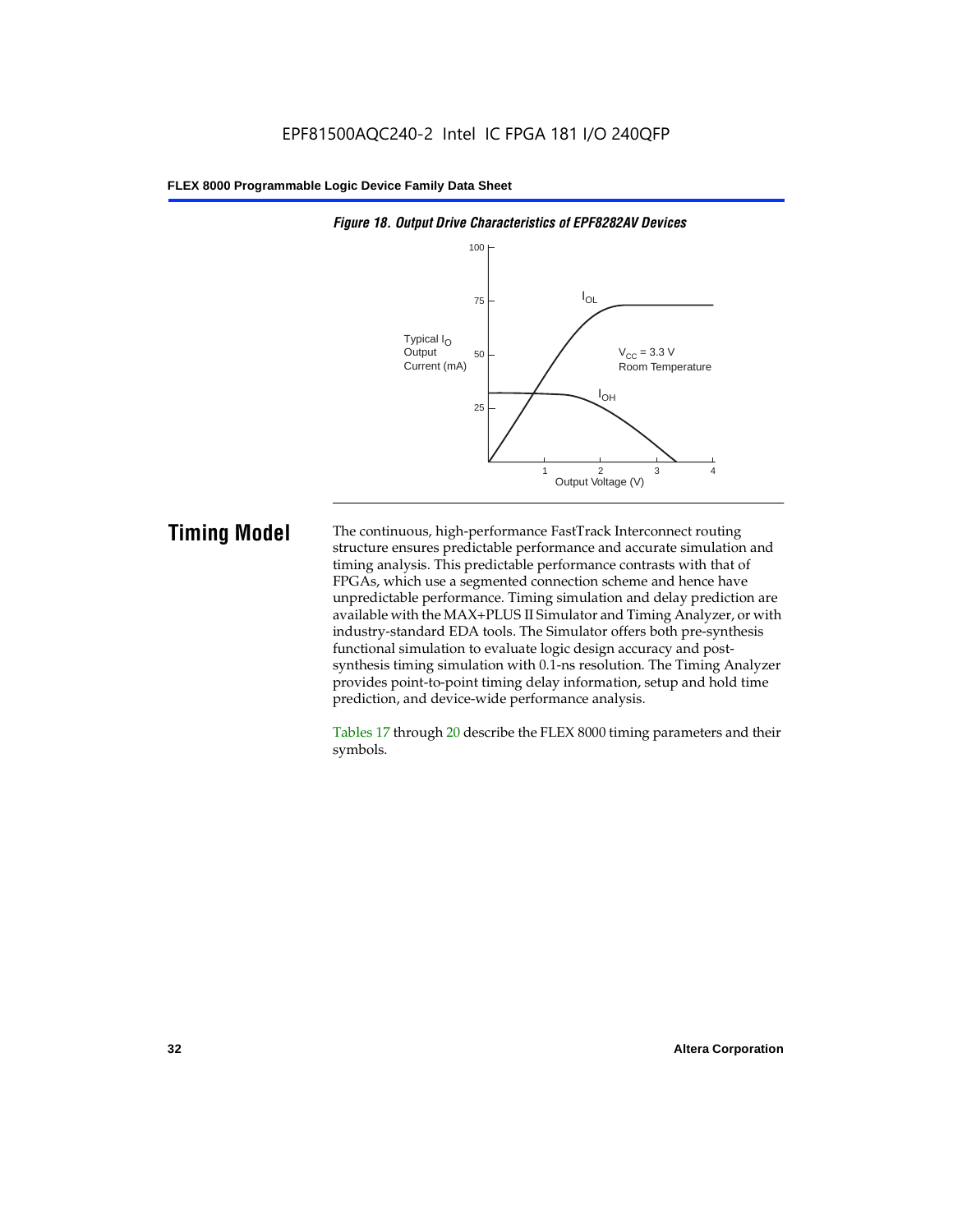*Figure 18. Output Drive Characteristics of EPF8282AV Devices*

## Timing Model

The continuous, high-performance FastTrack Interconnect routing structure ensures predictable performance and accurate simulation and timing analysis. This predictable performance contrasts with that of FPGAs, which use a segmented connection scheme and hence have unpredictable performance. Timing simulation and delay prediction are available with the MAX+PLUS II Simulator and Timing Analyzer, or with industry-standard EDA tools. The Simulator offers both pre-synthesis functional simulation to evaluate logic design accuracy and post-synthesis timing simulation with 0.1-ns resolution. The Timing Analyzer provides point-to-point timing delay information, setup and hold time prediction, and device-wide performance analysis.

Tables 17 through 20 describe the FLEX 8000 timing parameters and their symbols.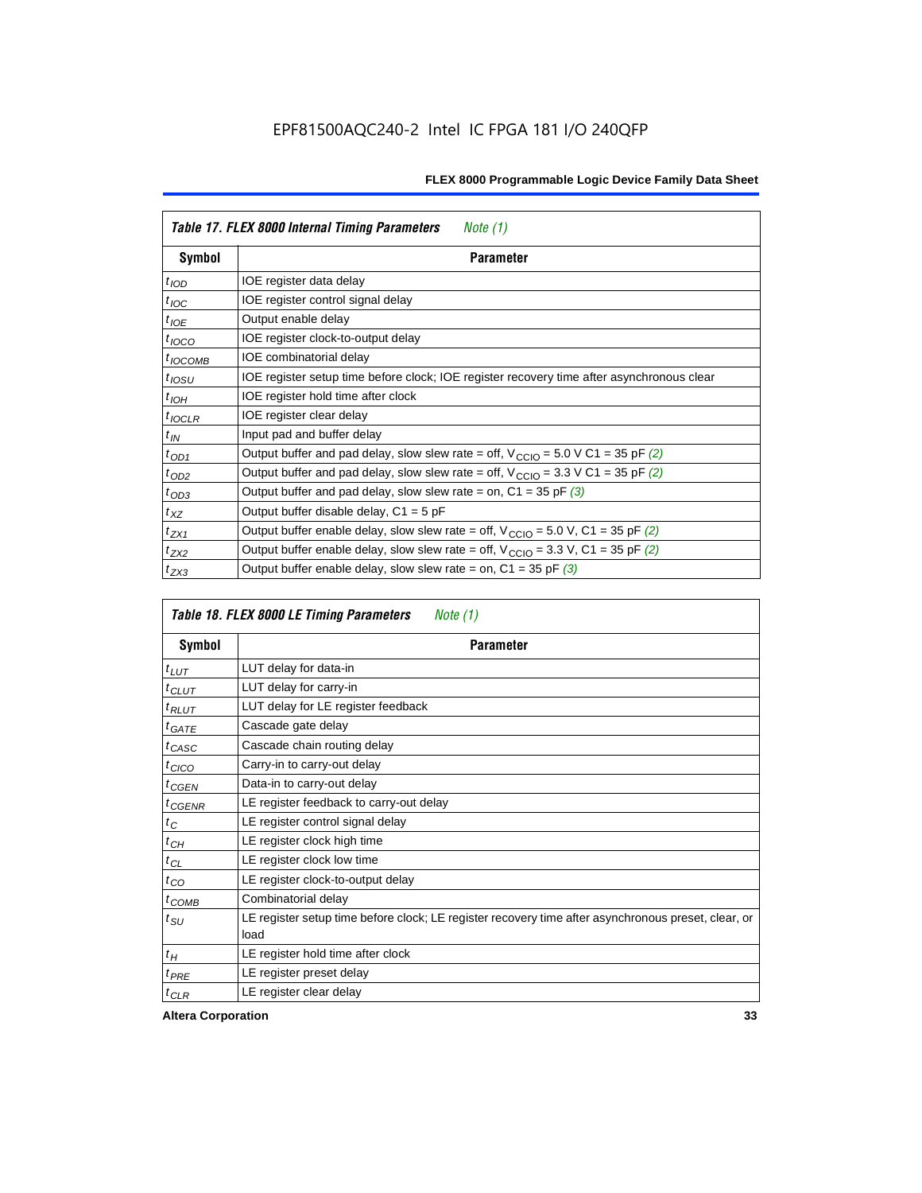EPF81500AQC240-2 Intel IC FPGA 181 I/O 240QFP

| Table 17. FLEX 8000 Internal Timing Parameters *Note (1)* | |
|---|---|
| **Symbol** | **Parameter** |
| $t_{IOD}$ | IOE register data delay |
| $t_{IOC}$ | IOE register control signal delay |
| $t_{IOE}$ | Output enable delay |
| $t_{IOCO}$ | IOE register clock-to-output delay |
| $t_{IOCOMB}$ | IOE combinatorial delay |
| $t_{IOSU}$ | IOE register setup time before clock; IOE register recovery time after asynchronous clear |
| $t_{IOH}$ | IOE register hold time after clock |
| $t_{IOCLR}$ | IOE register clear delay |
| $t_{IN}$ | Input pad and buffer delay |
| $t_{OD1}$ | Output buffer and pad delay, slow slew rate = off, $V_{CCIO}$ = 5.0 V C1 = 35 pF *(2)* |
| $t_{OD2}$ | Output buffer and pad delay, slow slew rate = off, $V_{CCIO}$ = 3.3 V C1 = 35 pF *(2)* |
| $t_{OD3}$ | Output buffer and pad delay, slow slew rate = on, C1 = 35 pF *(3)* |
| $t_{XZ}$ | Output buffer disable delay, C1 = 5 pF |
| $t_{ZX1}$ | Output buffer enable delay, slow slew rate = off, $V_{CCIO}$ = 5.0 V, C1 = 35 pF *(2)* |
| $t_{ZX2}$ | Output buffer enable delay, slow slew rate = off, $V_{CCIO}$ = 3.3 V, C1 = 35 pF *(2)* |
| $t_{ZX3}$ | Output buffer enable delay, slow slew rate = on, C1 = 35 pF *(3)* |

| Table 18. FLEX 8000 LE Timing Parameters *Note (1)* | |
|---|---|
| **Symbol** | **Parameter** |
| $t_{LUT}$ | LUT delay for data-in |
| $t_{CLUT}$ | LUT delay for carry-in |
| $t_{RLUT}$ | LUT delay for LE register feedback |
| $t_{GATE}$ | Cascade gate delay |
| $t_{CASC}$ | Cascade chain routing delay |
| $t_{CICO}$ | Carry-in to carry-out delay |
| $t_{CGEN}$ | Data-in to carry-out delay |
| $t_{CGENR}$ | LE register feedback to carry-out delay |
| $t_{C}$ | LE register control signal delay |
| $t_{CH}$ | LE register clock high time |
| $t_{CL}$ | LE register clock low time |
| $t_{CO}$ | LE register clock-to-output delay |
| $t_{COMB}$ | Combinatorial delay |
| $t_{SU}$ | LE register setup time before clock; LE register recovery time after asynchronous preset, clear, or load |
| $t_{H}$ | LE register hold time after clock |
| $t_{PRE}$ | LE register preset delay |
| $t_{CLR}$ | LE register clear delay |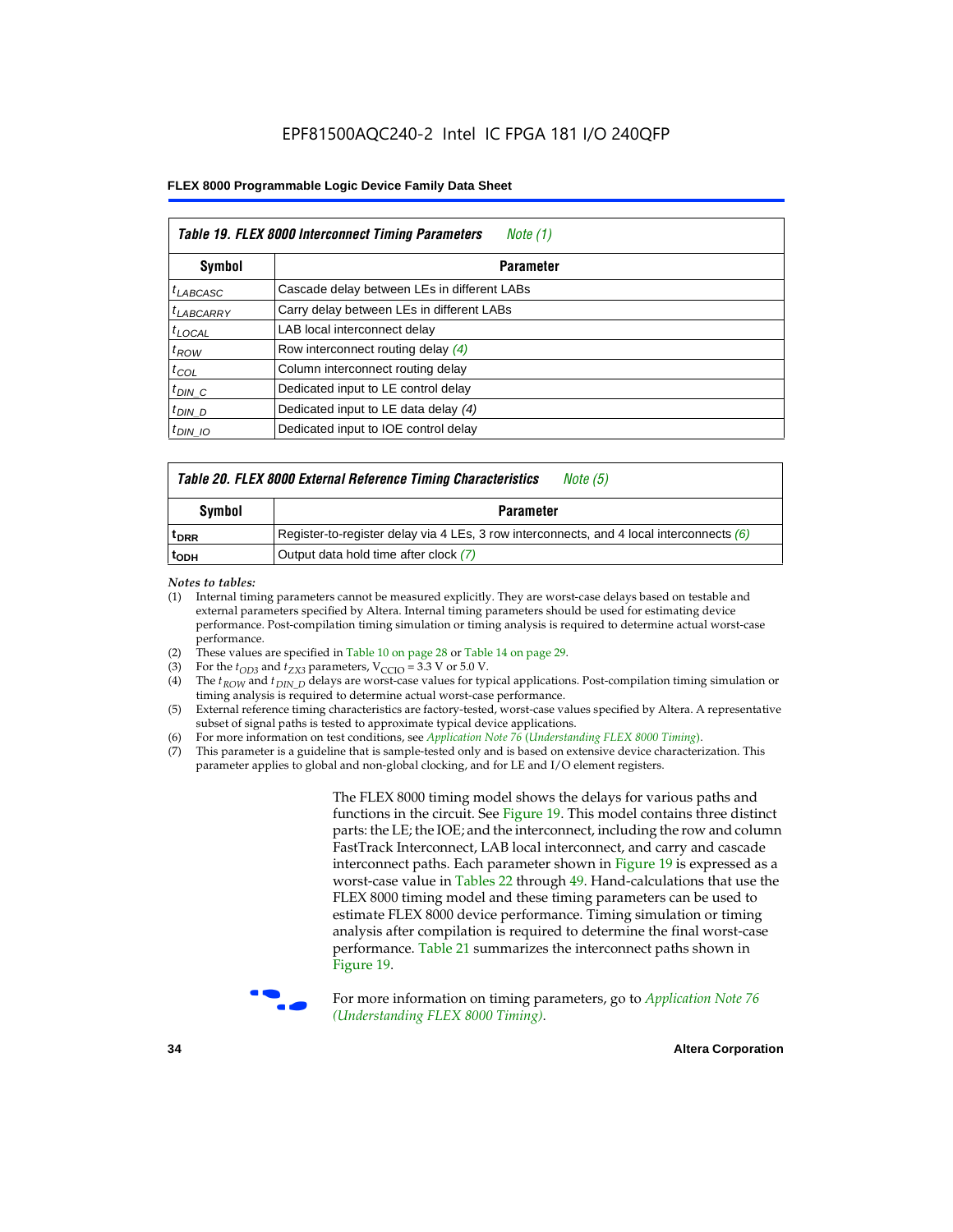**Table 19. FLEX 8000 Interconnect Timing Parameters** *Note (1)*

| Symbol | Parameter |
| --- | --- |
| $t_{LABCASC}$ | Cascade delay between LEs in different LABs |
| $t_{LABCARRY}$ | Carry delay between LEs in different LABs |
| $t_{LOCAL}$ | LAB local interconnect delay |
| $t_{ROW}$ | Row interconnect routing delay *(4)* |
| $t_{COL}$ | Column interconnect routing delay |
| $t_{DIN\_C}$ | Dedicated input to LE control delay |
| $t_{DIN\_D}$ | Dedicated input to LE data delay *(4)* |
| $t_{DIN\_IO}$ | Dedicated input to IOE control delay |

**Table 20. FLEX 8000 External Reference Timing Characteristics** *Note (5)*

| Symbol | Parameter |
| --- | --- |
| $t_{DRR}$ | Register-to-register delay via 4 LEs, 3 row interconnects, and 4 local interconnects *(6)* |
| $t_{ODH}$ | Output data hold time after clock *(7)* |

*Notes to tables:*

(1) Internal timing parameters cannot be measured explicitly. They are worst-case delays based on testable and external parameters specified by Altera. Internal timing parameters should be used for estimating device performance. Post-compilation timing simulation or timing analysis is required to determine actual worst-case performance.

(2) These values are specified in Table 10 on page 28 or Table 14 on page 29.

(3) For the $t_{OD3}$ and $t_{ZX3}$ parameters, $V_{CCIO}$ = 3.3 V or 5.0 V.

(4) The $t_{ROW}$ and $t_{DIN\_D}$ delays are worst-case values for typical applications. Post-compilation timing simulation or timing analysis is required to determine actual worst-case performance.

(5) External reference timing characteristics are factory-tested, worst-case values specified by Altera. A representative subset of signal paths is tested to approximate typical device applications.

(6) For more information on test conditions, see *Application Note 76 (Understanding FLEX 8000 Timing)*.

(7) This parameter is a guideline that is sample-tested only and is based on extensive device characterization. This parameter applies to global and non-global clocking, and for LE and I/O element registers.

The FLEX 8000 timing model shows the delays for various paths and functions in the circuit. See Figure 19. This model contains three distinct parts: the LE; the IOE; and the interconnect, including the row and column FastTrack Interconnect, LAB local interconnect, and carry and cascade interconnect paths. Each parameter shown in Figure 19 is expressed as a worst-case value in Tables 22 through 49. Hand-calculations that use the FLEX 8000 timing model and these timing parameters can be used to estimate FLEX 8000 device performance. Timing simulation or timing analysis after compilation is required to determine the final worst-case performance. Table 21 summarizes the interconnect paths shown in Figure 19.

For more information on timing parameters, go to *Application Note 76 (Understanding FLEX 8000 Timing)*.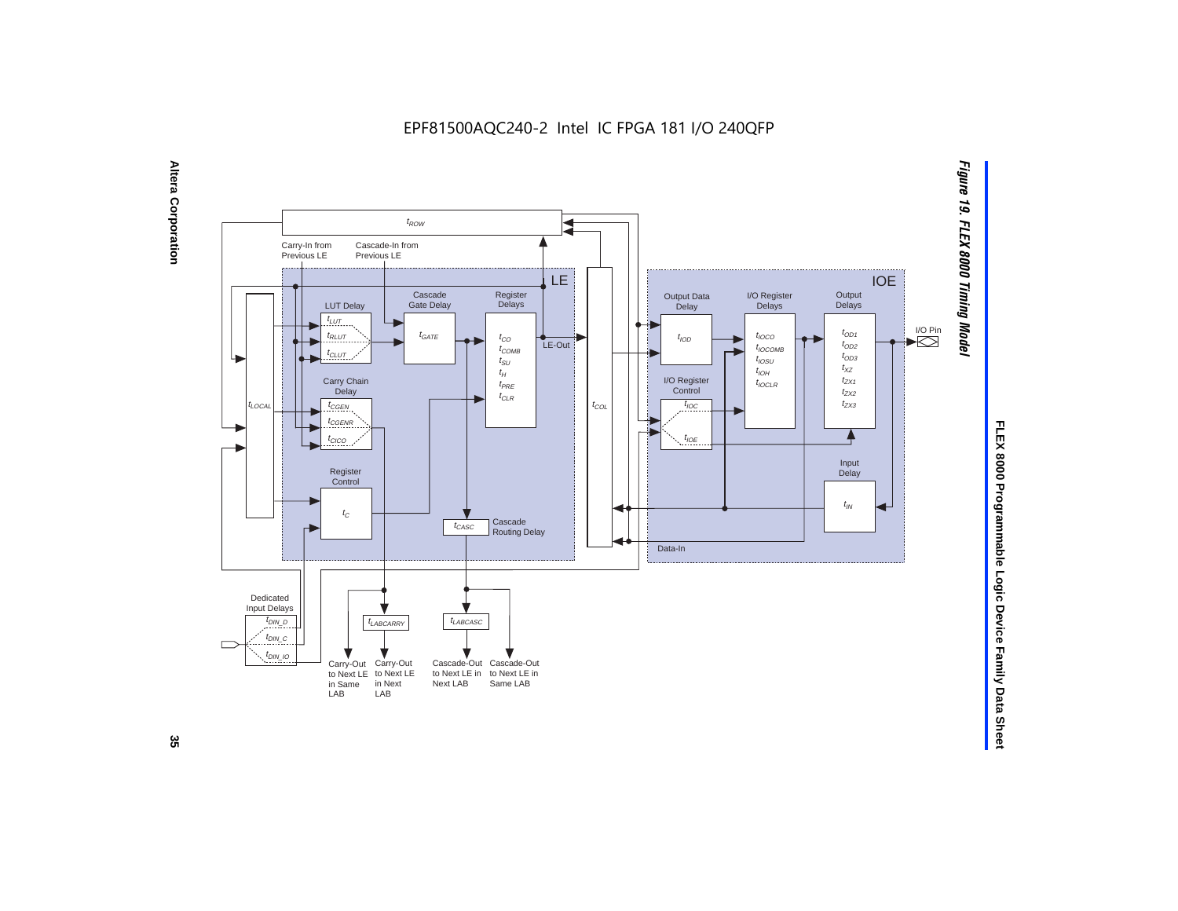EPF81500AQC240-2 Intel IC FPGA 181 I/O 240QFP

**Figure 19. FLEX 8000 Timing Model**

$t_{ROW}$

Carry-In from Previous LE

Cascade-In from Previous LE

LE

LUT Delay

$t_{LUT}$

$t_{RLUT}$

$t_{CLUT}$

Cascade Gate Delay

$t_{GATE}$

Register Delays

$t_{CO}$
$t_{COMB}$
$t_{SU}$
$t_{H}$
$t_{PRE}$
$t_{CLR}$

LE-Out

$t_{LOCAL}$

Carry Chain Delay

$t_{CGEN}$

$t_{CGENR}$

$t_{CICO}$

Register Control

$t_{C}$

$t_{CASC}$

Cascade Routing Delay

$t_{COL}$

IOE

Output Data Delay

$t_{IOD}$

I/O Register Delays

$t_{IOCO}$
$t_{IOCOMB}$
$t_{IOSU}$
$t_{IOH}$
$t_{IOCLR}$

Output Delays

$t_{OD1}$
$t_{OD2}$
$t_{OD3}$
$t_{XZ}$
$t_{ZX1}$
$t_{ZX2}$
$t_{ZX3}$

I/O Pin

I/O Register Control

$t_{IOC}$

$t_{IOE}$

Input Delay

$t_{IN}$

Data-In

Dedicated Input Delays

$t_{DIN\_D}$

$t_{DIN\_C}$

$t_{DIN\_IO}$

$t_{LABCARRY}$

$t_{LABCASC}$

Carry-Out to Next LE in Same LAB

Carry-Out to Next LE in Next LAB

Cascade-Out to Next LE in Next LAB

Cascade-Out to Next LE in Same LAB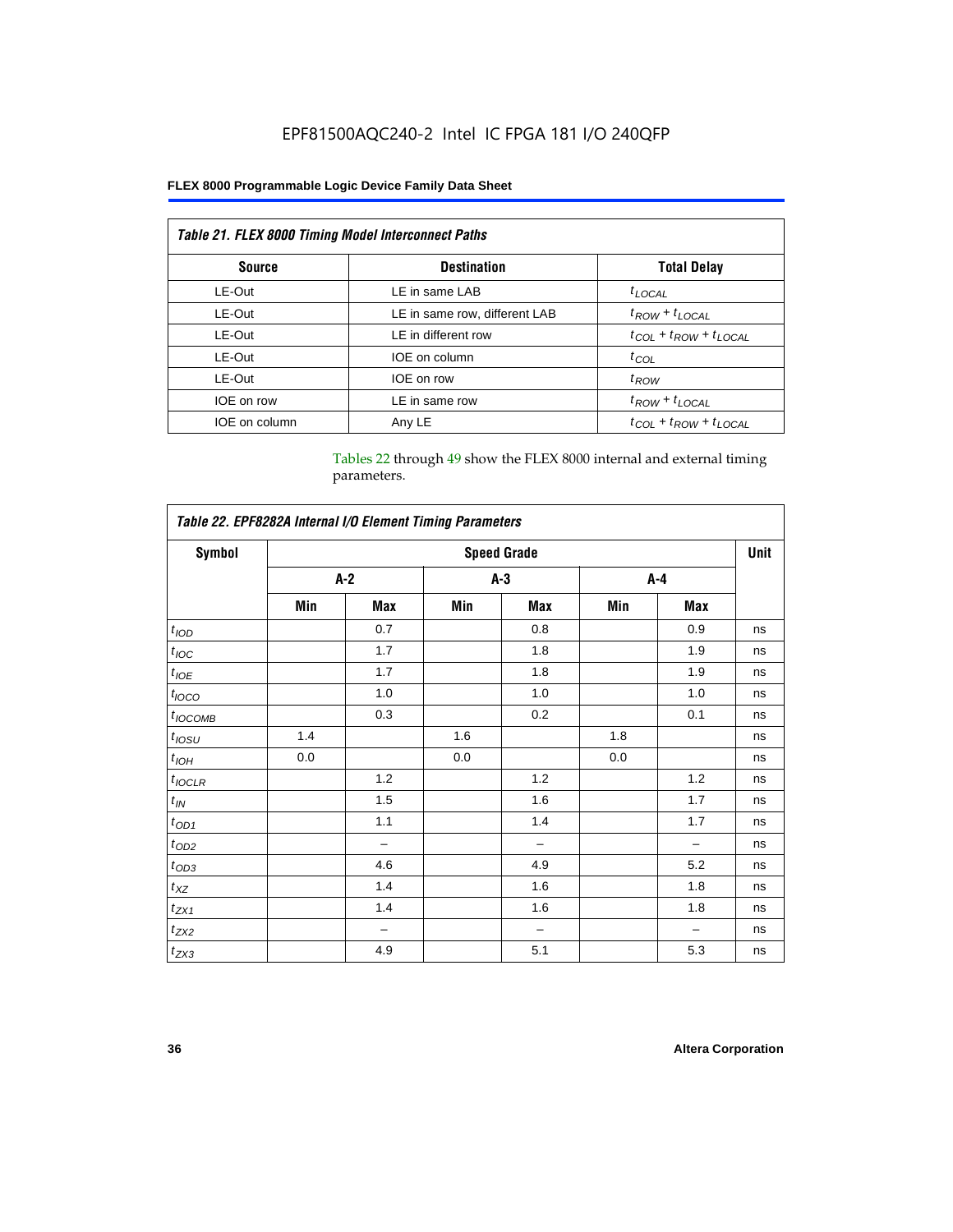EPF81500AQC240-2 Intel IC FPGA 181 I/O 240QFP

| *Table 21. FLEX 8000 Timing Model Interconnect Paths* | | |
|---|---|---|
| **Source** | **Destination** | **Total Delay** |
| LE-Out | LE in same LAB | $t_{LOCAL}$ |
| LE-Out | LE in same row, different LAB | $t_{ROW} + t_{LOCAL}$ |
| LE-Out | LE in different row | $t_{COL} + t_{ROW} + t_{LOCAL}$ |
| LE-Out | IOE on column | $t_{COL}$ |
| LE-Out | IOE on row | $t_{ROW}$ |
| IOE on row | LE in same row | $t_{ROW} + t_{LOCAL}$ |
| IOE on column | Any LE | $t_{COL} + t_{ROW} + t_{LOCAL}$ |

Tables 22 through 49 show the FLEX 8000 internal and external timing parameters.

| *Table 22. EPF8282A Internal I/O Element Timing Parameters* | | | | | | | |
|---|---|---|---|---|---|---|---|
| **Symbol** | **Speed Grade** | | | | | | **Unit** |
| | **A-2** | | **A-3** | | **A-4** | | |
| | **Min** | **Max** | **Min** | **Max** | **Min** | **Max** | |
| $t_{IOD}$ | | 0.7 | | 0.8 | | 0.9 | ns |
| $t_{IOC}$ | | 1.7 | | 1.8 | | 1.9 | ns |
| $t_{IOE}$ | | 1.7 | | 1.8 | | 1.9 | ns |
| $t_{IOCO}$ | | 1.0 | | 1.0 | | 1.0 | ns |
| $t_{IOCOMB}$ | | 0.3 | | 0.2 | | 0.1 | ns |
| $t_{IOSU}$ | 1.4 | | 1.6 | | 1.8 | | ns |
| $t_{IOH}$ | 0.0 | | 0.0 | | 0.0 | | ns |
| $t_{IOCLR}$ | | 1.2 | | 1.2 | | 1.2 | ns |
| $t_{IN}$ | | 1.5 | | 1.6 | | 1.7 | ns |
| $t_{OD1}$ | | 1.1 | | 1.4 | | 1.7 | ns |
| $t_{OD2}$ | | – | | – | | – | ns |
| $t_{OD3}$ | | 4.6 | | 4.9 | | 5.2 | ns |
| $t_{XZ}$ | | 1.4 | | 1.6 | | 1.8 | ns |
| $t_{ZX1}$ | | 1.4 | | 1.6 | | 1.8 | ns |
| $t_{ZX2}$ | | – | | – | | – | ns |
| $t_{ZX3}$ | | 4.9 | | 5.1 | | 5.3 | ns |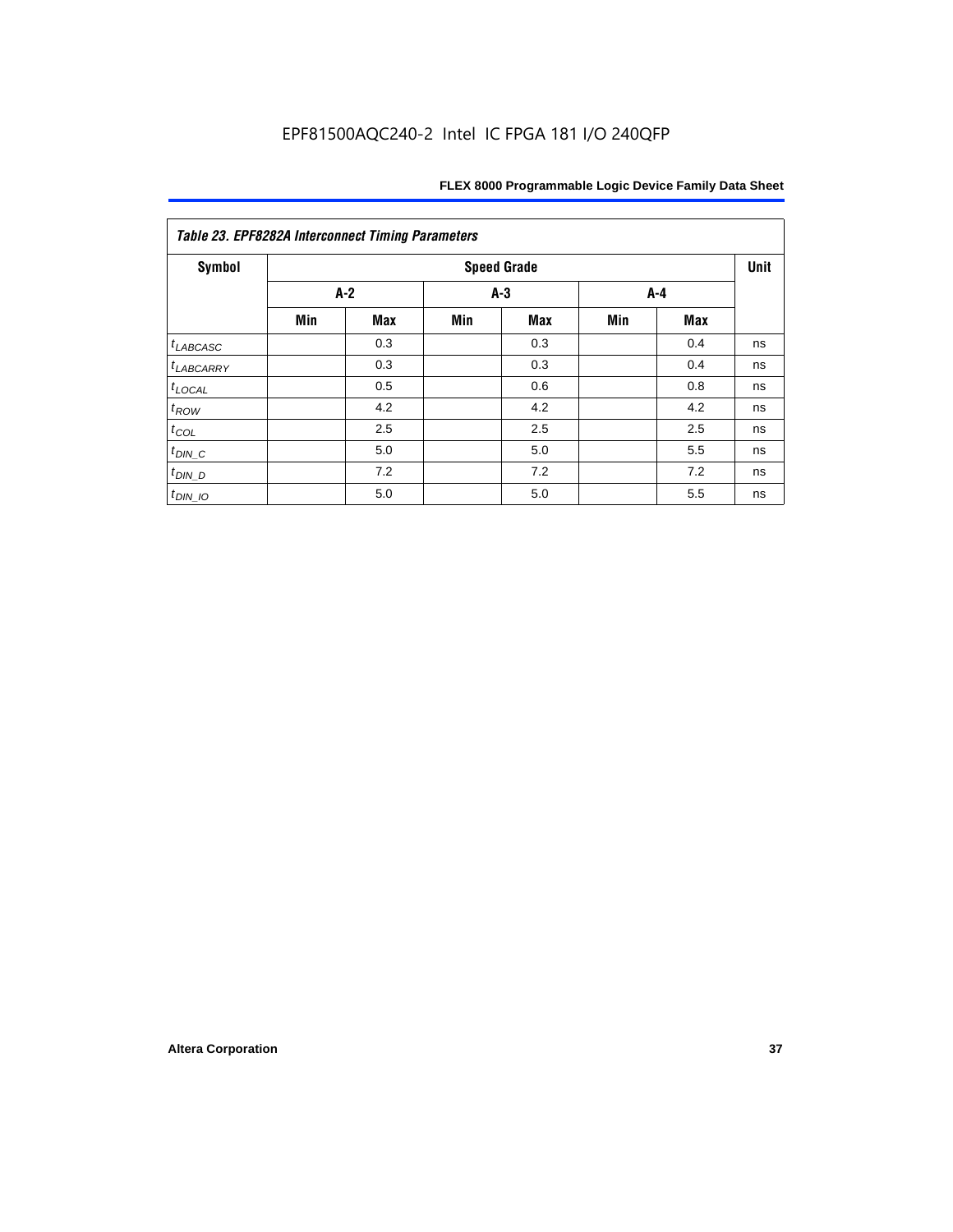EPF81500AQC240-2 Intel IC FPGA 181 I/O 240QFP

*Table 23. EPF8282A Interconnect Timing Parameters*

| Symbol | Speed Grade | | | | | | Unit |
|---|---|---|---|---|---|---|---|
| | A-2 | | A-3 | | A-4 | | |
| | Min | Max | Min | Max | Min | Max | |
| $t_{LABCASC}$ | | 0.3 | | 0.3 | | 0.4 | ns |
| $t_{LABCARRY}$ | | 0.3 | | 0.3 | | 0.4 | ns |
| $t_{LOCAL}$ | | 0.5 | | 0.6 | | 0.8 | ns |
| $t_{ROW}$ | | 4.2 | | 4.2 | | 4.2 | ns |
| $t_{COL}$ | | 2.5 | | 2.5 | | 2.5 | ns |
| $t_{DIN\_C}$ | | 5.0 | | 5.0 | | 5.5 | ns |
| $t_{DIN\_D}$ | | 7.2 | | 7.2 | | 7.2 | ns |
| $t_{DIN\_IO}$ | | 5.0 | | 5.0 | | 5.5 | ns |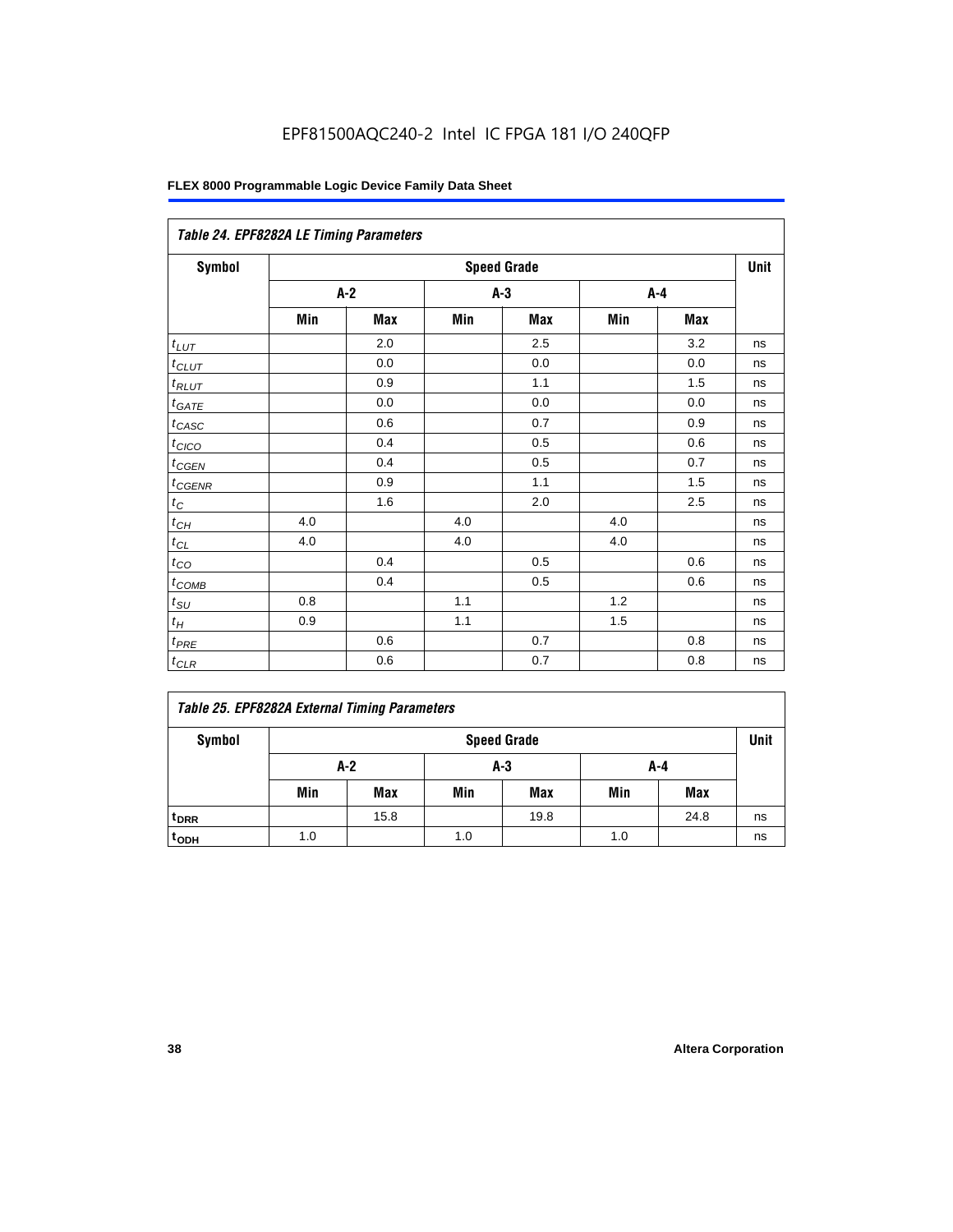EPF81500AQC240-2 Intel IC FPGA 181 I/O 240QFP

| Table 24. EPF8282A LE Timing Parameters | | | | | | | |
|---|---|---|---|---|---|---|---|
| Symbol | Speed Grade | | | | | | Unit |
| | A-2 | | A-3 | | A-4 | | |
| | Min | Max | Min | Max | Min | Max | |
| $t_{LUT}$ | | 2.0 | | 2.5 | | 3.2 | ns |
| $t_{CLUT}$ | | 0.0 | | 0.0 | | 0.0 | ns |
| $t_{RLUT}$ | | 0.9 | | 1.1 | | 1.5 | ns |
| $t_{GATE}$ | | 0.0 | | 0.0 | | 0.0 | ns |
| $t_{CASC}$ | | 0.6 | | 0.7 | | 0.9 | ns |
| $t_{CICO}$ | | 0.4 | | 0.5 | | 0.6 | ns |
| $t_{CGEN}$ | | 0.4 | | 0.5 | | 0.7 | ns |
| $t_{CGENR}$ | | 0.9 | | 1.1 | | 1.5 | ns |
| $t_C$ | | 1.6 | | 2.0 | | 2.5 | ns |
| $t_{CH}$ | 4.0 | | 4.0 | | 4.0 | | ns |
| $t_{CL}$ | 4.0 | | 4.0 | | 4.0 | | ns |
| $t_{CO}$ | | 0.4 | | 0.5 | | 0.6 | ns |
| $t_{COMB}$ | | 0.4 | | 0.5 | | 0.6 | ns |
| $t_{SU}$ | 0.8 | | 1.1 | | 1.2 | | ns |
| $t_H$ | 0.9 | | 1.1 | | 1.5 | | ns |
| $t_{PRE}$ | | 0.6 | | 0.7 | | 0.8 | ns |
| $t_{CLR}$ | | 0.6 | | 0.7 | | 0.8 | ns |

| Table 25. EPF8282A External Timing Parameters | | | | | | | |
|---|---|---|---|---|---|---|---|
| Symbol | Speed Grade | | | | | | Unit |
| | A-2 | | A-3 | | A-4 | | |
| | Min | Max | Min | Max | Min | Max | |
| $t_{DRR}$ | | 15.8 | | 19.8 | | 24.8 | ns |
| $t_{ODH}$ | 1.0 | | 1.0 | | 1.0 | | ns |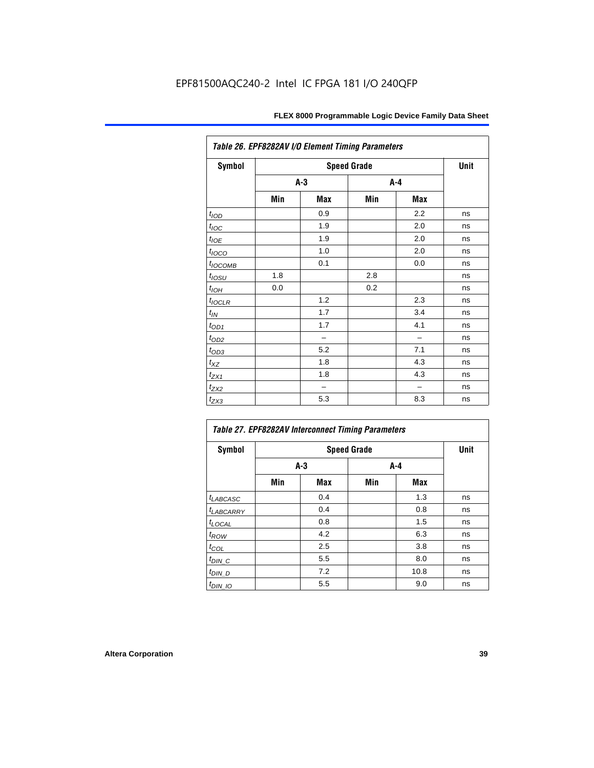EPF81500AQC240-2 Intel IC FPGA 181 I/O 240QFP

| Table 26. EPF8282AV I/O Element Timing Parameters | | | | | |
|---|---|---|---|---|---|
| Symbol | Speed Grade | | | | Unit |
| | A-3 | | A-4 | | |
| | Min | Max | Min | Max | |
| $t_{IOD}$ | | 0.9 | | 2.2 | ns |
| $t_{IOC}$ | | 1.9 | | 2.0 | ns |
| $t_{IOE}$ | | 1.9 | | 2.0 | ns |
| $t_{IOCO}$ | | 1.0 | | 2.0 | ns |
| $t_{IOCOMB}$ | | 0.1 | | 0.0 | ns |
| $t_{IOSU}$ | 1.8 | | 2.8 | | ns |
| $t_{IOH}$ | 0.0 | | 0.2 | | ns |
| $t_{IOCLR}$ | | 1.2 | | 2.3 | ns |
| $t_{IN}$ | | 1.7 | | 3.4 | ns |
| $t_{OD1}$ | | 1.7 | | 4.1 | ns |
| $t_{OD2}$ | | – | | – | ns |
| $t_{OD3}$ | | 5.2 | | 7.1 | ns |
| $t_{XZ}$ | | 1.8 | | 4.3 | ns |
| $t_{ZX1}$ | | 1.8 | | 4.3 | ns |
| $t_{ZX2}$ | | – | | – | ns |
| $t_{ZX3}$ | | 5.3 | | 8.3 | ns |

| Table 27. EPF8282AV Interconnect Timing Parameters | | | | | |
|---|---|---|---|---|---|
| Symbol | Speed Grade | | | | Unit |
| | A-3 | | A-4 | | |
| | Min | Max | Min | Max | |
| $t_{LABCASC}$ | | 0.4 | | 1.3 | ns |
| $t_{LABCARRY}$ | | 0.4 | | 0.8 | ns |
| $t_{LOCAL}$ | | 0.8 | | 1.5 | ns |
| $t_{ROW}$ | | 4.2 | | 6.3 | ns |
| $t_{COL}$ | | 2.5 | | 3.8 | ns |
| $t_{DIN\_C}$ | | 5.5 | | 8.0 | ns |
| $t_{DIN\_D}$ | | 7.2 | | 10.8 | ns |
| $t_{DIN\_IO}$ | | 5.5 | | 9.0 | ns |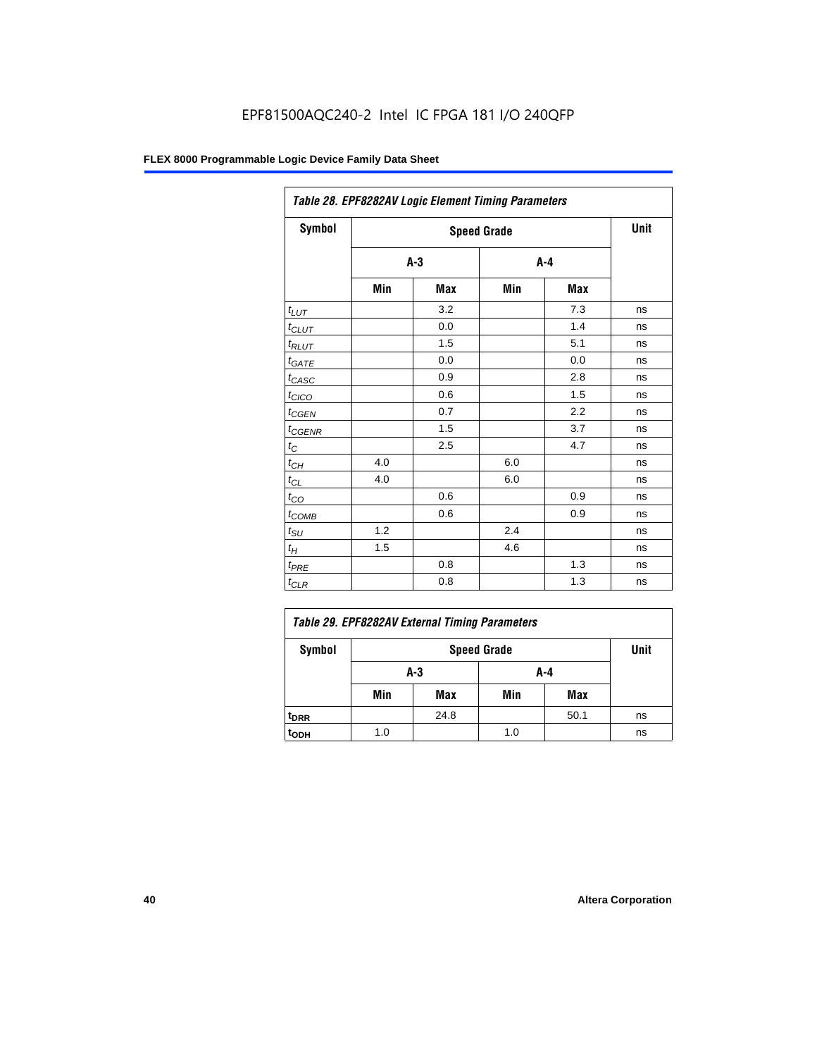EPF81500AQC240-2 Intel IC FPGA 181 I/O 240QFP

| Table 28. EPF8282AV Logic Element Timing Parameters | | | | | |
|---|---|---|---|---|---|
| Symbol | Speed Grade | | | | Unit |
| | A-3 | | A-4 | | |
| | Min | Max | Min | Max | |
| $t_{LUT}$ | | 3.2 | | 7.3 | ns |
| $t_{CLUT}$ | | 0.0 | | 1.4 | ns |
| $t_{RLUT}$ | | 1.5 | | 5.1 | ns |
| $t_{GATE}$ | | 0.0 | | 0.0 | ns |
| $t_{CASC}$ | | 0.9 | | 2.8 | ns |
| $t_{CICO}$ | | 0.6 | | 1.5 | ns |
| $t_{CGEN}$ | | 0.7 | | 2.2 | ns |
| $t_{CGENR}$ | | 1.5 | | 3.7 | ns |
| $t_{C}$ | | 2.5 | | 4.7 | ns |
| $t_{CH}$ | 4.0 | | 6.0 | | ns |
| $t_{CL}$ | 4.0 | | 6.0 | | ns |
| $t_{CO}$ | | 0.6 | | 0.9 | ns |
| $t_{COMB}$ | | 0.6 | | 0.9 | ns |
| $t_{SU}$ | 1.2 | | 2.4 | | ns |
| $t_{H}$ | 1.5 | | 4.6 | | ns |
| $t_{PRE}$ | | 0.8 | | 1.3 | ns |
| $t_{CLR}$ | | 0.8 | | 1.3 | ns |

| Table 29. EPF8282AV External Timing Parameters | | | | | |
|---|---|---|---|---|---|
| Symbol | Speed Grade | | | | Unit |
| | A-3 | | A-4 | | |
| | Min | Max | Min | Max | |
| $t_{DRR}$ | | 24.8 | | 50.1 | ns |
| $t_{ODH}$ | 1.0 | | 1.0 | | ns |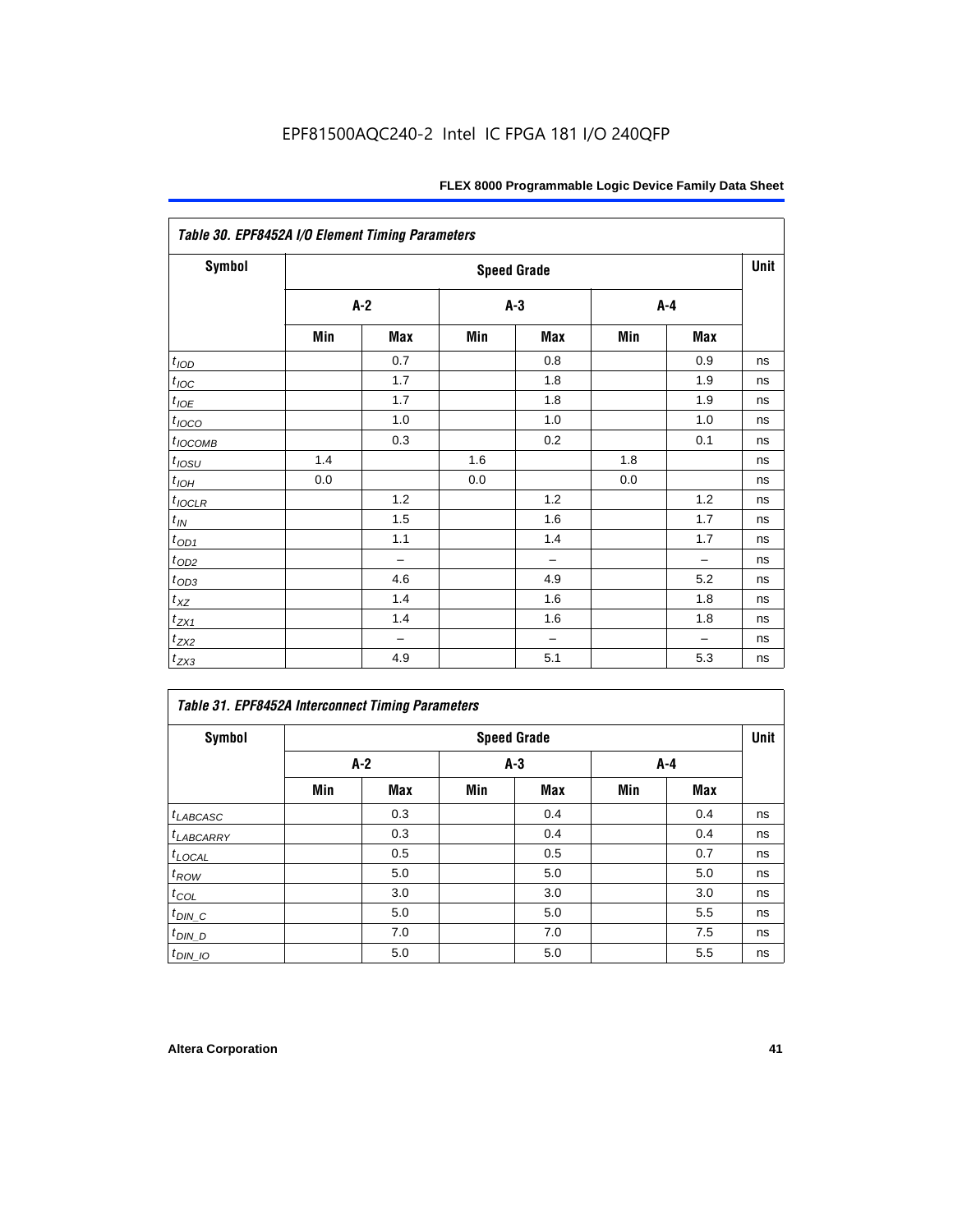EPF81500AQC240-2 Intel IC FPGA 181 I/O 240QFP

| Table 30. EPF8452A I/O Element Timing Parameters | | | | | | | |
|---|---|---|---|---|---|---|---|
| Symbol | Speed Grade | | | | | | Unit |
| | A-2 | | A-3 | | A-4 | | |
| | Min | Max | Min | Max | Min | Max | |
| $t_{IOD}$ | | 0.7 | | 0.8 | | 0.9 | ns |
| $t_{IOC}$ | | 1.7 | | 1.8 | | 1.9 | ns |
| $t_{IOE}$ | | 1.7 | | 1.8 | | 1.9 | ns |
| $t_{IOCO}$ | | 1.0 | | 1.0 | | 1.0 | ns |
| $t_{IOCOMB}$ | | 0.3 | | 0.2 | | 0.1 | ns |
| $t_{IOSU}$ | 1.4 | | 1.6 | | 1.8 | | ns |
| $t_{IOH}$ | 0.0 | | 0.0 | | 0.0 | | ns |
| $t_{IOCLR}$ | | 1.2 | | 1.2 | | 1.2 | ns |
| $t_{IN}$ | | 1.5 | | 1.6 | | 1.7 | ns |
| $t_{OD1}$ | | 1.1 | | 1.4 | | 1.7 | ns |
| $t_{OD2}$ | | – | | – | | – | ns |
| $t_{OD3}$ | | 4.6 | | 4.9 | | 5.2 | ns |
| $t_{XZ}$ | | 1.4 | | 1.6 | | 1.8 | ns |
| $t_{ZX1}$ | | 1.4 | | 1.6 | | 1.8 | ns |
| $t_{ZX2}$ | | – | | – | | – | ns |
| $t_{ZX3}$ | | 4.9 | | 5.1 | | 5.3 | ns |

| Table 31. EPF8452A Interconnect Timing Parameters | | | | | | | |
|---|---|---|---|---|---|---|---|
| Symbol | Speed Grade | | | | | | Unit |
| | A-2 | | A-3 | | A-4 | | |
| | Min | Max | Min | Max | Min | Max | |
| $t_{LABCASC}$ | | 0.3 | | 0.4 | | 0.4 | ns |
| $t_{LABCARRY}$ | | 0.3 | | 0.4 | | 0.4 | ns |
| $t_{LOCAL}$ | | 0.5 | | 0.5 | | 0.7 | ns |
| $t_{ROW}$ | | 5.0 | | 5.0 | | 5.0 | ns |
| $t_{COL}$ | | 3.0 | | 3.0 | | 3.0 | ns |
| $t_{DIN\_C}$ | | 5.0 | | 5.0 | | 5.5 | ns |
| $t_{DIN\_D}$ | | 7.0 | | 7.0 | | 7.5 | ns |
| $t_{DIN\_IO}$ | | 5.0 | | 5.0 | | 5.5 | ns |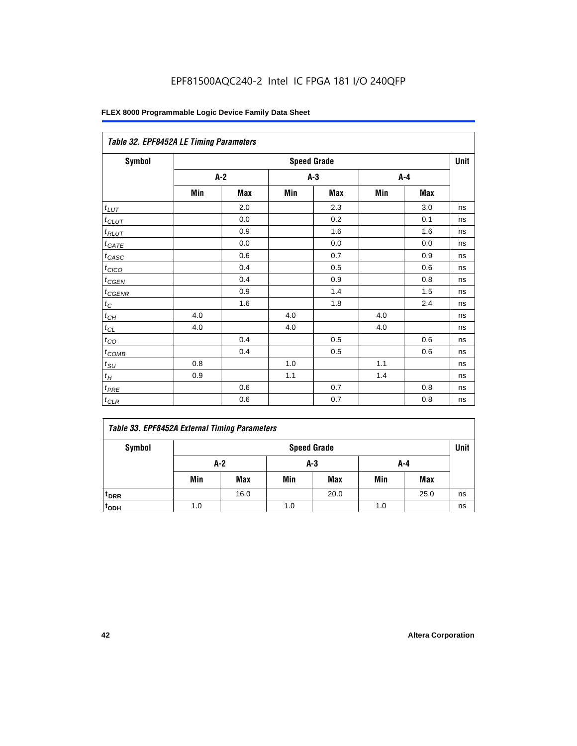| Table 32. EPF8452A LE Timing Parameters | | | | | | | |
|---|---|---|---|---|---|---|---|
| Symbol | Speed Grade | | | | | | Unit |
| | A-2 | | A-3 | | A-4 | | |
| | Min | Max | Min | Max | Min | Max | |
| $t_{LUT}$ | | 2.0 | | 2.3 | | 3.0 | ns |
| $t_{CLUT}$ | | 0.0 | | 0.2 | | 0.1 | ns |
| $t_{RLUT}$ | | 0.9 | | 1.6 | | 1.6 | ns |
| $t_{GATE}$ | | 0.0 | | 0.0 | | 0.0 | ns |
| $t_{CASC}$ | | 0.6 | | 0.7 | | 0.9 | ns |
| $t_{CICO}$ | | 0.4 | | 0.5 | | 0.6 | ns |
| $t_{CGEN}$ | | 0.4 | | 0.9 | | 0.8 | ns |
| $t_{CGENR}$ | | 0.9 | | 1.4 | | 1.5 | ns |
| $t_{C}$ | | 1.6 | | 1.8 | | 2.4 | ns |
| $t_{CH}$ | 4.0 | | 4.0 | | 4.0 | | ns |
| $t_{CL}$ | 4.0 | | 4.0 | | 4.0 | | ns |
| $t_{CO}$ | | 0.4 | | 0.5 | | 0.6 | ns |
| $t_{COMB}$ | | 0.4 | | 0.5 | | 0.6 | ns |
| $t_{SU}$ | 0.8 | | 1.0 | | 1.1 | | ns |
| $t_{H}$ | 0.9 | | 1.1 | | 1.4 | | ns |
| $t_{PRE}$ | | 0.6 | | 0.7 | | 0.8 | ns |
| $t_{CLR}$ | | 0.6 | | 0.7 | | 0.8 | ns |

| Table 33. EPF8452A External Timing Parameters | | | | | | | |
|---|---|---|---|---|---|---|---|
| Symbol | Speed Grade | | | | | | Unit |
| | A-2 | | A-3 | | A-4 | | |
| | Min | Max | Min | Max | Min | Max | |
| $t_{DRR}$ | | 16.0 | | 20.0 | | 25.0 | ns |
| $t_{ODH}$ | 1.0 | | 1.0 | | 1.0 | | ns |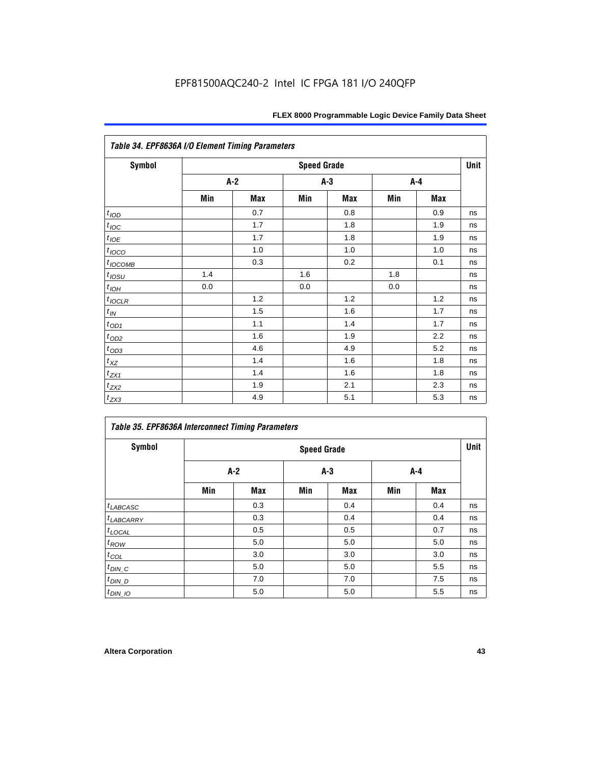**Table 34. EPF8636A I/O Element Timing Parameters**

| Symbol | Speed Grade | | | | | | Unit |
|---|---|---|---|---|---|---|---|
| | A-2 | | A-3 | | A-4 | | |
| | Min | Max | Min | Max | Min | Max | |
| $t_{IOD}$ | | 0.7 | | 0.8 | | 0.9 | ns |
| $t_{IOC}$ | | 1.7 | | 1.8 | | 1.9 | ns |
| $t_{IOE}$ | | 1.7 | | 1.8 | | 1.9 | ns |
| $t_{IOCO}$ | | 1.0 | | 1.0 | | 1.0 | ns |
| $t_{IOCOMB}$ | | 0.3 | | 0.2 | | 0.1 | ns |
| $t_{IOSU}$ | 1.4 | | 1.6 | | 1.8 | | ns |
| $t_{IOH}$ | 0.0 | | 0.0 | | 0.0 | | ns |
| $t_{IOCLR}$ | | 1.2 | | 1.2 | | 1.2 | ns |
| $t_{IN}$ | | 1.5 | | 1.6 | | 1.7 | ns |
| $t_{OD1}$ | | 1.1 | | 1.4 | | 1.7 | ns |
| $t_{OD2}$ | | 1.6 | | 1.9 | | 2.2 | ns |
| $t_{OD3}$ | | 4.6 | | 4.9 | | 5.2 | ns |
| $t_{XZ}$ | | 1.4 | | 1.6 | | 1.8 | ns |
| $t_{ZX1}$ | | 1.4 | | 1.6 | | 1.8 | ns |
| $t_{ZX2}$ | | 1.9 | | 2.1 | | 2.3 | ns |
| $t_{ZX3}$ | | 4.9 | | 5.1 | | 5.3 | ns |

**Table 35. EPF8636A Interconnect Timing Parameters**

| Symbol | Speed Grade | | | | | | Unit |
|---|---|---|---|---|---|---|---|
| | A-2 | | A-3 | | A-4 | | |
| | Min | Max | Min | Max | Min | Max | |
| $t_{LABCASC}$ | | 0.3 | | 0.4 | | 0.4 | ns |
| $t_{LABCARRY}$ | | 0.3 | | 0.4 | | 0.4 | ns |
| $t_{LOCAL}$ | | 0.5 | | 0.5 | | 0.7 | ns |
| $t_{ROW}$ | | 5.0 | | 5.0 | | 5.0 | ns |
| $t_{COL}$ | | 3.0 | | 3.0 | | 3.0 | ns |
| $t_{DIN\_C}$ | | 5.0 | | 5.0 | | 5.5 | ns |
| $t_{DIN\_D}$ | | 7.0 | | 7.0 | | 7.5 | ns |
| $t_{DIN\_IO}$ | | 5.0 | | 5.0 | | 5.5 | ns |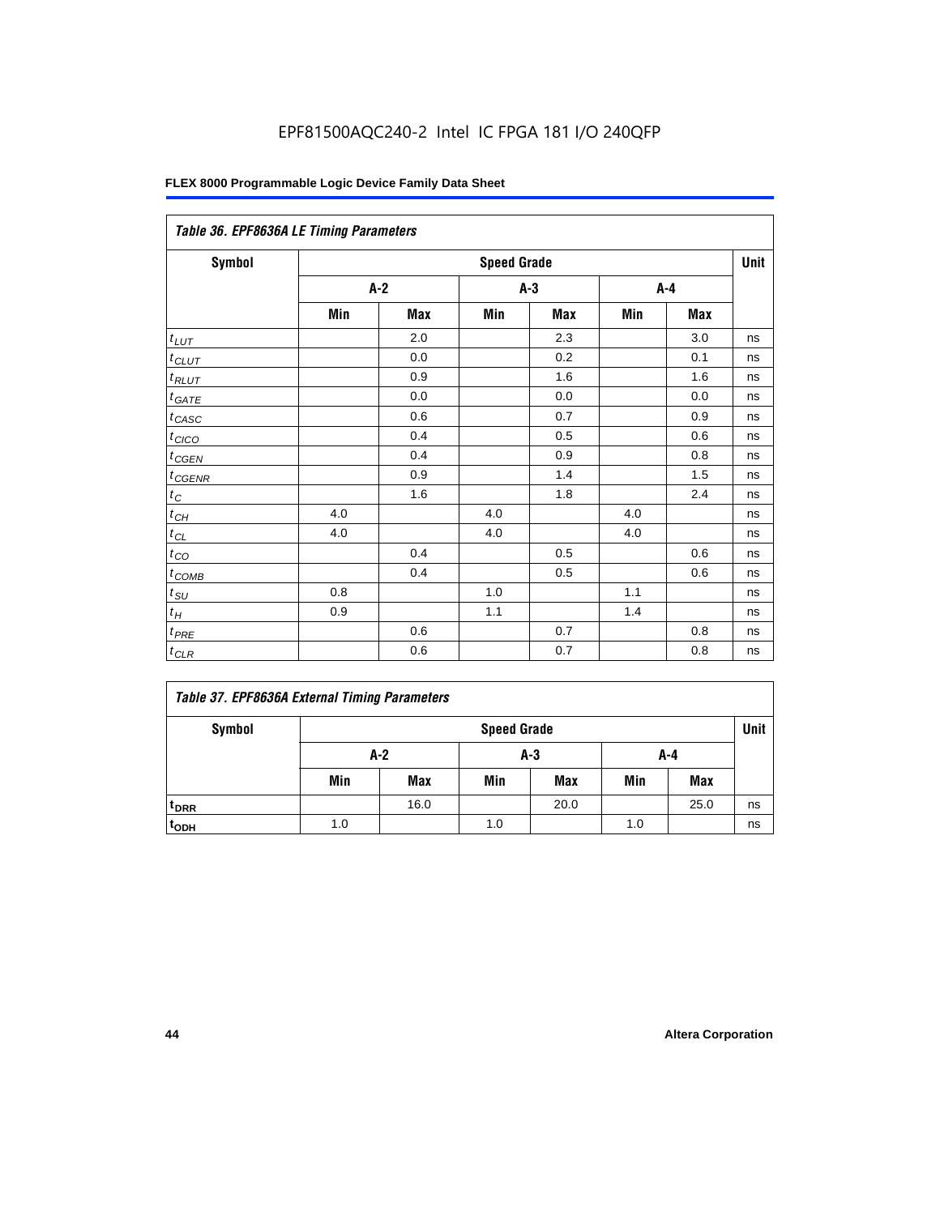EPF81500AQC240-2 Intel IC FPGA 181 I/O 240QFP

Table 36. EPF8636A LE Timing Parameters

| Symbol | Speed Grade | | | | | | Unit |
|---|---|---|---|---|---|---|---|
| | A-2 | | A-3 | | A-4 | | |
| | Min | Max | Min | Max | Min | Max | |
| $t_{LUT}$ | | 2.0 | | 2.3 | | 3.0 | ns |
| $t_{CLUT}$ | | 0.0 | | 0.2 | | 0.1 | ns |
| $t_{RLUT}$ | | 0.9 | | 1.6 | | 1.6 | ns |
| $t_{GATE}$ | | 0.0 | | 0.0 | | 0.0 | ns |
| $t_{CASC}$ | | 0.6 | | 0.7 | | 0.9 | ns |
| $t_{CICO}$ | | 0.4 | | 0.5 | | 0.6 | ns |
| $t_{CGEN}$ | | 0.4 | | 0.9 | | 0.8 | ns |
| $t_{CGENR}$ | | 0.9 | | 1.4 | | 1.5 | ns |
| $t_C$ | | 1.6 | | 1.8 | | 2.4 | ns |
| $t_{CH}$ | 4.0 | | 4.0 | | 4.0 | | ns |
| $t_{CL}$ | 4.0 | | 4.0 | | 4.0 | | ns |
| $t_{CO}$ | | 0.4 | | 0.5 | | 0.6 | ns |
| $t_{COMB}$ | | 0.4 | | 0.5 | | 0.6 | ns |
| $t_{SU}$ | 0.8 | | 1.0 | | 1.1 | | ns |
| $t_H$ | 0.9 | | 1.1 | | 1.4 | | ns |
| $t_{PRE}$ | | 0.6 | | 0.7 | | 0.8 | ns |
| $t_{CLR}$ | | 0.6 | | 0.7 | | 0.8 | ns |

Table 37. EPF8636A External Timing Parameters

| Symbol | Speed Grade | | | | | | Unit |
|---|---|---|---|---|---|---|---|
| | A-2 | | A-3 | | A-4 | | |
| | Min | Max | Min | Max | Min | Max | |
| $t_{DRR}$ | | 16.0 | | 20.0 | | 25.0 | ns |
| $t_{ODH}$ | 1.0 | | 1.0 | | 1.0 | | ns |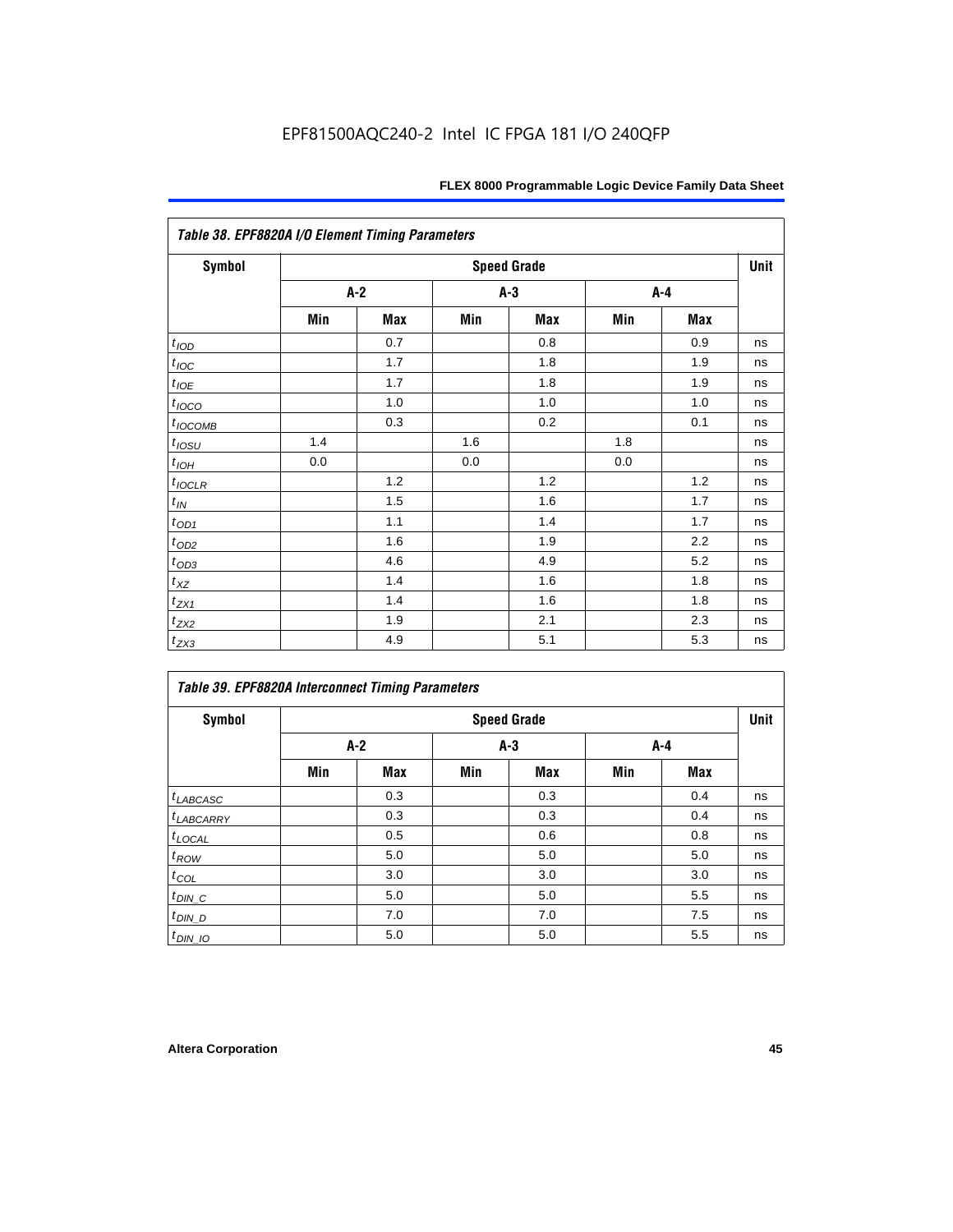EPF81500AQC240-2 Intel IC FPGA 181 I/O 240QFP

| Table 38. EPF8820A I/O Element Timing Parameters | | | | | | | |
|---|---|---|---|---|---|---|---|
| Symbol | Speed Grade | | | | | | Unit |
| | A-2 | | A-3 | | A-4 | | |
| | Min | Max | Min | Max | Min | Max | |
| $t_{IOD}$ | | 0.7 | | 0.8 | | 0.9 | ns |
| $t_{IOC}$ | | 1.7 | | 1.8 | | 1.9 | ns |
| $t_{IOE}$ | | 1.7 | | 1.8 | | 1.9 | ns |
| $t_{IOCO}$ | | 1.0 | | 1.0 | | 1.0 | ns |
| $t_{IOCOMB}$ | | 0.3 | | 0.2 | | 0.1 | ns |
| $t_{IOSU}$ | 1.4 | | 1.6 | | 1.8 | | ns |
| $t_{IOH}$ | 0.0 | | 0.0 | | 0.0 | | ns |
| $t_{IOCLR}$ | | 1.2 | | 1.2 | | 1.2 | ns |
| $t_{IN}$ | | 1.5 | | 1.6 | | 1.7 | ns |
| $t_{OD1}$ | | 1.1 | | 1.4 | | 1.7 | ns |
| $t_{OD2}$ | | 1.6 | | 1.9 | | 2.2 | ns |
| $t_{OD3}$ | | 4.6 | | 4.9 | | 5.2 | ns |
| $t_{XZ}$ | | 1.4 | | 1.6 | | 1.8 | ns |
| $t_{ZX1}$ | | 1.4 | | 1.6 | | 1.8 | ns |
| $t_{ZX2}$ | | 1.9 | | 2.1 | | 2.3 | ns |
| $t_{ZX3}$ | | 4.9 | | 5.1 | | 5.3 | ns |

| Table 39. EPF8820A Interconnect Timing Parameters | | | | | | | |
|---|---|---|---|---|---|---|---|
| Symbol | Speed Grade | | | | | | Unit |
| | A-2 | | A-3 | | A-4 | | |
| | Min | Max | Min | Max | Min | Max | |
| $t_{LABCASC}$ | | 0.3 | | 0.3 | | 0.4 | ns |
| $t_{LABCARRY}$ | | 0.3 | | 0.3 | | 0.4 | ns |
| $t_{LOCAL}$ | | 0.5 | | 0.6 | | 0.8 | ns |
| $t_{ROW}$ | | 5.0 | | 5.0 | | 5.0 | ns |
| $t_{COL}$ | | 3.0 | | 3.0 | | 3.0 | ns |
| $t_{DIN\_C}$ | | 5.0 | | 5.0 | | 5.5 | ns |
| $t_{DIN\_D}$ | | 7.0 | | 7.0 | | 7.5 | ns |
| $t_{DIN\_IO}$ | | 5.0 | | 5.0 | | 5.5 | ns |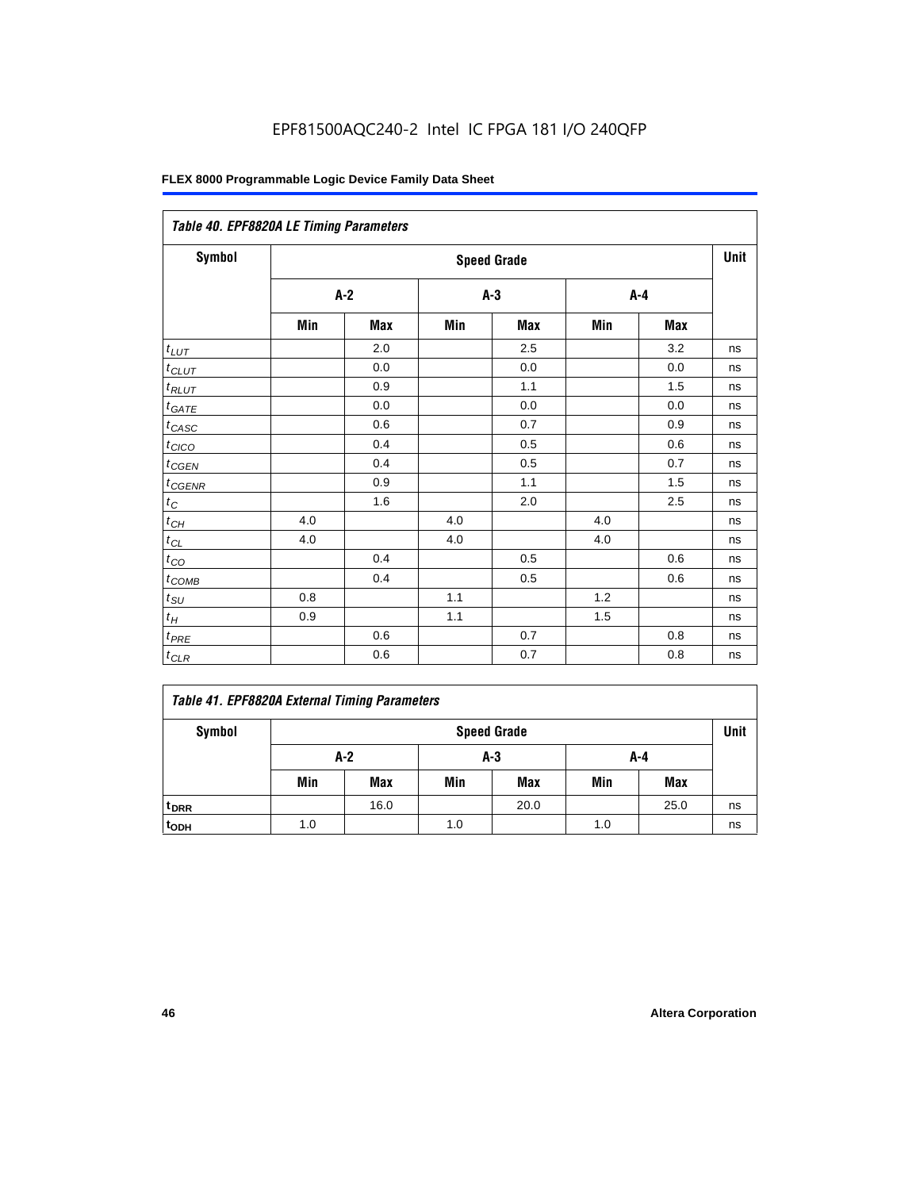EPF81500AQC240-2 Intel IC FPGA 181 I/O 240QFP

| Table 40. EPF8820A LE Timing Parameters | | | | | | | |
|---|---|---|---|---|---|---|---|
| Symbol | Speed Grade | | | | | | Unit |
| | A-2 | | A-3 | | A-4 | | |
| | Min | Max | Min | Max | Min | Max | |
| $t_{LUT}$ | | 2.0 | | 2.5 | | 3.2 | ns |
| $t_{CLUT}$ | | 0.0 | | 0.0 | | 0.0 | ns |
| $t_{RLUT}$ | | 0.9 | | 1.1 | | 1.5 | ns |
| $t_{GATE}$ | | 0.0 | | 0.0 | | 0.0 | ns |
| $t_{CASC}$ | | 0.6 | | 0.7 | | 0.9 | ns |
| $t_{CICO}$ | | 0.4 | | 0.5 | | 0.6 | ns |
| $t_{CGEN}$ | | 0.4 | | 0.5 | | 0.7 | ns |
| $t_{CGENR}$ | | 0.9 | | 1.1 | | 1.5 | ns |
| $t_C$ | | 1.6 | | 2.0 | | 2.5 | ns |
| $t_{CH}$ | 4.0 | | 4.0 | | 4.0 | | ns |
| $t_{CL}$ | 4.0 | | 4.0 | | 4.0 | | ns |
| $t_{CO}$ | | 0.4 | | 0.5 | | 0.6 | ns |
| $t_{COMB}$ | | 0.4 | | 0.5 | | 0.6 | ns |
| $t_{SU}$ | 0.8 | | 1.1 | | 1.2 | | ns |
| $t_H$ | 0.9 | | 1.1 | | 1.5 | | ns |
| $t_{PRE}$ | | 0.6 | | 0.7 | | 0.8 | ns |
| $t_{CLR}$ | | 0.6 | | 0.7 | | 0.8 | ns |

| Table 41. EPF8820A External Timing Parameters | | | | | | | |
|---|---|---|---|---|---|---|---|
| Symbol | Speed Grade | | | | | | Unit |
| | A-2 | | A-3 | | A-4 | | |
| | Min | Max | Min | Max | Min | Max | |
| $t_{DRR}$ | | 16.0 | | 20.0 | | 25.0 | ns |
| $t_{ODH}$ | 1.0 | | 1.0 | | 1.0 | | ns |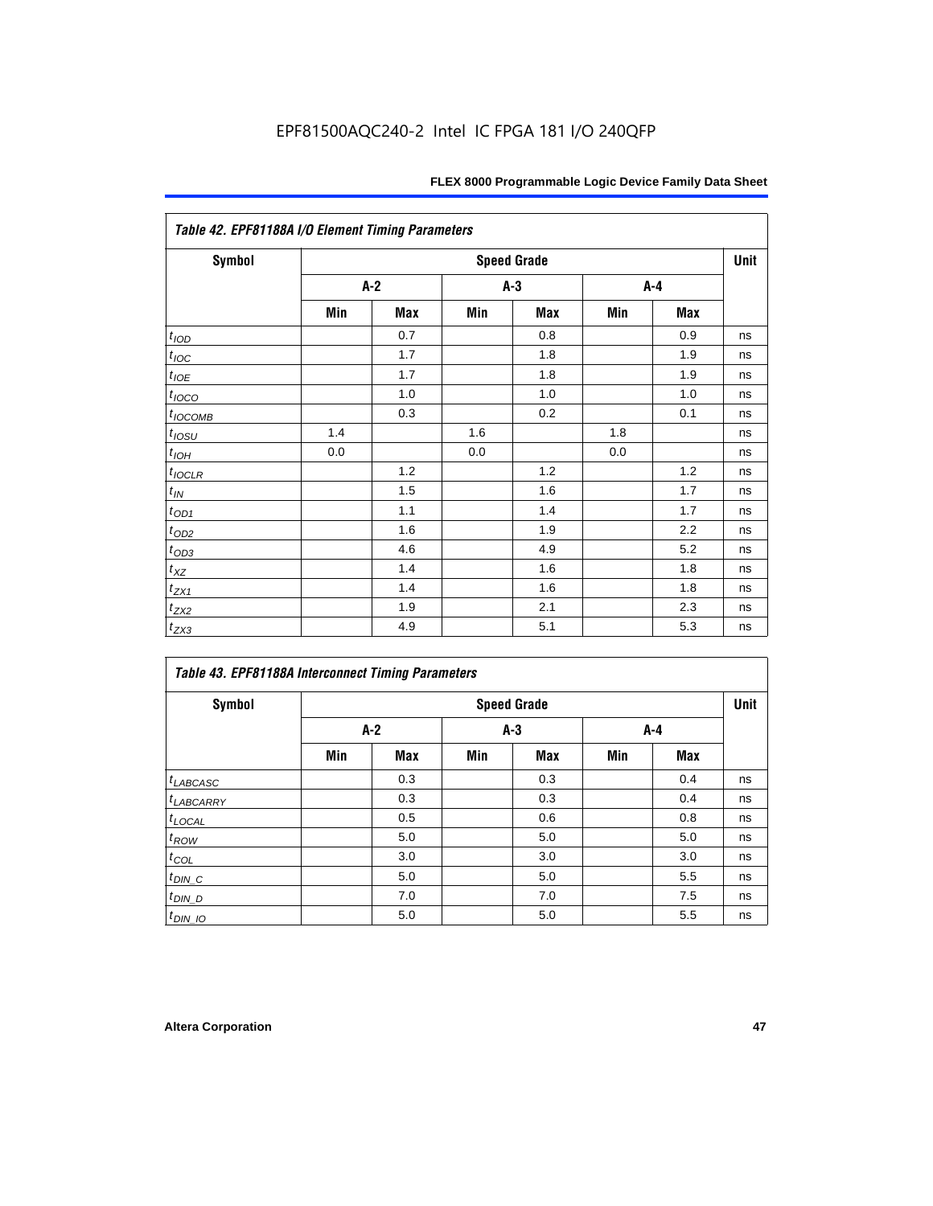EPF81500AQC240-2 Intel IC FPGA 181 I/O 240QFP

| Table 42. EPF81188A I/O Element Timing Parameters | | | | | | | |
|---|---|---|---|---|---|---|---|
| Symbol | Speed Grade | | | | | | Unit |
| | A-2 | | A-3 | | A-4 | | |
| | Min | Max | Min | Max | Min | Max | |
| $t_{IOD}$ | | 0.7 | | 0.8 | | 0.9 | ns |
| $t_{IOC}$ | | 1.7 | | 1.8 | | 1.9 | ns |
| $t_{IOE}$ | | 1.7 | | 1.8 | | 1.9 | ns |
| $t_{IOCO}$ | | 1.0 | | 1.0 | | 1.0 | ns |
| $t_{IOCOMB}$ | | 0.3 | | 0.2 | | 0.1 | ns |
| $t_{IOSU}$ | 1.4 | | 1.6 | | 1.8 | | ns |
| $t_{IOH}$ | 0.0 | | 0.0 | | 0.0 | | ns |
| $t_{IOCLR}$ | | 1.2 | | 1.2 | | 1.2 | ns |
| $t_{IN}$ | | 1.5 | | 1.6 | | 1.7 | ns |
| $t_{OD1}$ | | 1.1 | | 1.4 | | 1.7 | ns |
| $t_{OD2}$ | | 1.6 | | 1.9 | | 2.2 | ns |
| $t_{OD3}$ | | 4.6 | | 4.9 | | 5.2 | ns |
| $t_{XZ}$ | | 1.4 | | 1.6 | | 1.8 | ns |
| $t_{ZX1}$ | | 1.4 | | 1.6 | | 1.8 | ns |
| $t_{ZX2}$ | | 1.9 | | 2.1 | | 2.3 | ns |
| $t_{ZX3}$ | | 4.9 | | 5.1 | | 5.3 | ns |

| Table 43. EPF81188A Interconnect Timing Parameters | | | | | | | |
|---|---|---|---|---|---|---|---|
| Symbol | Speed Grade | | | | | | Unit |
| | A-2 | | A-3 | | A-4 | | |
| | Min | Max | Min | Max | Min | Max | |
| $t_{LABCASC}$ | | 0.3 | | 0.3 | | 0.4 | ns |
| $t_{LABCARRY}$ | | 0.3 | | 0.3 | | 0.4 | ns |
| $t_{LOCAL}$ | | 0.5 | | 0.6 | | 0.8 | ns |
| $t_{ROW}$ | | 5.0 | | 5.0 | | 5.0 | ns |
| $t_{COL}$ | | 3.0 | | 3.0 | | 3.0 | ns |
| $t_{DIN\_C}$ | | 5.0 | | 5.0 | | 5.5 | ns |
| $t_{DIN\_D}$ | | 7.0 | | 7.0 | | 7.5 | ns |
| $t_{DIN\_IO}$ | | 5.0 | | 5.0 | | 5.5 | ns |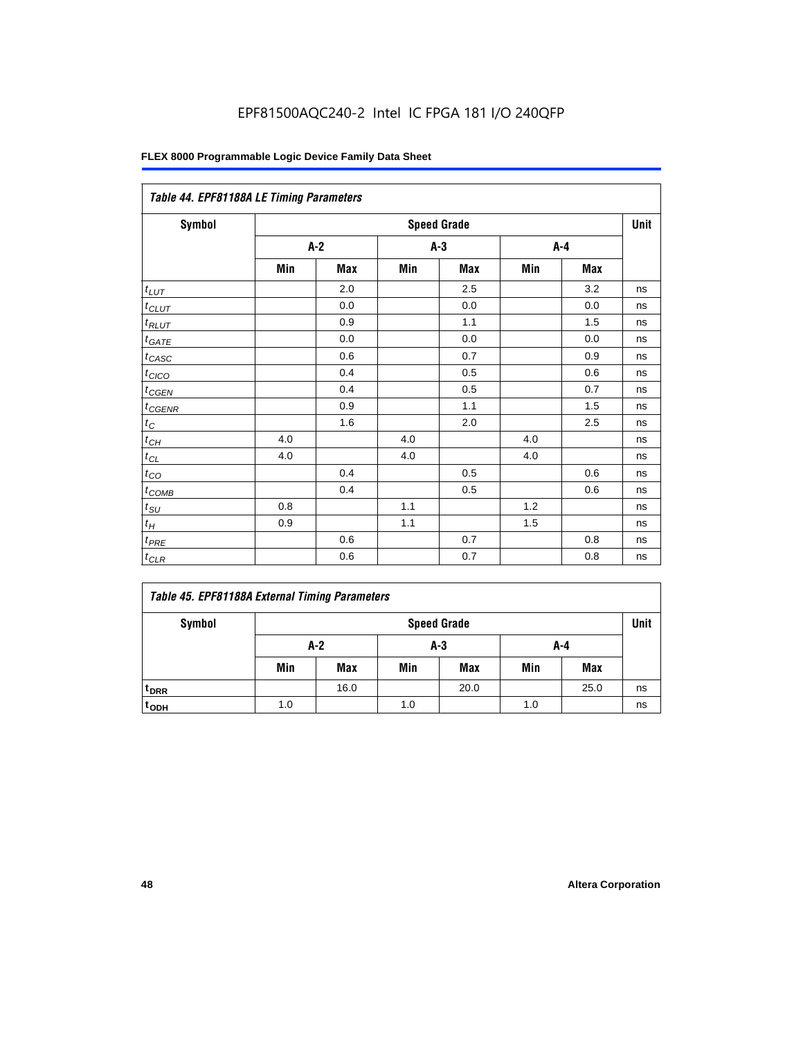EPF81500AQC240-2 Intel IC FPGA 181 I/O 240QFP

**FLEX 8000 Programmable Logic Device Family Data Sheet**

*Table 44. EPF81188A LE Timing Parameters*

| Symbol | Speed Grade | | | | | | Unit |
|---|---|---|---|---|---|---|---|
| | A-2 | | A-3 | | A-4 | | |
| | Min | Max | Min | Max | Min | Max | |
| $t_{LUT}$ | | 2.0 | | 2.5 | | 3.2 | ns |
| $t_{CLUT}$ | | 0.0 | | 0.0 | | 0.0 | ns |
| $t_{RLUT}$ | | 0.9 | | 1.1 | | 1.5 | ns |
| $t_{GATE}$ | | 0.0 | | 0.0 | | 0.0 | ns |
| $t_{CASC}$ | | 0.6 | | 0.7 | | 0.9 | ns |
| $t_{CICO}$ | | 0.4 | | 0.5 | | 0.6 | ns |
| $t_{CGEN}$ | | 0.4 | | 0.5 | | 0.7 | ns |
| $t_{CGENR}$ | | 0.9 | | 1.1 | | 1.5 | ns |
| $t_C$ | | 1.6 | | 2.0 | | 2.5 | ns |
| $t_{CH}$ | 4.0 | | 4.0 | | 4.0 | | ns |
| $t_{CL}$ | 4.0 | | 4.0 | | 4.0 | | ns |
| $t_{CO}$ | | 0.4 | | 0.5 | | 0.6 | ns |
| $t_{COMB}$ | | 0.4 | | 0.5 | | 0.6 | ns |
| $t_{SU}$ | 0.8 | | 1.1 | | 1.2 | | ns |
| $t_H$ | 0.9 | | 1.1 | | 1.5 | | ns |
| $t_{PRE}$ | | 0.6 | | 0.7 | | 0.8 | ns |
| $t_{CLR}$ | | 0.6 | | 0.7 | | 0.8 | ns |

*Table 45. EPF81188A External Timing Parameters*

| Symbol | Speed Grade | | | | | | Unit |
|---|---|---|---|---|---|---|---|
| | A-2 | | A-3 | | A-4 | | |
| | Min | Max | Min | Max | Min | Max | |
| $t_{DRR}$ | | 16.0 | | 20.0 | | 25.0 | ns |
| $t_{ODH}$ | 1.0 | | 1.0 | | 1.0 | | ns |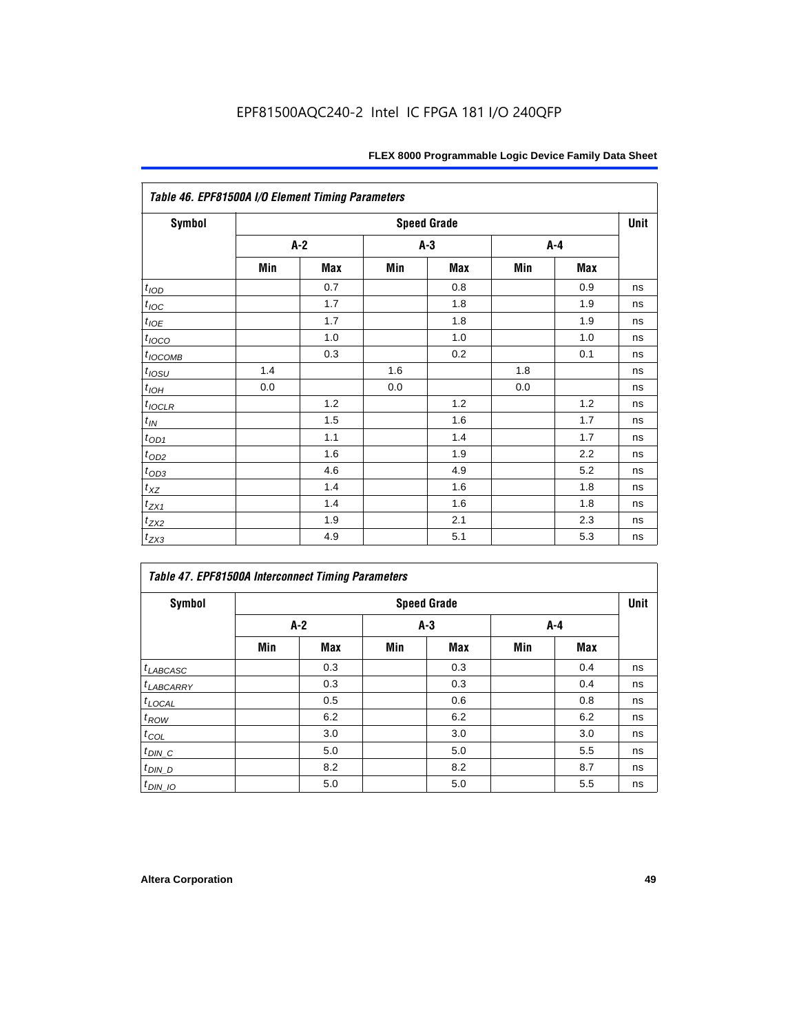EPF81500AQC240-2 Intel IC FPGA 181 I/O 240QFP

| Table 46. EPF81500A I/O Element Timing Parameters | | | | | | | |
|---|---|---|---|---|---|---|---|
| Symbol | Speed Grade | | | | | | Unit |
| | A-2 | | A-3 | | A-4 | | |
| | Min | Max | Min | Max | Min | Max | |
| $t_{IOD}$ | | 0.7 | | 0.8 | | 0.9 | ns |
| $t_{IOC}$ | | 1.7 | | 1.8 | | 1.9 | ns |
| $t_{IOE}$ | | 1.7 | | 1.8 | | 1.9 | ns |
| $t_{IOCO}$ | | 1.0 | | 1.0 | | 1.0 | ns |
| $t_{IOCOMB}$ | | 0.3 | | 0.2 | | 0.1 | ns |
| $t_{IOSU}$ | 1.4 | | 1.6 | | 1.8 | | ns |
| $t_{IOH}$ | 0.0 | | 0.0 | | 0.0 | | ns |
| $t_{IOCLR}$ | | 1.2 | | 1.2 | | 1.2 | ns |
| $t_{IN}$ | | 1.5 | | 1.6 | | 1.7 | ns |
| $t_{OD1}$ | | 1.1 | | 1.4 | | 1.7 | ns |
| $t_{OD2}$ | | 1.6 | | 1.9 | | 2.2 | ns |
| $t_{OD3}$ | | 4.6 | | 4.9 | | 5.2 | ns |
| $t_{XZ}$ | | 1.4 | | 1.6 | | 1.8 | ns |
| $t_{ZX1}$ | | 1.4 | | 1.6 | | 1.8 | ns |
| $t_{ZX2}$ | | 1.9 | | 2.1 | | 2.3 | ns |
| $t_{ZX3}$ | | 4.9 | | 5.1 | | 5.3 | ns |

| Table 47. EPF81500A Interconnect Timing Parameters | | | | | | | |
|---|---|---|---|---|---|---|---|
| Symbol | Speed Grade | | | | | | Unit |
| | A-2 | | A-3 | | A-4 | | |
| | Min | Max | Min | Max | Min | Max | |
| $t_{LABCASC}$ | | 0.3 | | 0.3 | | 0.4 | ns |
| $t_{LABCARRY}$ | | 0.3 | | 0.3 | | 0.4 | ns |
| $t_{LOCAL}$ | | 0.5 | | 0.6 | | 0.8 | ns |
| $t_{ROW}$ | | 6.2 | | 6.2 | | 6.2 | ns |
| $t_{COL}$ | | 3.0 | | 3.0 | | 3.0 | ns |
| $t_{DIN\_C}$ | | 5.0 | | 5.0 | | 5.5 | ns |
| $t_{DIN\_D}$ | | 8.2 | | 8.2 | | 8.7 | ns |
| $t_{DIN\_IO}$ | | 5.0 | | 5.0 | | 5.5 | ns |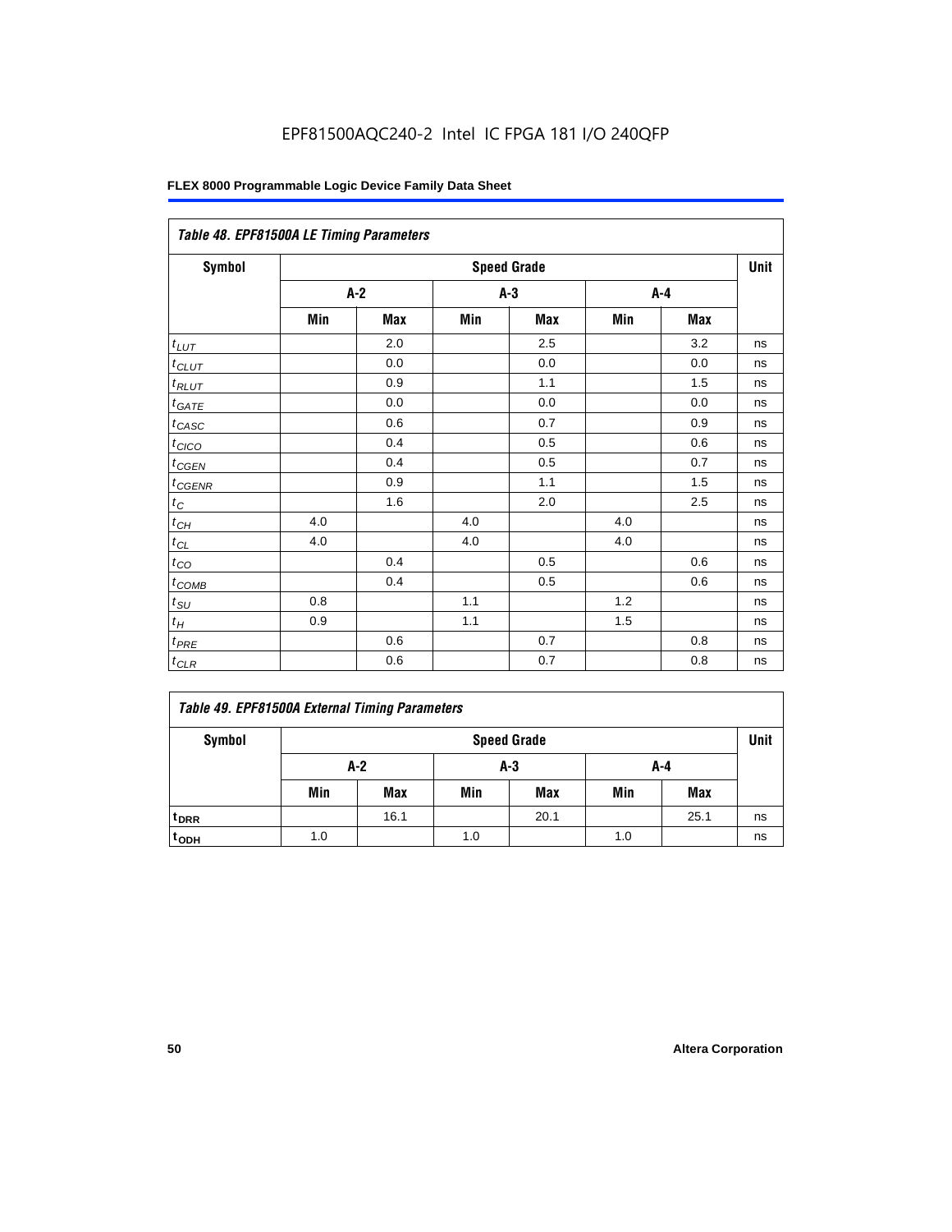EPF81500AQC240-2 Intel IC FPGA 181 I/O 240QFP

| Table 48. EPF81500A LE Timing Parameters | | | | | | | |
|---|---|---|---|---|---|---|---|
| Symbol | Speed Grade | | | | | | Unit |
| | A-2 | | A-3 | | A-4 | | |
| | Min | Max | Min | Max | Min | Max | |
| $t_{LUT}$ | | 2.0 | | 2.5 | | 3.2 | ns |
| $t_{CLUT}$ | | 0.0 | | 0.0 | | 0.0 | ns |
| $t_{RLUT}$ | | 0.9 | | 1.1 | | 1.5 | ns |
| $t_{GATE}$ | | 0.0 | | 0.0 | | 0.0 | ns |
| $t_{CASC}$ | | 0.6 | | 0.7 | | 0.9 | ns |
| $t_{CICO}$ | | 0.4 | | 0.5 | | 0.6 | ns |
| $t_{CGEN}$ | | 0.4 | | 0.5 | | 0.7 | ns |
| $t_{CGENR}$ | | 0.9 | | 1.1 | | 1.5 | ns |
| $t_C$ | | 1.6 | | 2.0 | | 2.5 | ns |
| $t_{CH}$ | 4.0 | | 4.0 | | 4.0 | | ns |
| $t_{CL}$ | 4.0 | | 4.0 | | 4.0 | | ns |
| $t_{CO}$ | | 0.4 | | 0.5 | | 0.6 | ns |
| $t_{COMB}$ | | 0.4 | | 0.5 | | 0.6 | ns |
| $t_{SU}$ | 0.8 | | 1.1 | | 1.2 | | ns |
| $t_H$ | 0.9 | | 1.1 | | 1.5 | | ns |
| $t_{PRE}$ | | 0.6 | | 0.7 | | 0.8 | ns |
| $t_{CLR}$ | | 0.6 | | 0.7 | | 0.8 | ns |

| Table 49. EPF81500A External Timing Parameters | | | | | | | |
|---|---|---|---|---|---|---|---|
| Symbol | Speed Grade | | | | | | Unit |
| | A-2 | | A-3 | | A-4 | | |
| | Min | Max | Min | Max | Min | Max | |
| $t_{DRR}$ | | 16.1 | | 20.1 | | 25.1 | ns |
| $t_{ODH}$ | 1.0 | | 1.0 | | 1.0 | | ns |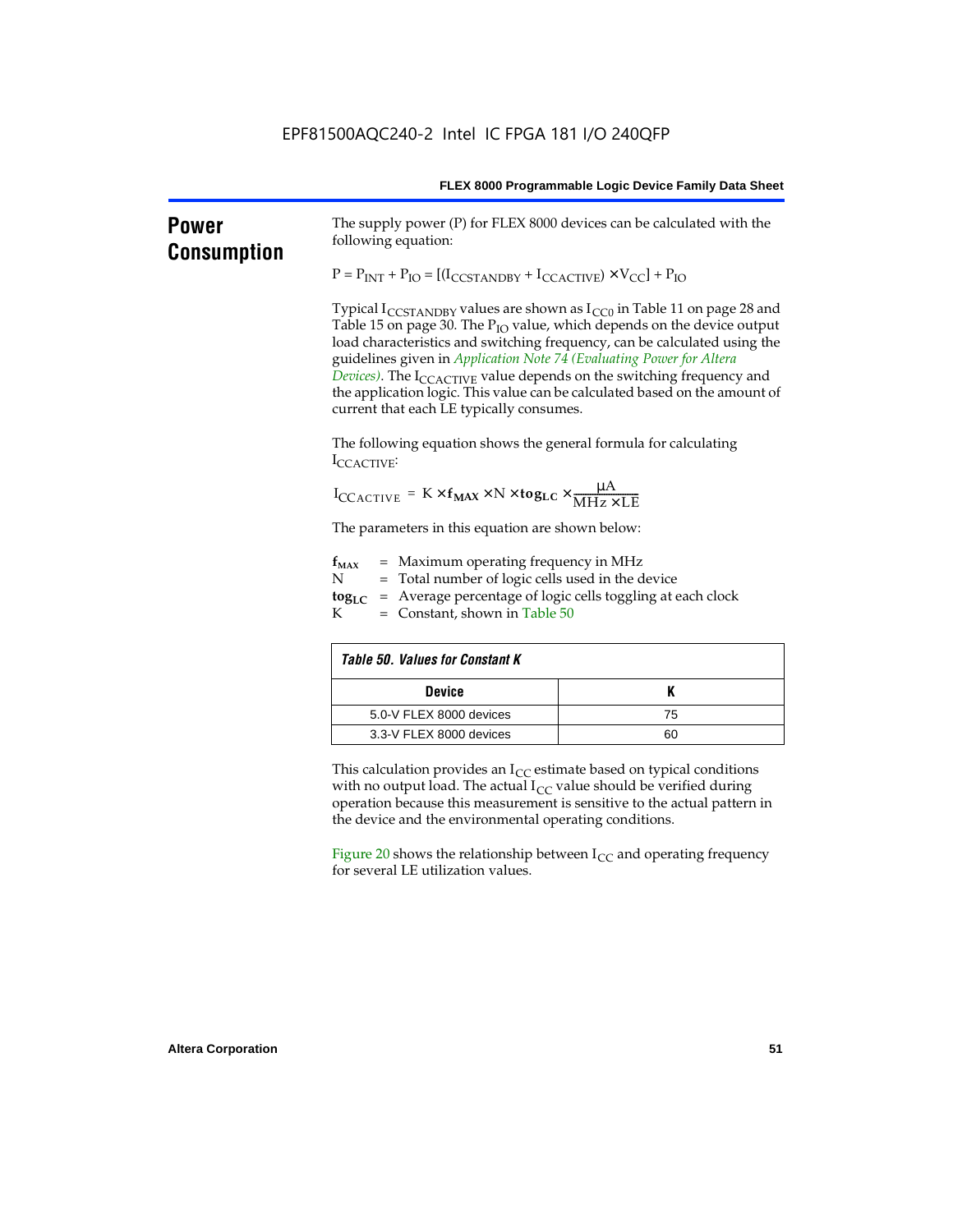## Power Consumption

The supply power (P) for FLEX 8000 devices can be calculated with the following equation:

$$P = P_{INT} + P_{IO} = [(I_{CCSTANDBY} + I_{CCACTIVE}) \times V_{CC}] + P_{IO}$$

Typical $I_{CCSTANDBY}$ values are shown as $I_{CC0}$ in Table 11 on page 28 and Table 15 on page 30. The $P_{IO}$ value, which depends on the device output load characteristics and switching frequency, can be calculated using the guidelines given in *Application Note 74 (Evaluating Power for Altera Devices)*. The $I_{CCACTIVE}$ value depends on the switching frequency and the application logic. This value can be calculated based on the amount of current that each LE typically consumes.

The following equation shows the general formula for calculating $I_{CCACTIVE}$:

$$I_{CCACTIVE} = K \times \mathbf{f_{MAX}} \times N \times \mathbf{tog_{LC}} \times \frac{\mu A}{MHz \times LE}$$

The parameters in this equation are shown below:

$\mathbf{f_{MAX}}$ = Maximum operating frequency in MHz
N = Total number of logic cells used in the device
$\mathbf{tog_{LC}}$ = Average percentage of logic cells toggling at each clock
K = Constant, shown in Table 50

*Table 50. Values for Constant K*

| Device | K |
|---|---|
| 5.0-V FLEX 8000 devices | 75 |
| 3.3-V FLEX 8000 devices | 60 |

This calculation provides an $I_{CC}$ estimate based on typical conditions with no output load. The actual $I_{CC}$ value should be verified during operation because this measurement is sensitive to the actual pattern in the device and the environmental operating conditions.

Figure 20 shows the relationship between $I_{CC}$ and operating frequency for several LE utilization values.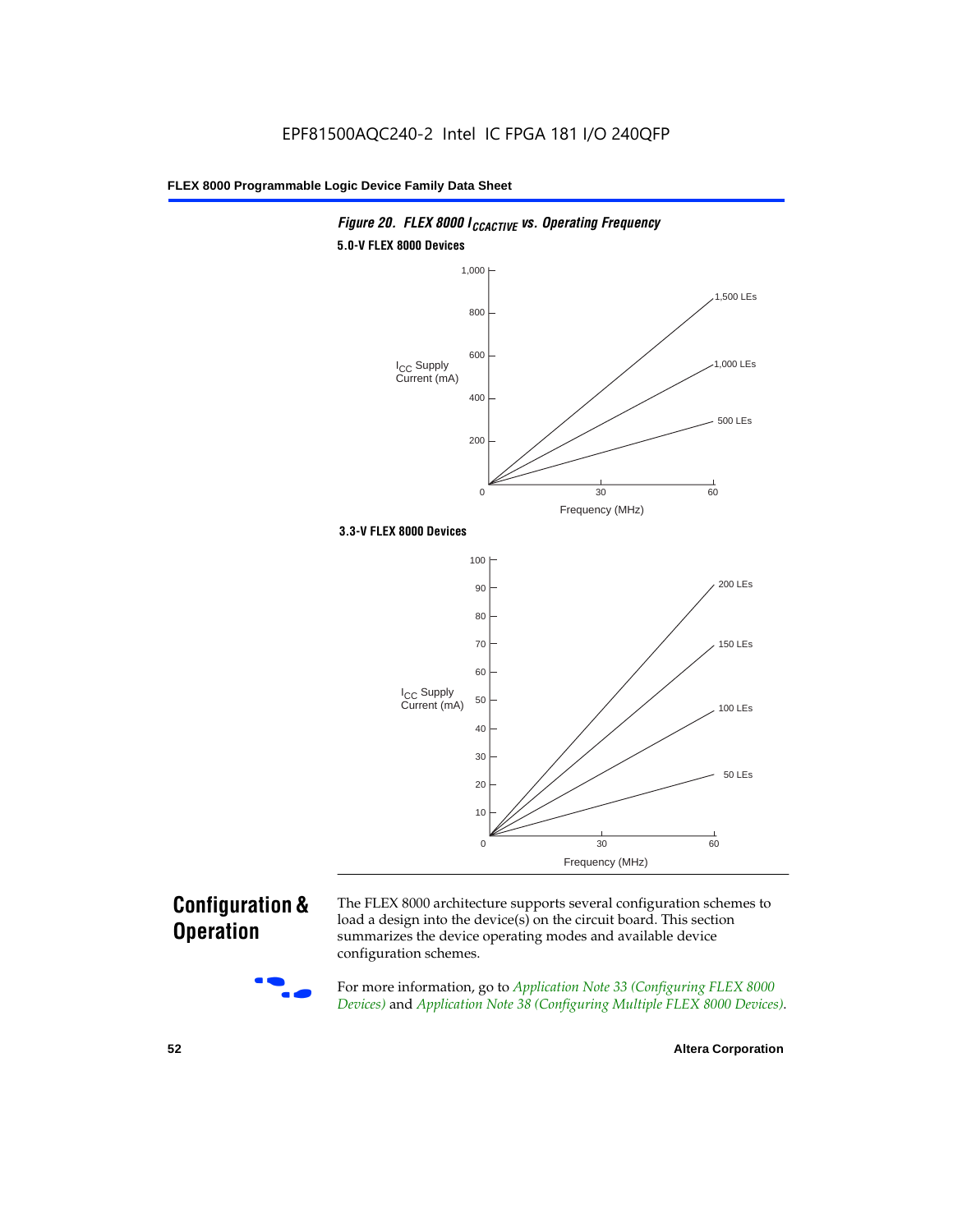*Figure 20. FLEX 8000 $I_{CCACTIVE}$ vs. Operating Frequency*

**5.0-V FLEX 8000 Devices**

$I_{CC}$ Supply Current (mA)

1,000
800
600
400
200
0

1,500 LEs
1,000 LEs
500 LEs

0 30 60

Frequency (MHz)

**3.3-V FLEX 8000 Devices**

$I_{CC}$ Supply Current (mA)

100
90
80
70
60
50
40
30
20
10
0

200 LEs
150 LEs
100 LEs
50 LEs

0 30 60

Frequency (MHz)

## Configuration & Operation

The FLEX 8000 architecture supports several configuration schemes to load a design into the device(s) on the circuit board. This section summarizes the device operating modes and available device configuration schemes.

For more information, go to *Application Note 33 (Configuring FLEX 8000 Devices)* and *Application Note 38 (Configuring Multiple FLEX 8000 Devices)*.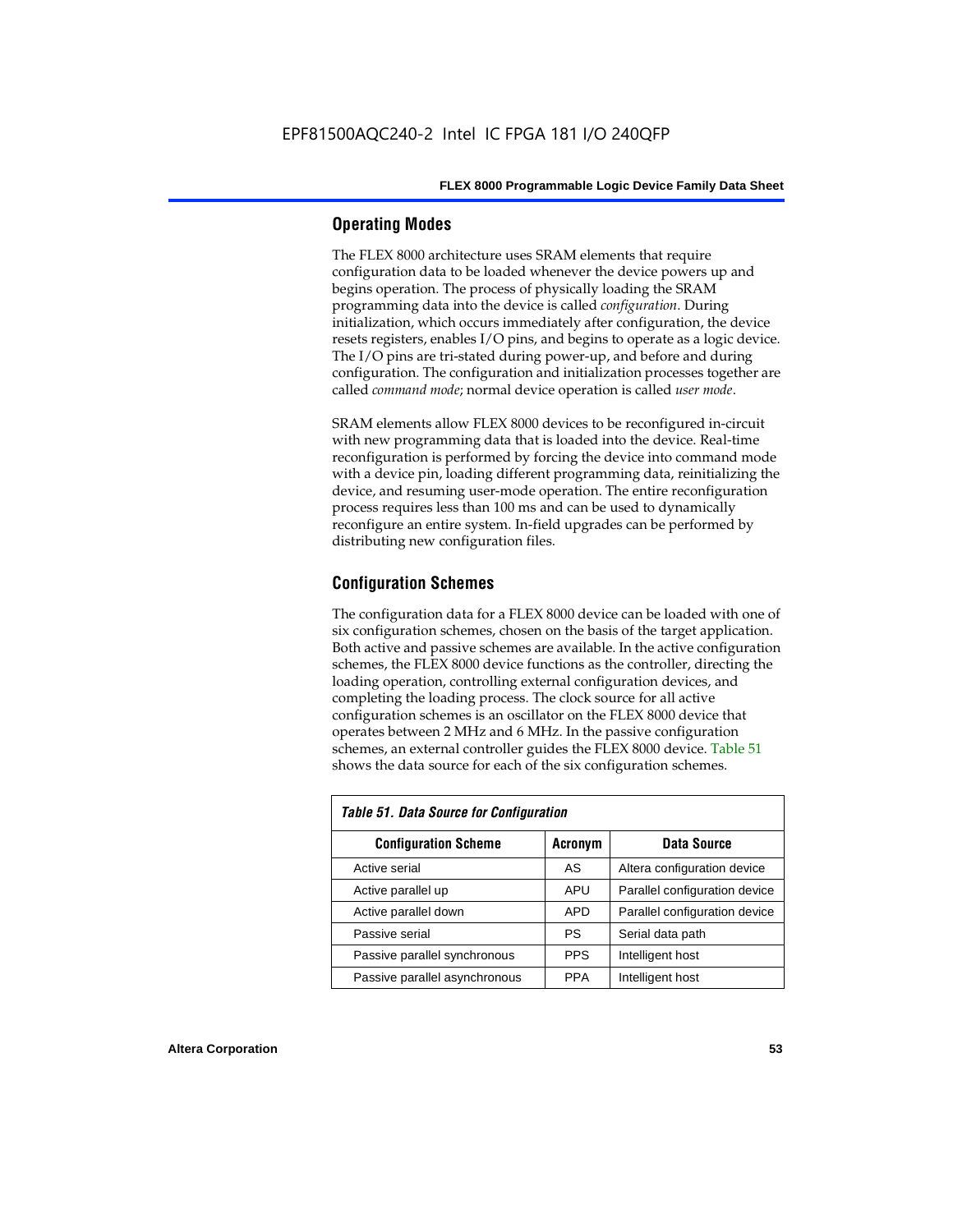## Operating Modes

The FLEX 8000 architecture uses SRAM elements that require configuration data to be loaded whenever the device powers up and begins operation. The process of physically loading the SRAM programming data into the device is called *configuration*. During initialization, which occurs immediately after configuration, the device resets registers, enables I/O pins, and begins to operate as a logic device. The I/O pins are tri-stated during power-up, and before and during configuration. The configuration and initialization processes together are called *command mode*; normal device operation is called *user mode*.

SRAM elements allow FLEX 8000 devices to be reconfigured in-circuit with new programming data that is loaded into the device. Real-time reconfiguration is performed by forcing the device into command mode with a device pin, loading different programming data, reinitializing the device, and resuming user-mode operation. The entire reconfiguration process requires less than 100 ms and can be used to dynamically reconfigure an entire system. In-field upgrades can be performed by distributing new configuration files.

## Configuration Schemes

The configuration data for a FLEX 8000 device can be loaded with one of six configuration schemes, chosen on the basis of the target application. Both active and passive schemes are available. In the active configuration schemes, the FLEX 8000 device functions as the controller, directing the loading operation, controlling external configuration devices, and completing the loading process. The clock source for all active configuration schemes is an oscillator on the FLEX 8000 device that operates between 2 MHz and 6 MHz. In the passive configuration schemes, an external controller guides the FLEX 8000 device. Table 51 shows the data source for each of the six configuration schemes.

*Table 51. Data Source for Configuration*

| Configuration Scheme | Acronym | Data Source |
|---|---|---|
| Active serial | AS | Altera configuration device |
| Active parallel up | APU | Parallel configuration device |
| Active parallel down | APD | Parallel configuration device |
| Passive serial | PS | Serial data path |
| Passive parallel synchronous | PPS | Intelligent host |
| Passive parallel asynchronous | PPA | Intelligent host |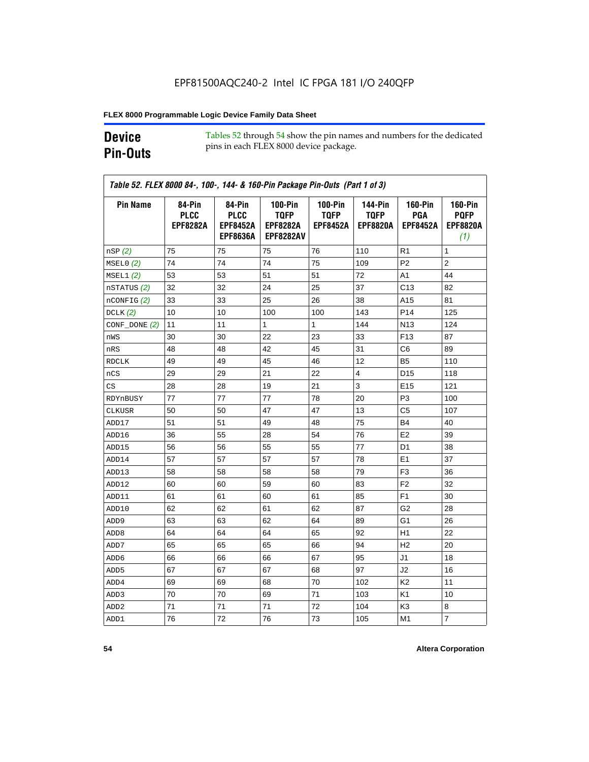EPF81500AQC240-2 Intel IC FPGA 181 I/O 240QFP

## Device Pin-Outs

Tables 52 through 54 show the pin names and numbers for the dedicated pins in each FLEX 8000 device package.

*Table 52. FLEX 8000 84-, 100-, 144- & 160-Pin Package Pin-Outs (Part 1 of 3)*

| Pin Name | 84-Pin PLCC EPF8282A | 84-Pin PLCC EPF8452A EPF8636A | 100-Pin TQFP EPF8282A EPF8282AV | 100-Pin TQFP EPF8452A | 144-Pin TQFP EPF8820A | 160-Pin PGA EPF8452A | 160-Pin PQFP EPF8820A *(1)* |
|---|---|---|---|---|---|---|---|
| nSP *(2)* | 75 | 75 | 75 | 76 | 110 | R1 | 1 |
| MSEL0 *(2)* | 74 | 74 | 74 | 75 | 109 | P2 | 2 |
| MSEL1 *(2)* | 53 | 53 | 51 | 51 | 72 | A1 | 44 |
| nSTATUS *(2)* | 32 | 32 | 24 | 25 | 37 | C13 | 82 |
| nCONFIG *(2)* | 33 | 33 | 25 | 26 | 38 | A15 | 81 |
| DCLK *(2)* | 10 | 10 | 100 | 100 | 143 | P14 | 125 |
| CONF_DONE *(2)* | 11 | 11 | 1 | 1 | 144 | N13 | 124 |
| nWS | 30 | 30 | 22 | 23 | 33 | F13 | 87 |
| nRS | 48 | 48 | 42 | 45 | 31 | C6 | 89 |
| RDCLK | 49 | 49 | 45 | 46 | 12 | B5 | 110 |
| nCS | 29 | 29 | 21 | 22 | 4 | D15 | 118 |
| CS | 28 | 28 | 19 | 21 | 3 | E15 | 121 |
| RDYnBUSY | 77 | 77 | 77 | 78 | 20 | P3 | 100 |
| CLKUSR | 50 | 50 | 47 | 47 | 13 | C5 | 107 |
| ADD17 | 51 | 51 | 49 | 48 | 75 | B4 | 40 |
| ADD16 | 36 | 55 | 28 | 54 | 76 | E2 | 39 |
| ADD15 | 56 | 56 | 55 | 55 | 77 | D1 | 38 |
| ADD14 | 57 | 57 | 57 | 57 | 78 | E1 | 37 |
| ADD13 | 58 | 58 | 58 | 58 | 79 | F3 | 36 |
| ADD12 | 60 | 60 | 59 | 60 | 83 | F2 | 32 |
| ADD11 | 61 | 61 | 60 | 61 | 85 | F1 | 30 |
| ADD10 | 62 | 62 | 61 | 62 | 87 | G2 | 28 |
| ADD9 | 63 | 63 | 62 | 64 | 89 | G1 | 26 |
| ADD8 | 64 | 64 | 64 | 65 | 92 | H1 | 22 |
| ADD7 | 65 | 65 | 65 | 66 | 94 | H2 | 20 |
| ADD6 | 66 | 66 | 66 | 67 | 95 | J1 | 18 |
| ADD5 | 67 | 67 | 67 | 68 | 97 | J2 | 16 |
| ADD4 | 69 | 69 | 68 | 70 | 102 | K2 | 11 |
| ADD3 | 70 | 70 | 69 | 71 | 103 | K1 | 10 |
| ADD2 | 71 | 71 | 71 | 72 | 104 | K3 | 8 |
| ADD1 | 76 | 72 | 76 | 73 | 105 | M1 | 7 |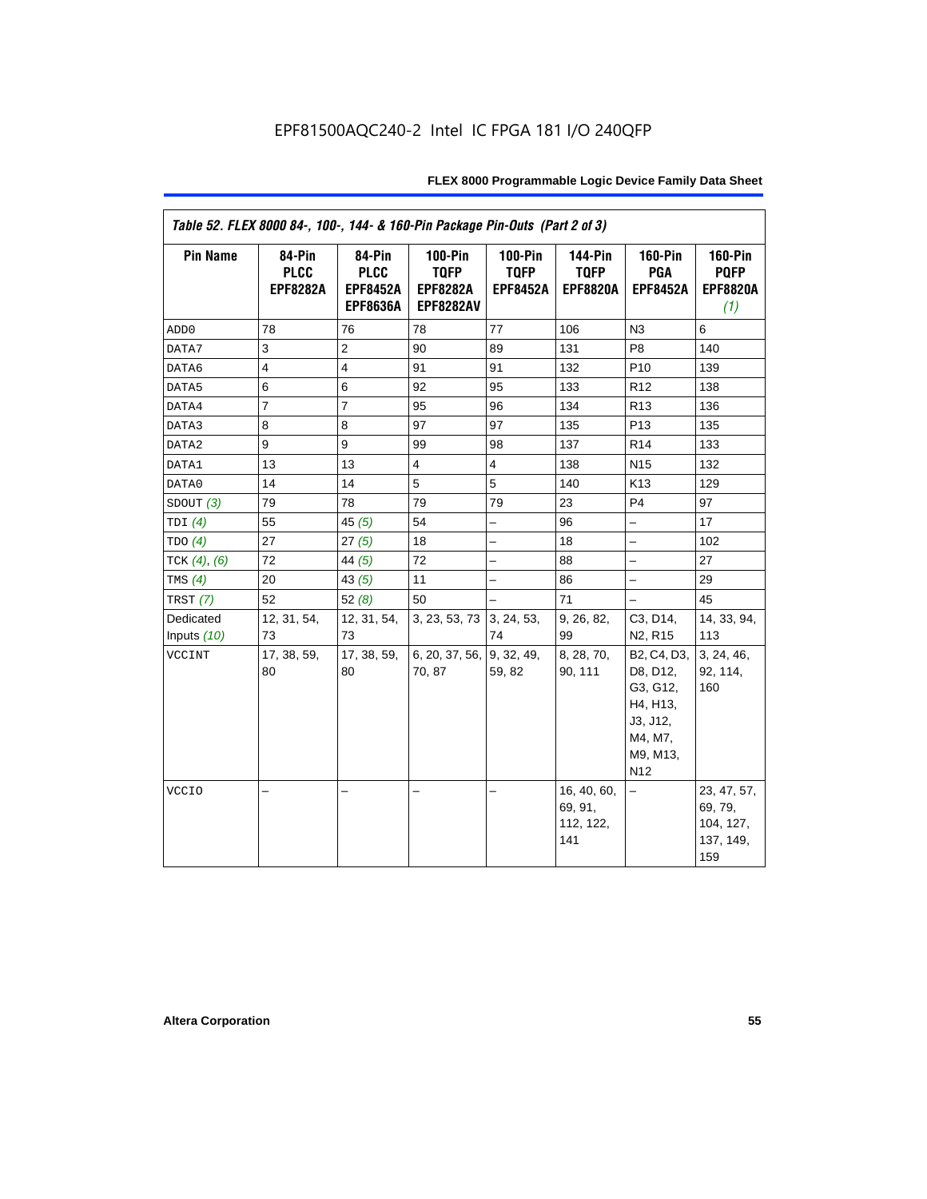EPF81500AQC240-2 Intel IC FPGA 181 I/O 240QFP

| *Table 52. FLEX 8000 84-, 100-, 144- & 160-Pin Package Pin-Outs (Part 2 of 3)* | | | | | | | |
|---|---|---|---|---|---|---|---|
| **Pin Name** | **84-Pin PLCC EPF8282A** | **84-Pin PLCC EPF8452A EPF8636A** | **100-Pin TQFP EPF8282A EPF8282AV** | **100-Pin TQFP EPF8452A** | **144-Pin TQFP EPF8820A** | **160-Pin PGA EPF8452A** | **160-Pin PQFP EPF8820A** *(1)* |
| ADD0 | 78 | 76 | 78 | 77 | 106 | N3 | 6 |
| DATA7 | 3 | 2 | 90 | 89 | 131 | P8 | 140 |
| DATA6 | 4 | 4 | 91 | 91 | 132 | P10 | 139 |
| DATA5 | 6 | 6 | 92 | 95 | 133 | R12 | 138 |
| DATA4 | 7 | 7 | 95 | 96 | 134 | R13 | 136 |
| DATA3 | 8 | 8 | 97 | 97 | 135 | P13 | 135 |
| DATA2 | 9 | 9 | 99 | 98 | 137 | R14 | 133 |
| DATA1 | 13 | 13 | 4 | 4 | 138 | N15 | 132 |
| DATA0 | 14 | 14 | 5 | 5 | 140 | K13 | 129 |
| SDOUT *(3)* | 79 | 78 | 79 | 79 | 23 | P4 | 97 |
| TDI *(4)* | 55 | 45 *(5)* | 54 | – | 96 | – | 17 |
| TDO *(4)* | 27 | 27 *(5)* | 18 | – | 18 | – | 102 |
| TCK *(4)*, *(6)* | 72 | 44 *(5)* | 72 | – | 88 | – | 27 |
| TMS *(4)* | 20 | 43 *(5)* | 11 | – | 86 | – | 29 |
| TRST *(7)* | 52 | 52 *(8)* | 50 | – | 71 | – | 45 |
| Dedicated Inputs *(10)* | 12, 31, 54, 73 | 12, 31, 54, 73 | 3, 23, 53, 73 | 3, 24, 53, 74 | 9, 26, 82, 99 | C3, D14, N2, R15 | 14, 33, 94, 113 |
| VCCINT | 17, 38, 59, 80 | 17, 38, 59, 80 | 6, 20, 37, 56, 70, 87 | 9, 32, 49, 59, 82 | 8, 28, 70, 90, 111 | B2, C4, D3, D8, D12, G3, G12, H4, H13, J3, J12, M4, M7, M9, M13, N12 | 3, 24, 46, 92, 114, 160 |
| VCCIO | – | – | – | – | 16, 40, 60, 69, 91, 112, 122, 141 | – | 23, 47, 57, 69, 79, 104, 127, 137, 149, 159 |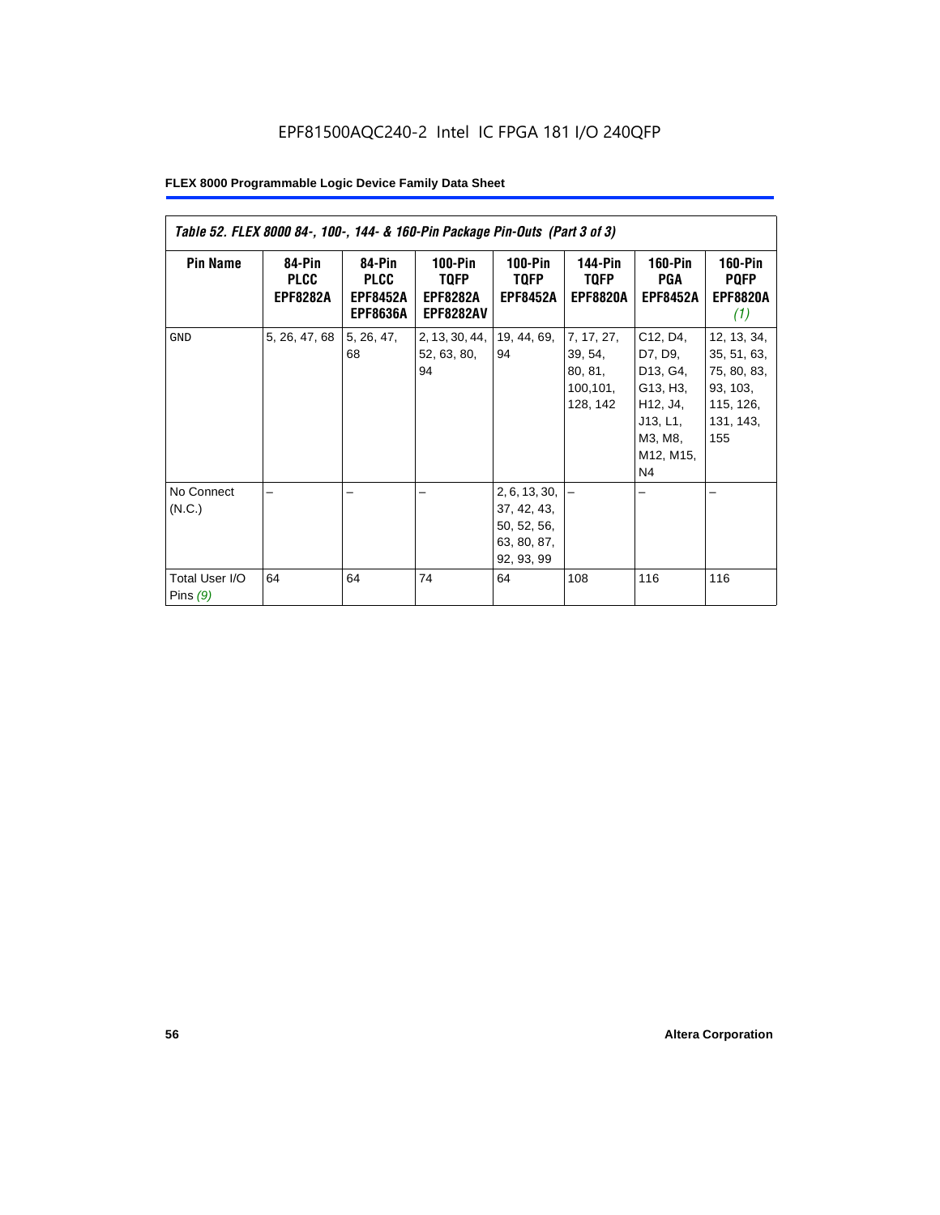EPF81500AQC240-2 Intel IC FPGA 181 I/O 240QFP

| *Table 52. FLEX 8000 84-, 100-, 144- & 160-Pin Package Pin-Outs (Part 3 of 3)* | | | | | | | |
|---|---|---|---|---|---|---|---|
| **Pin Name** | **84-Pin PLCC EPF8282A** | **84-Pin PLCC EPF8452A EPF8636A** | **100-Pin TQFP EPF8282A EPF8282AV** | **100-Pin TQFP EPF8452A** | **144-Pin TQFP EPF8820A** | **160-Pin PGA EPF8452A** | **160-Pin PQFP EPF8820A** *(1)* |
| GND | 5, 26, 47, 68 | 5, 26, 47, 68 | 2, 13, 30, 44, 52, 63, 80, 94 | 19, 44, 69, 94 | 7, 17, 27, 39, 54, 80, 81, 100,101, 128, 142 | C12, D4, D7, D9, D13, G4, G13, H3, H12, J4, J13, L1, M3, M8, M12, M15, N4 | 12, 13, 34, 35, 51, 63, 75, 80, 83, 93, 103, 115, 126, 131, 143, 155 |
| No Connect (N.C.) | – | – | – | 2, 6, 13, 30, 37, 42, 43, 50, 52, 56, 63, 80, 87, 92, 93, 99 | – | – | – |
| Total User I/O Pins *(9)* | 64 | 64 | 74 | 64 | 108 | 116 | 116 |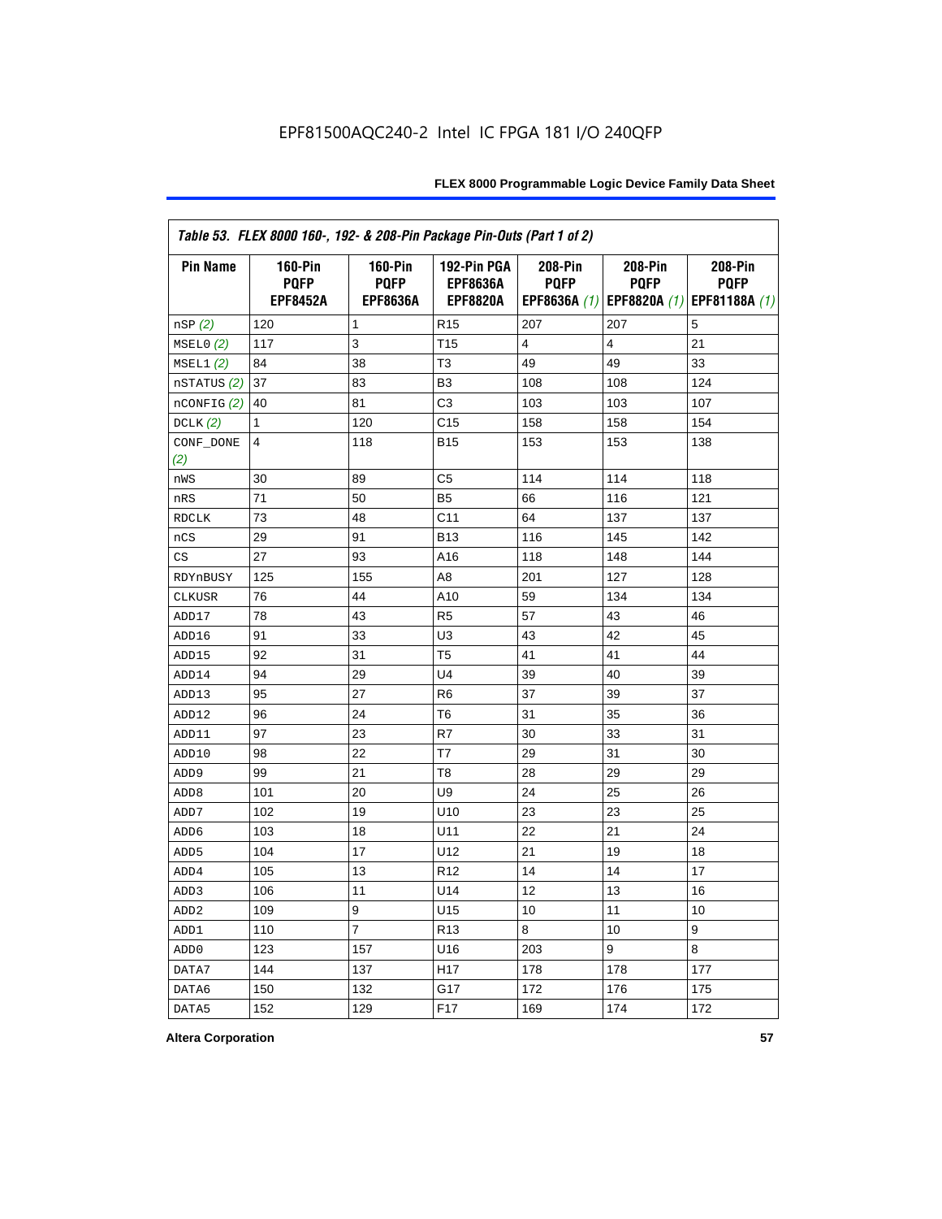EPF81500AQC240-2 Intel IC FPGA 181 I/O 240QFP

| *Table 53. FLEX 8000 160-, 192- & 208-Pin Package Pin-Outs (Part 1 of 2)* | | | | | | |
|---|---|---|---|---|---|---|
| **Pin Name** | **160-Pin PQFP EPF8452A** | **160-Pin PQFP EPF8636A** | **192-Pin PGA EPF8636A EPF8820A** | **208-Pin PQFP EPF8636A** *(1)* | **208-Pin PQFP EPF8820A** *(1)* | **208-Pin PQFP EPF81188A** *(1)* |
| nSP *(2)* | 120 | 1 | R15 | 207 | 207 | 5 |
| MSEL0 *(2)* | 117 | 3 | T15 | 4 | 4 | 21 |
| MSEL1 *(2)* | 84 | 38 | T3 | 49 | 49 | 33 |
| nSTATUS *(2)* | 37 | 83 | B3 | 108 | 108 | 124 |
| nCONFIG *(2)* | 40 | 81 | C3 | 103 | 103 | 107 |
| DCLK *(2)* | 1 | 120 | C15 | 158 | 158 | 154 |
| CONF_DONE *(2)* | 4 | 118 | B15 | 153 | 153 | 138 |
| nWS | 30 | 89 | C5 | 114 | 114 | 118 |
| nRS | 71 | 50 | B5 | 66 | 116 | 121 |
| RDCLK | 73 | 48 | C11 | 64 | 137 | 137 |
| nCS | 29 | 91 | B13 | 116 | 145 | 142 |
| CS | 27 | 93 | A16 | 118 | 148 | 144 |
| RDYnBUSY | 125 | 155 | A8 | 201 | 127 | 128 |
| CLKUSR | 76 | 44 | A10 | 59 | 134 | 134 |
| ADD17 | 78 | 43 | R5 | 57 | 43 | 46 |
| ADD16 | 91 | 33 | U3 | 43 | 42 | 45 |
| ADD15 | 92 | 31 | T5 | 41 | 41 | 44 |
| ADD14 | 94 | 29 | U4 | 39 | 40 | 39 |
| ADD13 | 95 | 27 | R6 | 37 | 39 | 37 |
| ADD12 | 96 | 24 | T6 | 31 | 35 | 36 |
| ADD11 | 97 | 23 | R7 | 30 | 33 | 31 |
| ADD10 | 98 | 22 | T7 | 29 | 31 | 30 |
| ADD9 | 99 | 21 | T8 | 28 | 29 | 29 |
| ADD8 | 101 | 20 | U9 | 24 | 25 | 26 |
| ADD7 | 102 | 19 | U10 | 23 | 23 | 25 |
| ADD6 | 103 | 18 | U11 | 22 | 21 | 24 |
| ADD5 | 104 | 17 | U12 | 21 | 19 | 18 |
| ADD4 | 105 | 13 | R12 | 14 | 14 | 17 |
| ADD3 | 106 | 11 | U14 | 12 | 13 | 16 |
| ADD2 | 109 | 9 | U15 | 10 | 11 | 10 |
| ADD1 | 110 | 7 | R13 | 8 | 10 | 9 |
| ADD0 | 123 | 157 | U16 | 203 | 9 | 8 |
| DATA7 | 144 | 137 | H17 | 178 | 178 | 177 |
| DATA6 | 150 | 132 | G17 | 172 | 176 | 175 |
| DATA5 | 152 | 129 | F17 | 169 | 174 | 172 |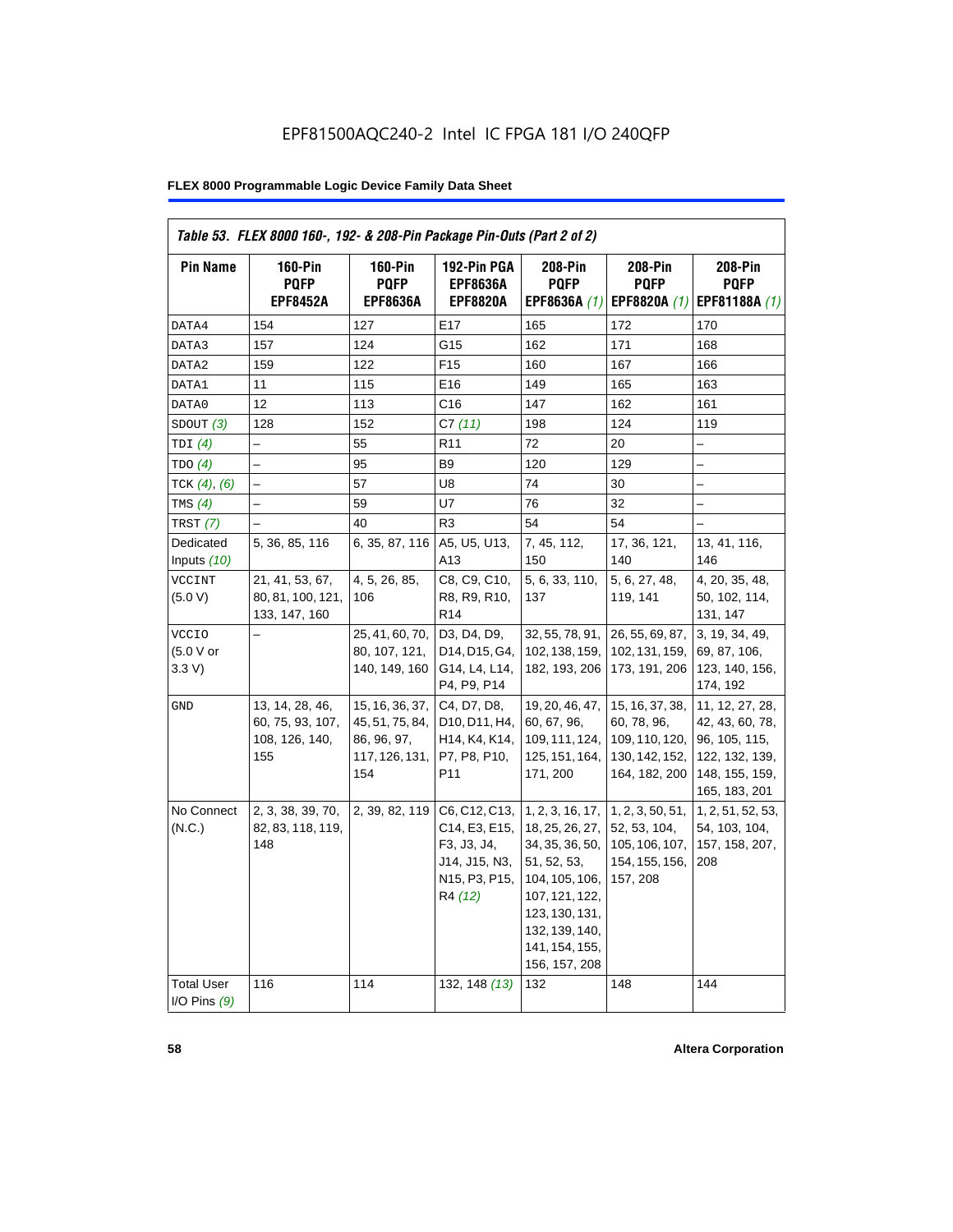EPF81500AQC240-2 Intel IC FPGA 181 I/O 240QFP

Table 53. FLEX 8000 160-, 192- & 208-Pin Package Pin-Outs (Part 2 of 2)

| Pin Name | 160-Pin PQFP EPF8452A | 160-Pin PQFP EPF8636A | 192-Pin PGA EPF8636A EPF8820A | 208-Pin PQFP EPF8636A (1) | 208-Pin PQFP EPF8820A (1) | 208-Pin PQFP EPF81188A (1) |
|---|---|---|---|---|---|---|
| DATA4 | 154 | 127 | E17 | 165 | 172 | 170 |
| DATA3 | 157 | 124 | G15 | 162 | 171 | 168 |
| DATA2 | 159 | 122 | F15 | 160 | 167 | 166 |
| DATA1 | 11 | 115 | E16 | 149 | 165 | 163 |
| DATA0 | 12 | 113 | C16 | 147 | 162 | 161 |
| SDOUT (3) | 128 | 152 | C7 (11) | 198 | 124 | 119 |
| TDI (4) | – | 55 | R11 | 72 | 20 | – |
| TDO (4) | – | 95 | B9 | 120 | 129 | – |
| TCK (4), (6) | – | 57 | U8 | 74 | 30 | – |
| TMS (4) | – | 59 | U7 | 76 | 32 | – |
| TRST (7) | – | 40 | R3 | 54 | 54 | – |
| Dedicated Inputs (10) | 5, 36, 85, 116 | 6, 35, 87, 116 | A5, U5, U13, A13 | 7, 45, 112, 150 | 17, 36, 121, 140 | 13, 41, 116, 146 |
| VCCINT (5.0 V) | 21, 41, 53, 67, 80, 81, 100, 121, 133, 147, 160 | 4, 5, 26, 85, 106 | C8, C9, C10, R8, R9, R10, R14 | 5, 6, 33, 110, 137 | 5, 6, 27, 48, 119, 141 | 4, 20, 35, 48, 50, 102, 114, 131, 147 |
| VCCIO (5.0 V or 3.3 V) | – | 25, 41, 60, 70, 80, 107, 121, 140, 149, 160 | D3, D4, D9, D14, D15, G4, G14, L4, L14, P4, P9, P14 | 32, 55, 78, 91, 102, 138, 159, 182, 193, 206 | 26, 55, 69, 87, 102, 131, 159, 173, 191, 206 | 3, 19, 34, 49, 69, 87, 106, 123, 140, 156, 174, 192 |
| GND | 13, 14, 28, 46, 60, 75, 93, 107, 108, 126, 140, 155 | 15, 16, 36, 37, 45, 51, 75, 84, 86, 96, 97, 117, 126, 131, 154 | C4, D7, D8, D10, D11, H4, H14, K4, K14, P7, P8, P10, P11 | 19, 20, 46, 47, 60, 67, 96, 109, 111, 124, 125, 151, 164, 171, 200 | 15, 16, 37, 38, 60, 78, 96, 109, 110, 120, 130, 142, 152, 164, 182, 200 | 11, 12, 27, 28, 42, 43, 60, 78, 96, 105, 115, 122, 132, 139, 148, 155, 159, 165, 183, 201 |
| No Connect (N.C.) | 2, 3, 38, 39, 70, 82, 83, 118, 119, 148 | 2, 39, 82, 119 | C6, C12, C13, C14, E3, E15, F3, J3, J4, J14, J15, N3, N15, P3, P15, R4 (12) | 1, 2, 3, 16, 17, 18, 25, 26, 27, 34, 35, 36, 50, 51, 52, 53, 104, 105, 106, 107, 121, 122, 123, 130, 131, 132, 139, 140, 141, 154, 155, 156, 157, 208 | 1, 2, 3, 50, 51, 52, 53, 104, 105, 106, 107, 154, 155, 156, 157, 208 | 1, 2, 51, 52, 53, 54, 103, 104, 157, 158, 207, 208 |
| Total User I/O Pins (9) | 116 | 114 | 132, 148 (13) | 132 | 148 | 144 |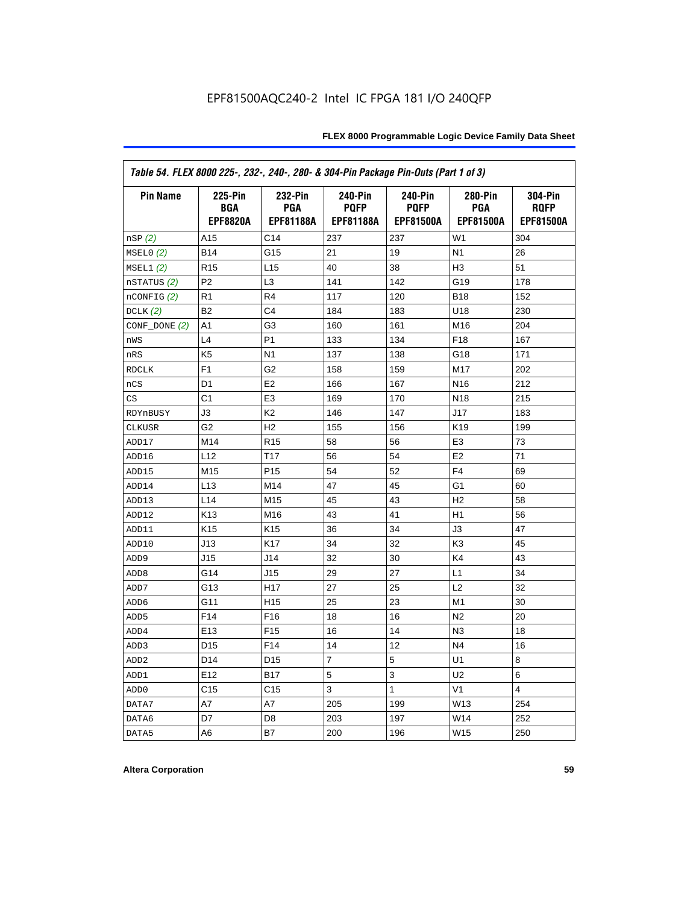EPF81500AQC240-2 Intel IC FPGA 181 I/O 240QFP

| Table 54. FLEX 8000 225-, 232-, 240-, 280- & 304-Pin Package Pin-Outs (Part 1 of 3) | | | | | | |
|---|---|---|---|---|---|---|
| **Pin Name** | **225-Pin BGA EPF8820A** | **232-Pin PGA EPF81188A** | **240-Pin PQFP EPF81188A** | **240-Pin PQFP EPF81500A** | **280-Pin PGA EPF81500A** | **304-Pin RQFP EPF81500A** |
| nSP *(2)* | A15 | C14 | 237 | 237 | W1 | 304 |
| MSEL0 *(2)* | B14 | G15 | 21 | 19 | N1 | 26 |
| MSEL1 *(2)* | R15 | L15 | 40 | 38 | H3 | 51 |
| nSTATUS *(2)* | P2 | L3 | 141 | 142 | G19 | 178 |
| nCONFIG *(2)* | R1 | R4 | 117 | 120 | B18 | 152 |
| DCLK *(2)* | B2 | C4 | 184 | 183 | U18 | 230 |
| CONF_DONE *(2)* | A1 | G3 | 160 | 161 | M16 | 204 |
| nWS | L4 | P1 | 133 | 134 | F18 | 167 |
| nRS | K5 | N1 | 137 | 138 | G18 | 171 |
| RDCLK | F1 | G2 | 158 | 159 | M17 | 202 |
| nCS | D1 | E2 | 166 | 167 | N16 | 212 |
| CS | C1 | E3 | 169 | 170 | N18 | 215 |
| RDYnBUSY | J3 | K2 | 146 | 147 | J17 | 183 |
| CLKUSR | G2 | H2 | 155 | 156 | K19 | 199 |
| ADD17 | M14 | R15 | 58 | 56 | E3 | 73 |
| ADD16 | L12 | T17 | 56 | 54 | E2 | 71 |
| ADD15 | M15 | P15 | 54 | 52 | F4 | 69 |
| ADD14 | L13 | M14 | 47 | 45 | G1 | 60 |
| ADD13 | L14 | M15 | 45 | 43 | H2 | 58 |
| ADD12 | K13 | M16 | 43 | 41 | H1 | 56 |
| ADD11 | K15 | K15 | 36 | 34 | J3 | 47 |
| ADD10 | J13 | K17 | 34 | 32 | K3 | 45 |
| ADD9 | J15 | J14 | 32 | 30 | K4 | 43 |
| ADD8 | G14 | J15 | 29 | 27 | L1 | 34 |
| ADD7 | G13 | H17 | 27 | 25 | L2 | 32 |
| ADD6 | G11 | H15 | 25 | 23 | M1 | 30 |
| ADD5 | F14 | F16 | 18 | 16 | N2 | 20 |
| ADD4 | E13 | F15 | 16 | 14 | N3 | 18 |
| ADD3 | D15 | F14 | 14 | 12 | N4 | 16 |
| ADD2 | D14 | D15 | 7 | 5 | U1 | 8 |
| ADD1 | E12 | B17 | 5 | 3 | U2 | 6 |
| ADD0 | C15 | C15 | 3 | 1 | V1 | 4 |
| DATA7 | A7 | A7 | 205 | 199 | W13 | 254 |
| DATA6 | D7 | D8 | 203 | 197 | W14 | 252 |
| DATA5 | A6 | B7 | 200 | 196 | W15 | 250 |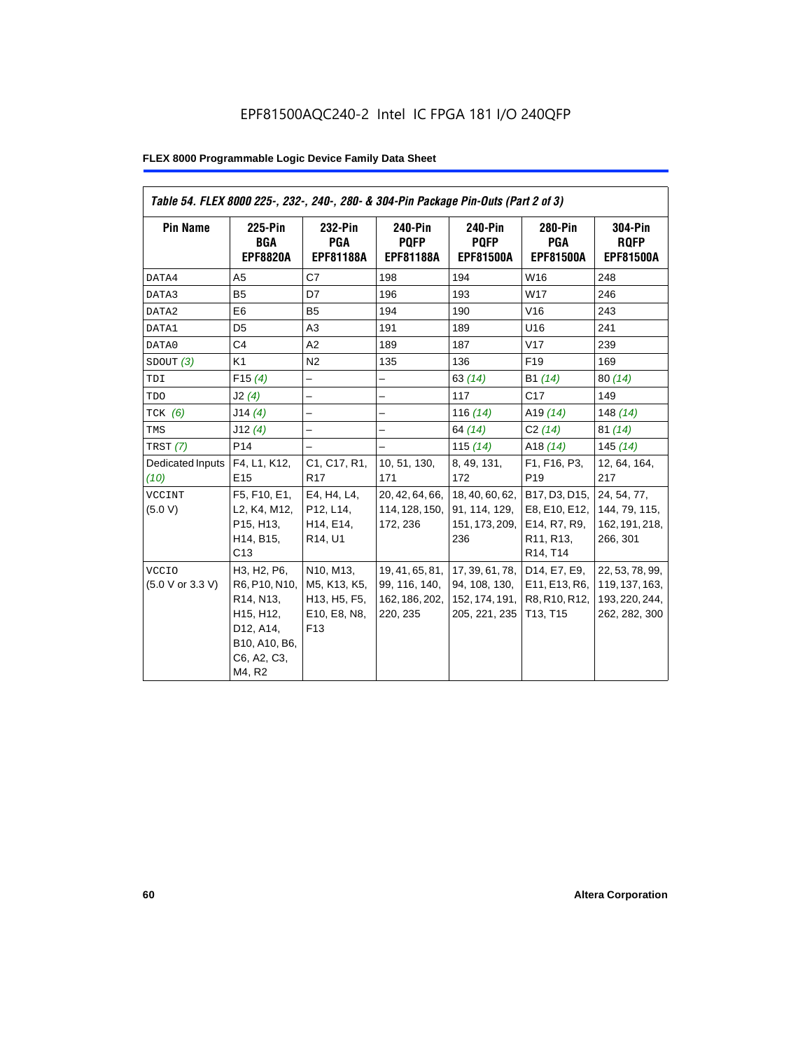EPF81500AQC240-2 Intel IC FPGA 181 I/O 240QFP

**FLEX 8000 Programmable Logic Device Family Data Sheet**

*Table 54. FLEX 8000 225-, 232-, 240-, 280- & 304-Pin Package Pin-Outs (Part 2 of 3)*

| Pin Name | 225-Pin BGA EPF8820A | 232-Pin PGA EPF81188A | 240-Pin PQFP EPF81188A | 240-Pin PQFP EPF81500A | 280-Pin PGA EPF81500A | 304-Pin RQFP EPF81500A |
|---|---|---|---|---|---|---|
| DATA4 | A5 | C7 | 198 | 194 | W16 | 248 |
| DATA3 | B5 | D7 | 196 | 193 | W17 | 246 |
| DATA2 | E6 | B5 | 194 | 190 | V16 | 243 |
| DATA1 | D5 | A3 | 191 | 189 | U16 | 241 |
| DATA0 | C4 | A2 | 189 | 187 | V17 | 239 |
| SDOUT *(3)* | K1 | N2 | 135 | 136 | F19 | 169 |
| TDI | F15 *(4)* | – | – | 63 *(14)* | B1 *(14)* | 80 *(14)* |
| TDO | J2 *(4)* | – | – | 117 | C17 | 149 |
| TCK *(6)* | J14 *(4)* | – | – | 116 *(14)* | A19 *(14)* | 148 *(14)* |
| TMS | J12 *(4)* | – | – | 64 *(14)* | C2 *(14)* | 81 *(14)* |
| TRST *(7)* | P14 | – | – | 115 *(14)* | A18 *(14)* | 145 *(14)* |
| Dedicated Inputs *(10)* | F4, L1, K12, E15 | C1, C17, R1, R17 | 10, 51, 130, 171 | 8, 49, 131, 172 | F1, F16, P3, P19 | 12, 64, 164, 217 |
| VCCINT (5.0 V) | F5, F10, E1, L2, K4, M12, P15, H13, H14, B15, C13 | E4, H4, L4, P12, L14, H14, E14, R14, U1 | 20, 42, 64, 66, 114, 128, 150, 172, 236 | 18, 40, 60, 62, 91, 114, 129, 151, 173, 209, 236 | B17, D3, D15, E8, E10, E12, E14, R7, R9, R11, R13, R14, T14 | 24, 54, 77, 144, 79, 115, 162, 191, 218, 266, 301 |
| VCCIO (5.0 V or 3.3 V) | H3, H2, P6, R6, P10, N10, R14, N13, H15, H12, D12, A14, B10, A10, B6, C6, A2, C3, M4, R2 | N10, M13, M5, K13, K5, H13, H5, F5, E10, E8, N8, F13 | 19, 41, 65, 81, 99, 116, 140, 162, 186, 202, 220, 235 | 17, 39, 61, 78, 94, 108, 130, 152, 174, 191, 205, 221, 235 | D14, E7, E9, E11, E13, R6, R8, R10, R12, T13, T15 | 22, 53, 78, 99, 119, 137, 163, 193, 220, 244, 262, 282, 300 |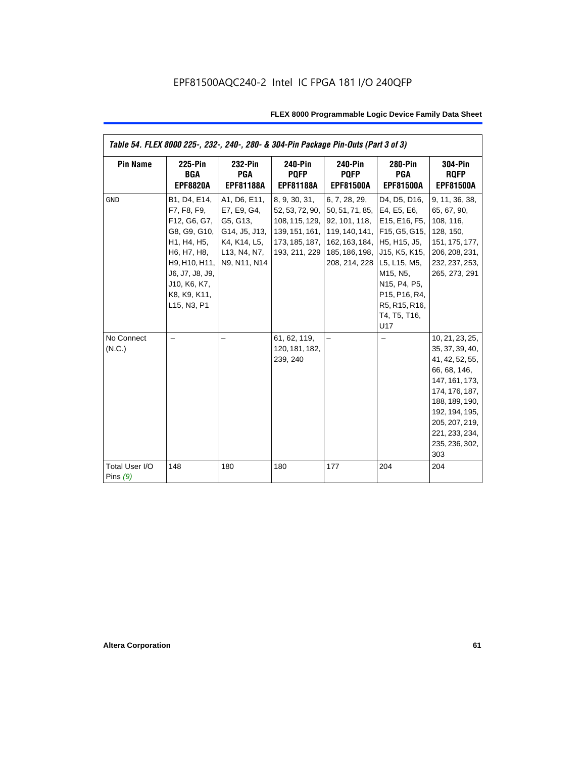EPF81500AQC240-2 Intel IC FPGA 181 I/O 240QFP

| Table 54. FLEX 8000 225-, 232-, 240-, 280- & 304-Pin Package Pin-Outs (Part 3 of 3) | | | | | | |
|---|---|---|---|---|---|---|
| **Pin Name** | **225-Pin BGA EPF8820A** | **232-Pin PGA EPF81188A** | **240-Pin PQFP EPF81188A** | **240-Pin PQFP EPF81500A** | **280-Pin PGA EPF81500A** | **304-Pin RQFP EPF81500A** |
| GND | B1, D4, E14, F7, F8, F9, F12, G6, G7, G8, G9, G10, H1, H4, H5, H6, H7, H8, H9, H10, H11, J6, J7, J8, J9, J10, K6, K7, K8, K9, K11, L15, N3, P1 | A1, D6, E11, E7, E9, G4, G5, G13, G14, J5, J13, K4, K14, L5, L13, N4, N7, N9, N11, N14 | 8, 9, 30, 31, 52, 53, 72, 90, 108, 115, 129, 139, 151, 161, 173, 185, 187, 193, 211, 229 | 6, 7, 28, 29, 50, 51, 71, 85, 92, 101, 118, 119, 140, 141, 162, 163, 184, 185, 186, 198, 208, 214, 228 | D4, D5, D16, E4, E5, E6, E15, E16, F5, F15, G5, G15, H5, H15, J5, J15, K5, K15, L5, L15, M5, M15, N5, N15, P4, P5, P15, P16, R4, R5, R15, R16, T4, T5, T16, U17 | 9, 11, 36, 38, 65, 67, 90, 108, 116, 128, 150, 151, 175, 177, 206, 208, 231, 232, 237, 253, 265, 273, 291 |
| No Connect (N.C.) | – | – | 61, 62, 119, 120, 181, 182, 239, 240 | – | – | 10, 21, 23, 25, 35, 37, 39, 40, 41, 42, 52, 55, 66, 68, 146, 147, 161, 173, 174, 176, 187, 188, 189, 190, 192, 194, 195, 205, 207, 219, 221, 233, 234, 235, 236, 302, 303 |
| Total User I/O Pins *(9)* | 148 | 180 | 180 | 177 | 204 | 204 |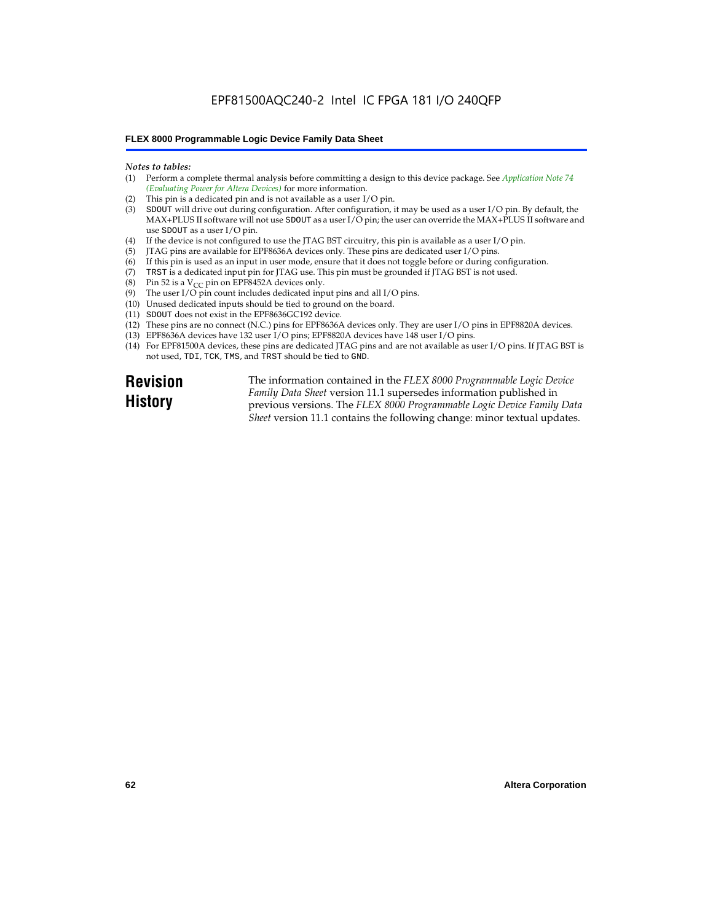*Notes to tables:*

(1) Perform a complete thermal analysis before committing a design to this device package. See *Application Note 74 (Evaluating Power for Altera Devices)* for more information.
(2) This pin is a dedicated pin and is not available as a user I/O pin.
(3) SDOUT will drive out during configuration. After configuration, it may be used as a user I/O pin. By default, the MAX+PLUS II software will not use SDOUT as a user I/O pin; the user can override the MAX+PLUS II software and use SDOUT as a user I/O pin.
(4) If the device is not configured to use the JTAG BST circuitry, this pin is available as a user I/O pin.
(5) JTAG pins are available for EPF8636A devices only. These pins are dedicated user I/O pins.
(6) If this pin is used as an input in user mode, ensure that it does not toggle before or during configuration.
(7) TRST is a dedicated input pin for JTAG use. This pin must be grounded if JTAG BST is not used.
(8) Pin 52 is a $V_{CC}$ pin on EPF8452A devices only.
(9) The user I/O pin count includes dedicated input pins and all I/O pins.
(10) Unused dedicated inputs should be tied to ground on the board.
(11) SDOUT does not exist in the EPF8636GC192 device.
(12) These pins are no connect (N.C.) pins for EPF8636A devices only. They are user I/O pins in EPF8820A devices.
(13) EPF8636A devices have 132 user I/O pins; EPF8820A devices have 148 user I/O pins.
(14) For EPF81500A devices, these pins are dedicated JTAG pins and are not available as user I/O pins. If JTAG BST is not used, TDI, TCK, TMS, and TRST should be tied to GND.

## Revision History

The information contained in the *FLEX 8000 Programmable Logic Device Family Data Sheet* version 11.1 supersedes information published in previous versions. The *FLEX 8000 Programmable Logic Device Family Data Sheet* version 11.1 contains the following change: minor textual updates.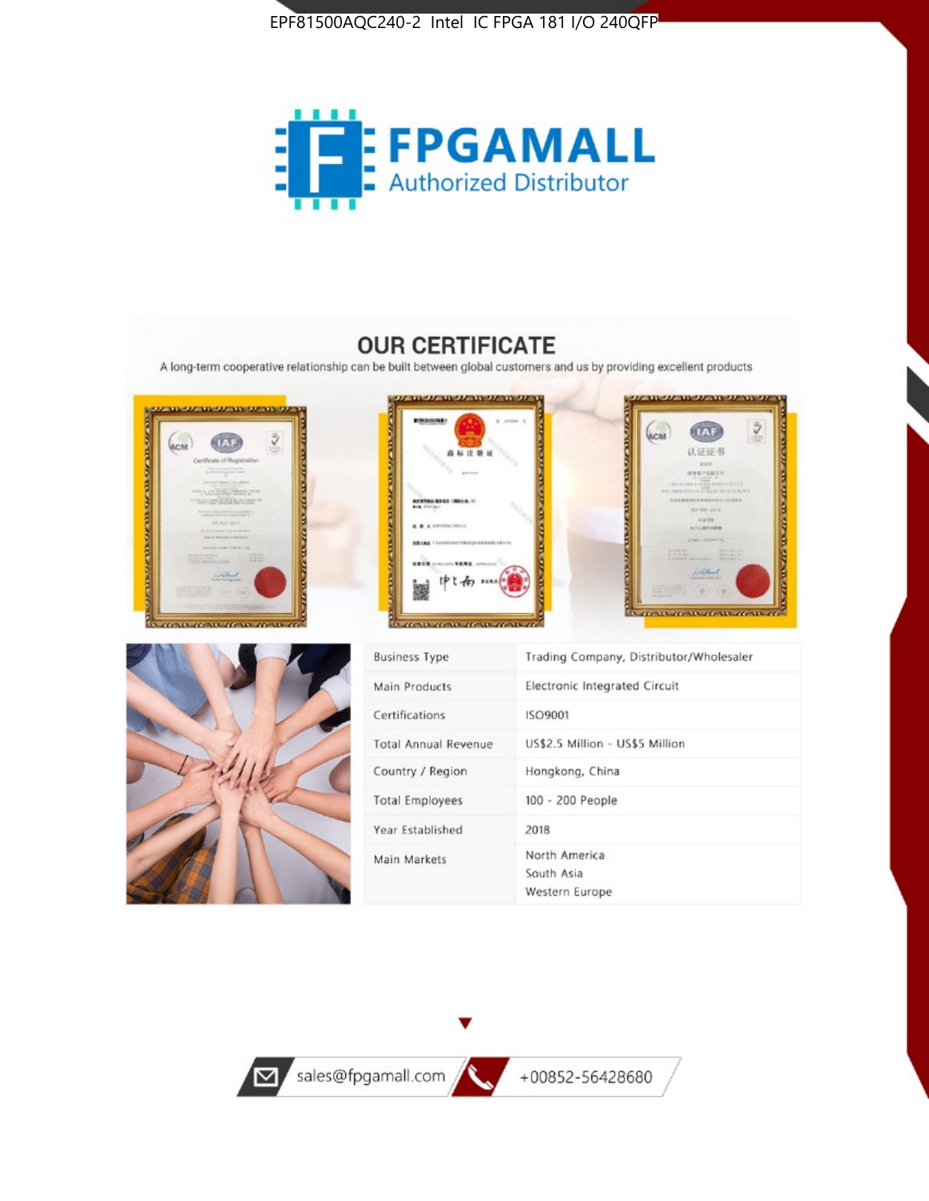FPGAMALL
Authorized Distributor

# OUR CERTIFICATE

A long-term cooperative relationship can be built between global customers and us by providing excellent products

| | |
|---|---|
| Business Type | Trading Company, Distributor/Wholesaler |
| Main Products | Electronic Integrated Circuit |
| Certifications | ISO9001 |
| Total Annual Revenue | US$2.5 Million - US$5 Million |
| Country / Region | Hongkong, China |
| Total Employees | 100 - 200 People |
| Year Established | 2018 |
| Main Markets | North America<br>South Asia<br>Western Europe |

sales@fpgamall.com

+00852-56428680